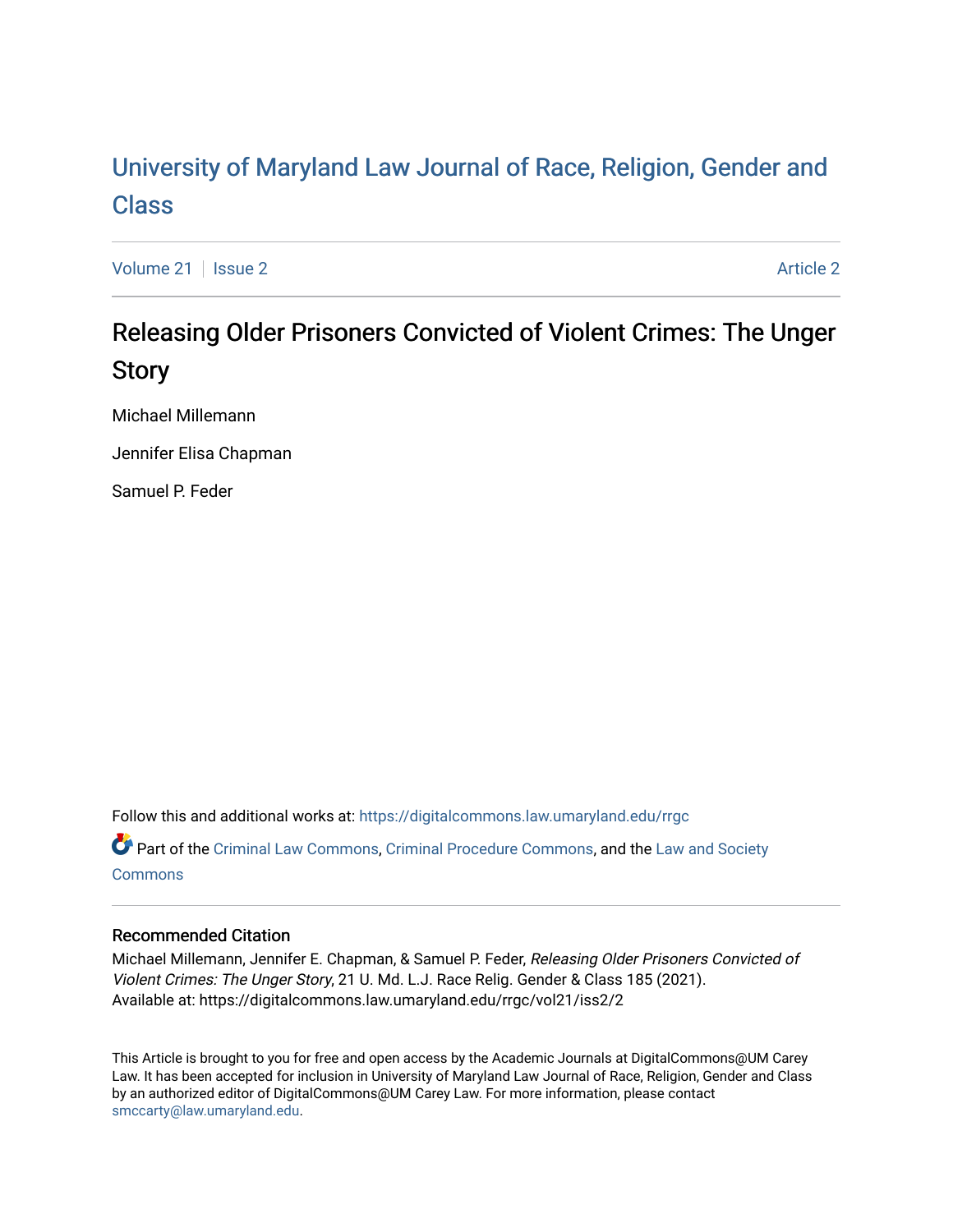# University of Maryland Law Journal of Race, Religion, Gender and Class

Volume 21 | Issue 2 | Article 2

## Releasing Older Prisoners Convicted of Violent Crimes: The Unger Story

Michael Millemann

Jennifer Elisa Chapman

Samuel P. Feder

Follow this and additional works at: https://digitalcommons.law.umaryland.edu/rrgc

Part of the Criminal Law Commons, Criminal Procedure Commons, and the Law and Society Commons

### Recommended Citation

Michael Millemann, Jennifer E. Chapman, & Samuel P. Feder, *Releasing Older Prisoners Convicted of Violent Crimes: The Unger Story*, 21 U. Md. L.J. Race Relig. Gender & Class 185 (2021).
Available at: https://digitalcommons.law.umaryland.edu/rrgc/vol21/iss2/2

This Article is brought to you for free and open access by the Academic Journals at DigitalCommons@UM Carey Law. It has been accepted for inclusion in University of Maryland Law Journal of Race, Religion, Gender and Class by an authorized editor of DigitalCommons@UM Carey Law. For more information, please contact smccarty@law.umaryland.edu.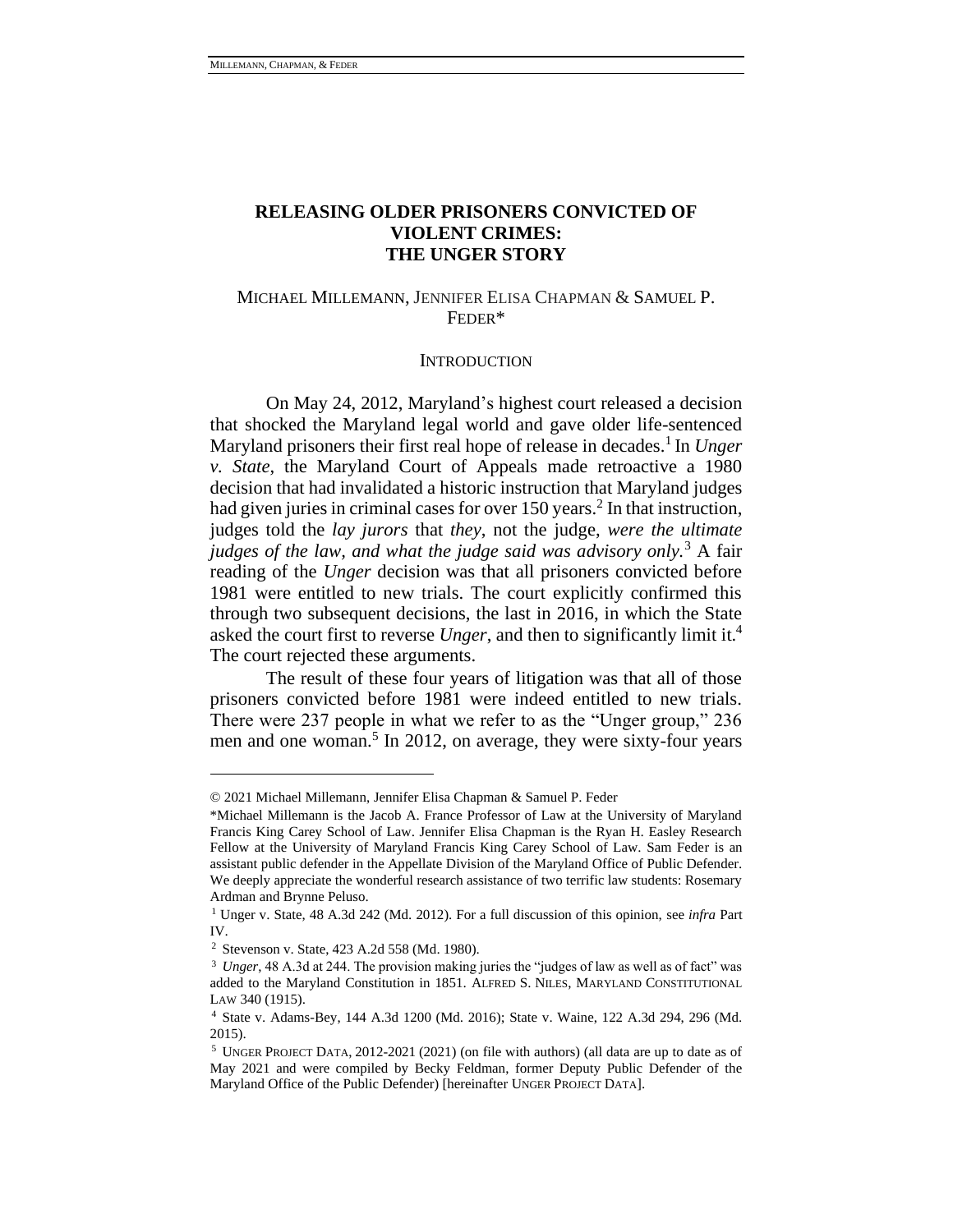# RELEASING OLDER PRISONERS CONVICTED OF VIOLENT CRIMES: THE UNGER STORY

MICHAEL MILLEMANN, JENNIFER ELISA CHAPMAN & SAMUEL P. FEDER*

## INTRODUCTION

On May 24, 2012, Maryland's highest court released a decision that shocked the Maryland legal world and gave older life-sentenced Maryland prisoners their first real hope of release in decades.[1] In *Unger v. State*, the Maryland Court of Appeals made retroactive a 1980 decision that had invalidated a historic instruction that Maryland judges had given juries in criminal cases for over 150 years.[2] In that instruction, judges told the *lay jurors* that *they*, not the judge, *were the ultimate judges of the law, and what the judge said was advisory only.*[3] A fair reading of the *Unger* decision was that all prisoners convicted before 1981 were entitled to new trials. The court explicitly confirmed this through two subsequent decisions, the last in 2016, in which the State asked the court first to reverse *Unger*, and then to significantly limit it.[4] The court rejected these arguments.

The result of these four years of litigation was that all of those prisoners convicted before 1981 were indeed entitled to new trials. There were 237 people in what we refer to as the "Unger group," 236 men and one woman.[5] In 2012, on average, they were sixty-four years

---

© 2021 Michael Millemann, Jennifer Elisa Chapman & Samuel P. Feder

*Michael Millemann is the Jacob A. France Professor of Law at the University of Maryland Francis King Carey School of Law. Jennifer Elisa Chapman is the Ryan H. Easley Research Fellow at the University of Maryland Francis King Carey School of Law. Sam Feder is an assistant public defender in the Appellate Division of the Maryland Office of Public Defender. We deeply appreciate the wonderful research assistance of two terrific law students: Rosemary Ardman and Brynne Peluso.

[1] Unger v. State, 48 A.3d 242 (Md. 2012). For a full discussion of this opinion, see *infra* Part IV.

[2] Stevenson v. State, 423 A.2d 558 (Md. 1980).

[3] *Unger*, 48 A.3d at 244. The provision making juries the "judges of law as well as of fact" was added to the Maryland Constitution in 1851. ALFRED S. NILES, MARYLAND CONSTITUTIONAL LAW 340 (1915).

[4] State v. Adams-Bey, 144 A.3d 1200 (Md. 2016); State v. Waine, 122 A.3d 294, 296 (Md. 2015).

[5] UNGER PROJECT DATA, 2012-2021 (2021) (on file with authors) (all data are up to date as of May 2021 and were compiled by Becky Feldman, former Deputy Public Defender of the Maryland Office of the Public Defender) [hereinafter UNGER PROJECT DATA].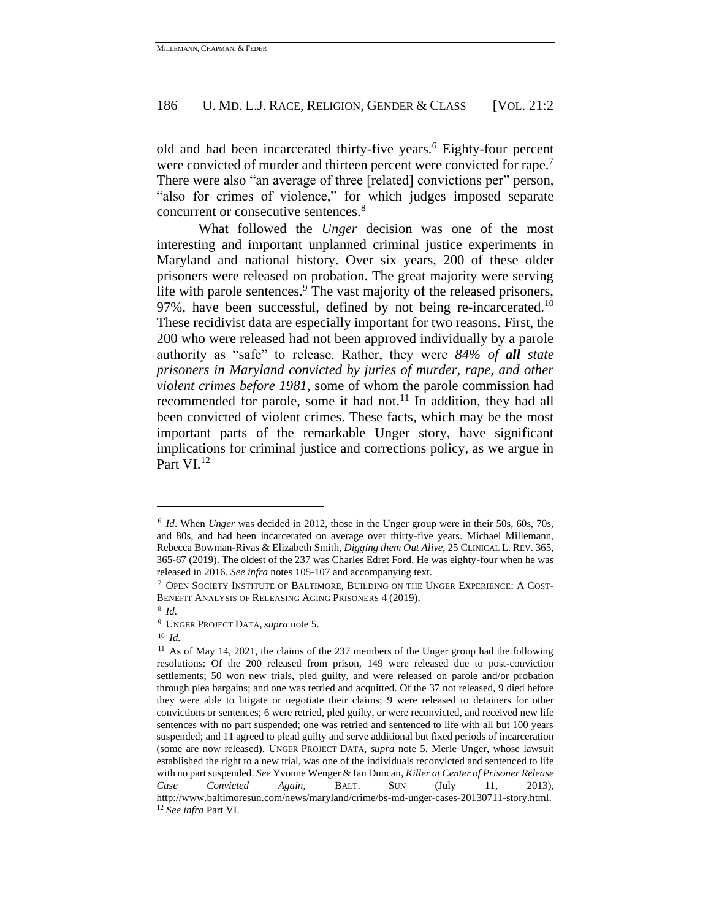old and had been incarcerated thirty-five years.[6] Eighty-four percent were convicted of murder and thirteen percent were convicted for rape.[7] There were also "an average of three [related] convictions per" person, "also for crimes of violence," for which judges imposed separate concurrent or consecutive sentences.[8]

What followed the *Unger* decision was one of the most interesting and important unplanned criminal justice experiments in Maryland and national history. Over six years, 200 of these older prisoners were released on probation. The great majority were serving life with parole sentences.[9] The vast majority of the released prisoners, 97%, have been successful, defined by not being re-incarcerated.[10] These recidivist data are especially important for two reasons. First, the 200 who were released had not been approved individually by a parole authority as "safe" to release. Rather, they were *84% of **all** state prisoners in Maryland convicted by juries of murder, rape, and other violent crimes before 1981*, some of whom the parole commission had recommended for parole, some it had not.[11] In addition, they had all been convicted of violent crimes. These facts, which may be the most important parts of the remarkable Unger story, have significant implications for criminal justice and corrections policy, as we argue in Part VI.[12]

---

[6] *Id*. When *Unger* was decided in 2012, those in the Unger group were in their 50s, 60s, 70s, and 80s, and had been incarcerated on average over thirty-five years. Michael Millemann, Rebecca Bowman-Rivas & Elizabeth Smith, *Digging them Out Alive*, 25 CLINICAL L. REV. 365, 365-67 (2019). The oldest of the 237 was Charles Edret Ford. He was eighty-four when he was released in 2016. *See infra* notes 105-107 and accompanying text.

[7] OPEN SOCIETY INSTITUTE OF BALTIMORE, BUILDING ON THE UNGER EXPERIENCE: A COST-BENEFIT ANALYSIS OF RELEASING AGING PRISONERS 4 (2019).

[8] *Id.*

[9] UNGER PROJECT DATA, *supra* note 5.

[10] *Id.*

[11] As of May 14, 2021, the claims of the 237 members of the Unger group had the following resolutions: Of the 200 released from prison, 149 were released due to post-conviction settlements; 50 won new trials, pled guilty, and were released on parole and/or probation through plea bargains; and one was retried and acquitted. Of the 37 not released, 9 died before they were able to litigate or negotiate their claims; 9 were released to detainers for other convictions or sentences; 6 were retried, pled guilty, or were reconvicted, and received new life sentences with no part suspended; one was retried and sentenced to life with all but 100 years suspended; and 11 agreed to plead guilty and serve additional but fixed periods of incarceration (some are now released). UNGER PROJECT DATA, *supra* note 5. Merle Unger, whose lawsuit established the right to a new trial, was one of the individuals reconvicted and sentenced to life with no part suspended. *See* Yvonne Wenger & Ian Duncan, *Killer at Center of Prisoner Release Case Convicted Again*, BALT. SUN (July 11, 2013), http://www.baltimoresun.com/news/maryland/crime/bs-md-unger-cases-20130711-story.html.

[12] *See infra* Part VI.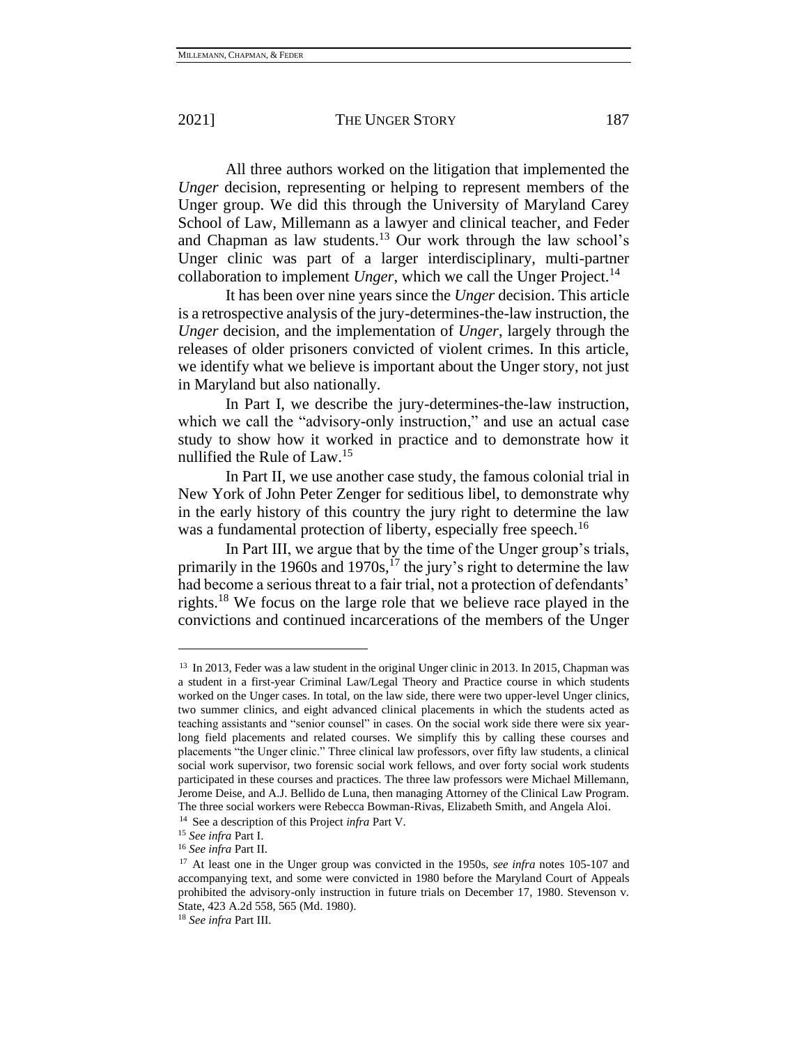All three authors worked on the litigation that implemented the *Unger* decision, representing or helping to represent members of the Unger group. We did this through the University of Maryland Carey School of Law, Millemann as a lawyer and clinical teacher, and Feder and Chapman as law students.[13] Our work through the law school's Unger clinic was part of a larger interdisciplinary, multi-partner collaboration to implement *Unger*, which we call the Unger Project.[14]

It has been over nine years since the *Unger* decision. This article is a retrospective analysis of the jury-determines-the-law instruction, the *Unger* decision, and the implementation of *Unger*, largely through the releases of older prisoners convicted of violent crimes. In this article, we identify what we believe is important about the Unger story, not just in Maryland but also nationally.

In Part I, we describe the jury-determines-the-law instruction, which we call the "advisory-only instruction," and use an actual case study to show how it worked in practice and to demonstrate how it nullified the Rule of Law.[15]

In Part II, we use another case study, the famous colonial trial in New York of John Peter Zenger for seditious libel, to demonstrate why in the early history of this country the jury right to determine the law was a fundamental protection of liberty, especially free speech.[16]

In Part III, we argue that by the time of the Unger group's trials, primarily in the 1960s and 1970s,[17] the jury's right to determine the law had become a serious threat to a fair trial, not a protection of defendants' rights.[18] We focus on the large role that we believe race played in the convictions and continued incarcerations of the members of the Unger

---

[13] In 2013, Feder was a law student in the original Unger clinic in 2013. In 2015, Chapman was a student in a first-year Criminal Law/Legal Theory and Practice course in which students worked on the Unger cases. In total, on the law side, there were two upper-level Unger clinics, two summer clinics, and eight advanced clinical placements in which the students acted as teaching assistants and "senior counsel" in cases. On the social work side there were six year-long field placements and related courses. We simplify this by calling these courses and placements "the Unger clinic." Three clinical law professors, over fifty law students, a clinical social work supervisor, two forensic social work fellows, and over forty social work students participated in these courses and practices. The three law professors were Michael Millemann, Jerome Deise, and A.J. Bellido de Luna, then managing Attorney of the Clinical Law Program. The three social workers were Rebecca Bowman-Rivas, Elizabeth Smith, and Angela Aloi.

[14] See a description of this Project *infra* Part V.

[15] *See infra* Part I.

[16] *See infra* Part II.

[17] At least one in the Unger group was convicted in the 1950s, *see infra* notes 105-107 and accompanying text, and some were convicted in 1980 before the Maryland Court of Appeals prohibited the advisory-only instruction in future trials on December 17, 1980. Stevenson v. State, 423 A.2d 558, 565 (Md. 1980).

[18] *See infra* Part III.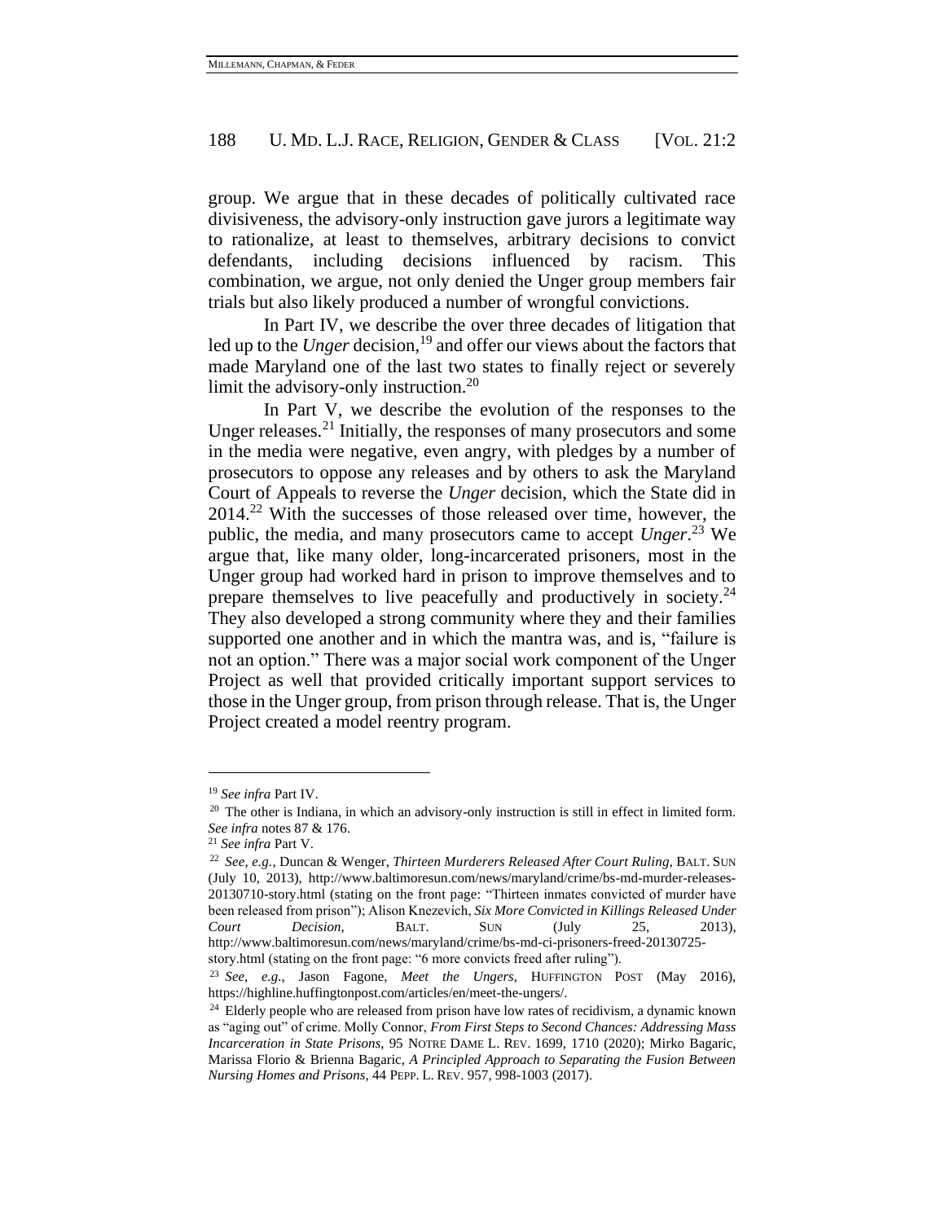group. We argue that in these decades of politically cultivated race divisiveness, the advisory-only instruction gave jurors a legitimate way to rationalize, at least to themselves, arbitrary decisions to convict defendants, including decisions influenced by racism. This combination, we argue, not only denied the Unger group members fair trials but also likely produced a number of wrongful convictions.

In Part IV, we describe the over three decades of litigation that led up to the *Unger* decision,[19] and offer our views about the factors that made Maryland one of the last two states to finally reject or severely limit the advisory-only instruction.[20]

In Part V, we describe the evolution of the responses to the Unger releases.[21] Initially, the responses of many prosecutors and some in the media were negative, even angry, with pledges by a number of prosecutors to oppose any releases and by others to ask the Maryland Court of Appeals to reverse the *Unger* decision, which the State did in 2014.[22] With the successes of those released over time, however, the public, the media, and many prosecutors came to accept *Unger*.[23] We argue that, like many older, long-incarcerated prisoners, most in the Unger group had worked hard in prison to improve themselves and to prepare themselves to live peacefully and productively in society.[24] They also developed a strong community where they and their families supported one another and in which the mantra was, and is, "failure is not an option." There was a major social work component of the Unger Project as well that provided critically important support services to those in the Unger group, from prison through release. That is, the Unger Project created a model reentry program.

---

[19] *See infra* Part IV.

[20] The other is Indiana, in which an advisory-only instruction is still in effect in limited form. *See infra* notes 87 & 176.

[21] *See infra* Part V.

[22] *See, e.g.*, Duncan & Wenger, *Thirteen Murderers Released After Court Ruling*, BALT. SUN (July 10, 2013), http://www.baltimoresun.com/news/maryland/crime/bs-md-murder-releases-20130710-story.html (stating on the front page: "Thirteen inmates convicted of murder have been released from prison"); Alison Knezevich, *Six More Convicted in Killings Released Under Court Decision*, BALT. SUN (July 25, 2013), http://www.baltimoresun.com/news/maryland/crime/bs-md-ci-prisoners-freed-20130725-story.html (stating on the front page: "6 more convicts freed after ruling").

[23] *See, e.g.*, Jason Fagone, *Meet the Ungers*, HUFFINGTON POST (May 2016), https://highline.huffingtonpost.com/articles/en/meet-the-ungers/.

[24] Elderly people who are released from prison have low rates of recidivism, a dynamic known as "aging out" of crime. Molly Connor, *From First Steps to Second Chances: Addressing Mass Incarceration in State Prisons*, 95 NOTRE DAME L. REV. 1699, 1710 (2020); Mirko Bagaric, Marissa Florio & Brienna Bagaric, *A Principled Approach to Separating the Fusion Between Nursing Homes and Prisons*, 44 PEPP. L. REV. 957, 998-1003 (2017).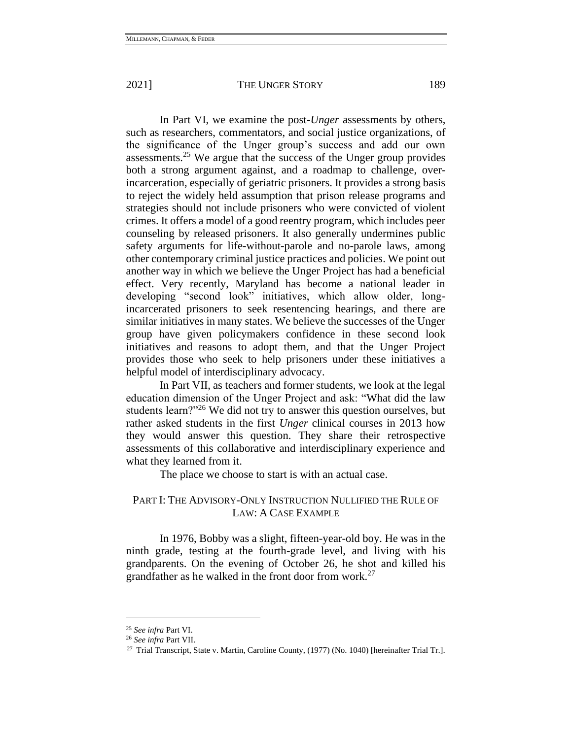In Part VI, we examine the post-*Unger* assessments by others, such as researchers, commentators, and social justice organizations, of the significance of the Unger group's success and add our own assessments.[25] We argue that the success of the Unger group provides both a strong argument against, and a roadmap to challenge, over-incarceration, especially of geriatric prisoners. It provides a strong basis to reject the widely held assumption that prison release programs and strategies should not include prisoners who were convicted of violent crimes. It offers a model of a good reentry program, which includes peer counseling by released prisoners. It also generally undermines public safety arguments for life-without-parole and no-parole laws, among other contemporary criminal justice practices and policies. We point out another way in which we believe the Unger Project has had a beneficial effect. Very recently, Maryland has become a national leader in developing "second look" initiatives, which allow older, long-incarcerated prisoners to seek resentencing hearings, and there are similar initiatives in many states. We believe the successes of the Unger group have given policymakers confidence in these second look initiatives and reasons to adopt them, and that the Unger Project provides those who seek to help prisoners under these initiatives a helpful model of interdisciplinary advocacy.

In Part VII, as teachers and former students, we look at the legal education dimension of the Unger Project and ask: "What did the law students learn?"[26] We did not try to answer this question ourselves, but rather asked students in the first *Unger* clinical courses in 2013 how they would answer this question. They share their retrospective assessments of this collaborative and interdisciplinary experience and what they learned from it.

The place we choose to start is with an actual case.

## PART I: THE ADVISORY-ONLY INSTRUCTION NULLIFIED THE RULE OF LAW: A CASE EXAMPLE

In 1976, Bobby was a slight, fifteen-year-old boy. He was in the ninth grade, testing at the fourth-grade level, and living with his grandparents. On the evening of October 26, he shot and killed his grandfather as he walked in the front door from work.[27]

---

[25] *See infra* Part VI.

[26] *See infra* Part VII.

[27] Trial Transcript, State v. Martin, Caroline County, (1977) (No. 1040) [hereinafter Trial Tr.].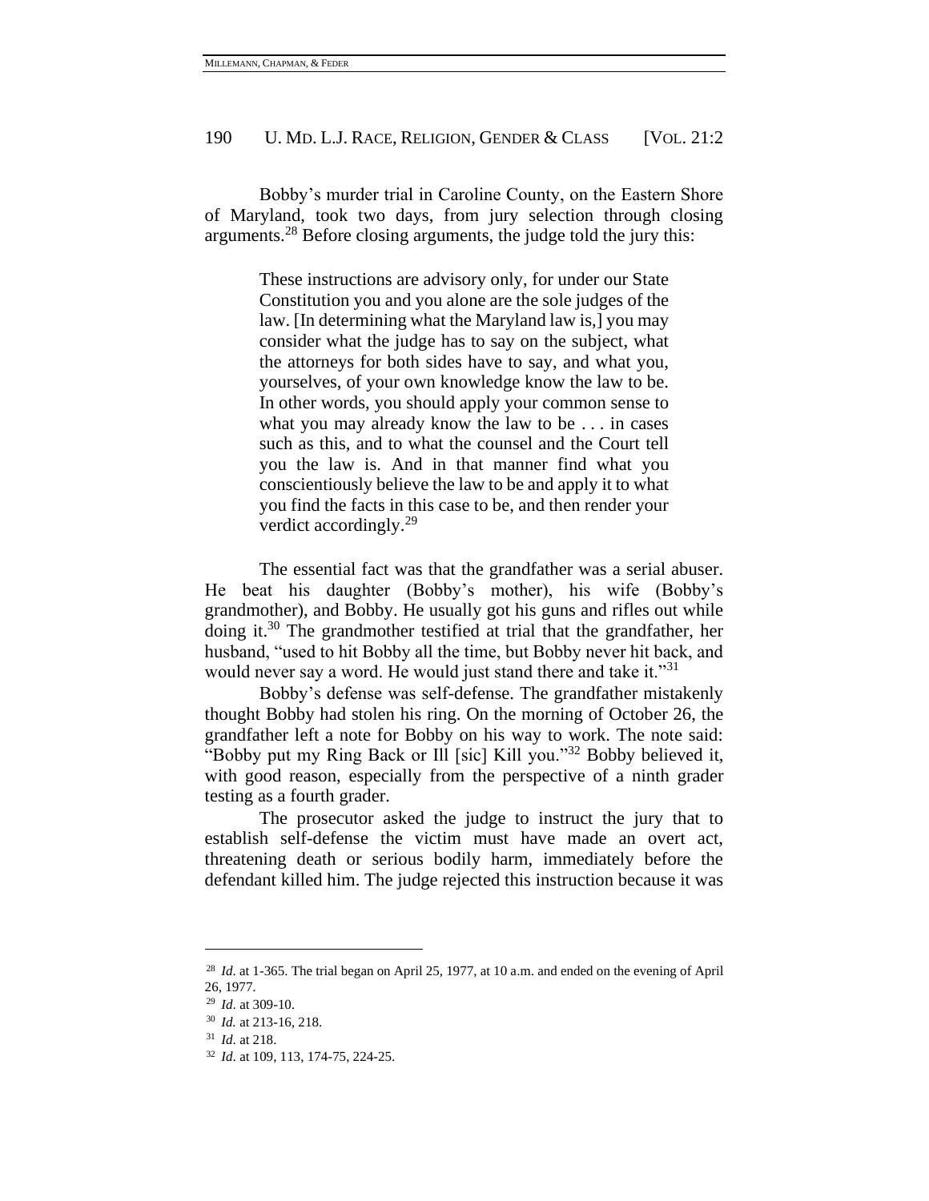Bobby's murder trial in Caroline County, on the Eastern Shore of Maryland, took two days, from jury selection through closing arguments.[28] Before closing arguments, the judge told the jury this:

> These instructions are advisory only, for under our State Constitution you and you alone are the sole judges of the law. [In determining what the Maryland law is,] you may consider what the judge has to say on the subject, what the attorneys for both sides have to say, and what you, yourselves, of your own knowledge know the law to be. In other words, you should apply your common sense to what you may already know the law to be . . . in cases such as this, and to what the counsel and the Court tell you the law is. And in that manner find what you conscientiously believe the law to be and apply it to what you find the facts in this case to be, and then render your verdict accordingly.[29]

The essential fact was that the grandfather was a serial abuser. He beat his daughter (Bobby's mother), his wife (Bobby's grandmother), and Bobby. He usually got his guns and rifles out while doing it.[30] The grandmother testified at trial that the grandfather, her husband, "used to hit Bobby all the time, but Bobby never hit back, and would never say a word. He would just stand there and take it."[31]

Bobby's defense was self-defense. The grandfather mistakenly thought Bobby had stolen his ring. On the morning of October 26, the grandfather left a note for Bobby on his way to work. The note said: "Bobby put my Ring Back or Ill [sic] Kill you."[32] Bobby believed it, with good reason, especially from the perspective of a ninth grader testing as a fourth grader.

The prosecutor asked the judge to instruct the jury that to establish self-defense the victim must have made an overt act, threatening death or serious bodily harm, immediately before the defendant killed him. The judge rejected this instruction because it was

---

[28] *Id*. at 1-365. The trial began on April 25, 1977, at 10 a.m. and ended on the evening of April 26, 1977.

[29] *Id*. at 309-10.

[30] *Id.* at 213-16, 218.

[31] *Id*. at 218.

[32] *Id*. at 109, 113, 174-75, 224-25.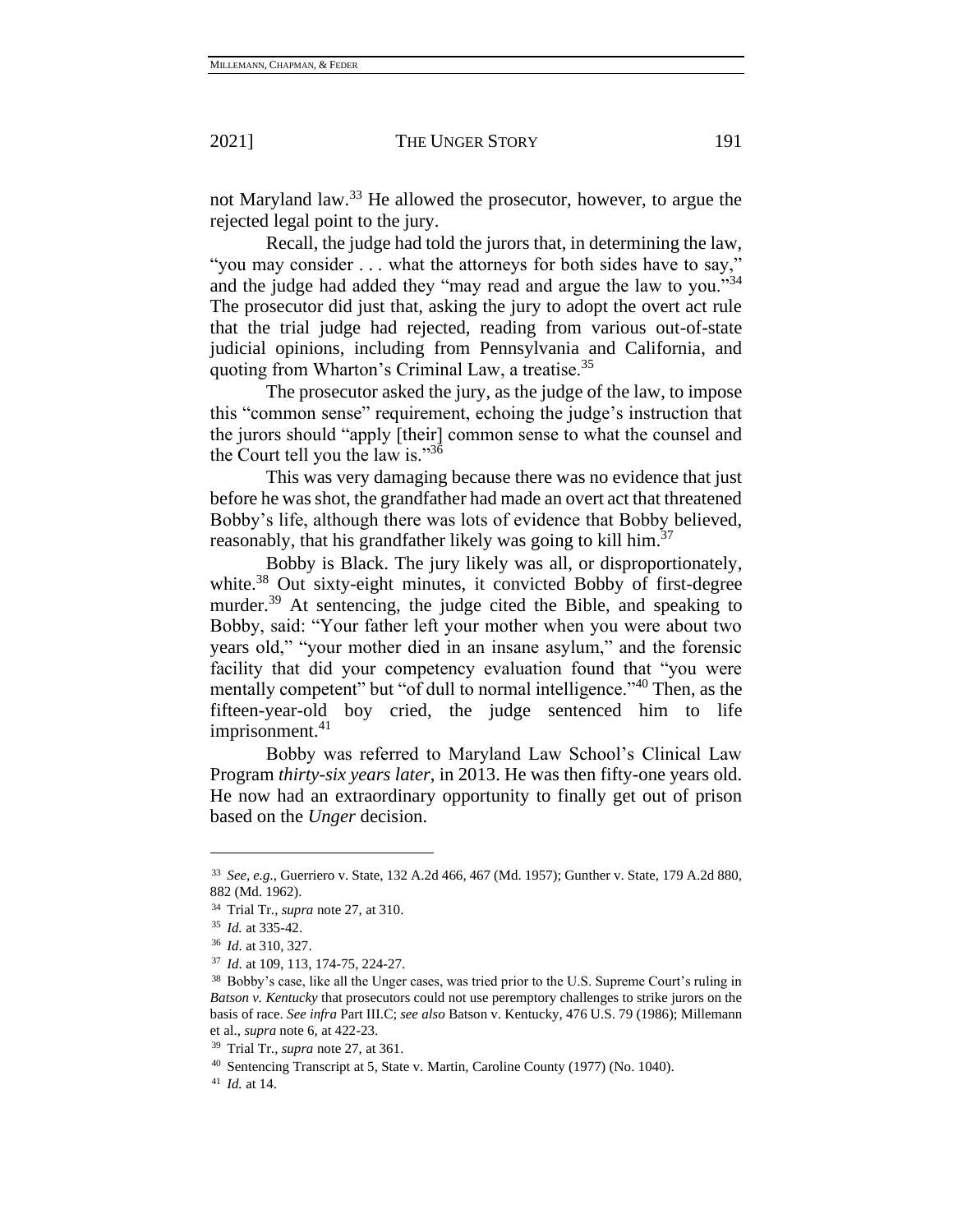not Maryland law.[33] He allowed the prosecutor, however, to argue the rejected legal point to the jury.

Recall, the judge had told the jurors that, in determining the law, "you may consider . . . what the attorneys for both sides have to say," and the judge had added they "may read and argue the law to you."[34] The prosecutor did just that, asking the jury to adopt the overt act rule that the trial judge had rejected, reading from various out-of-state judicial opinions, including from Pennsylvania and California, and quoting from Wharton's Criminal Law, a treatise.[35]

The prosecutor asked the jury, as the judge of the law, to impose this "common sense" requirement, echoing the judge's instruction that the jurors should "apply [their] common sense to what the counsel and the Court tell you the law is."[36]

This was very damaging because there was no evidence that just before he was shot, the grandfather had made an overt act that threatened Bobby's life, although there was lots of evidence that Bobby believed, reasonably, that his grandfather likely was going to kill him.[37]

Bobby is Black. The jury likely was all, or disproportionately, white.[38] Out sixty-eight minutes, it convicted Bobby of first-degree murder.[39] At sentencing, the judge cited the Bible, and speaking to Bobby, said: "Your father left your mother when you were about two years old," "your mother died in an insane asylum," and the forensic facility that did your competency evaluation found that "you were mentally competent" but "of dull to normal intelligence."[40] Then, as the fifteen-year-old boy cried, the judge sentenced him to life imprisonment.[41]

Bobby was referred to Maryland Law School's Clinical Law Program *thirty-six years later*, in 2013. He was then fifty-one years old. He now had an extraordinary opportunity to finally get out of prison based on the *Unger* decision.

---

[33] *See, e.g.*, Guerriero v. State, 132 A.2d 466, 467 (Md. 1957); Gunther v. State, 179 A.2d 880, 882 (Md. 1962).

[34] Trial Tr., *supra* note 27, at 310.

[35] *Id.* at 335-42.

[36] *Id.* at 310, 327.

[37] *Id.* at 109, 113, 174-75, 224-27.

[38] Bobby's case, like all the Unger cases, was tried prior to the U.S. Supreme Court's ruling in *Batson v. Kentucky* that prosecutors could not use peremptory challenges to strike jurors on the basis of race. *See infra* Part III.C; *see also* Batson v. Kentucky, 476 U.S. 79 (1986); Millemann et al., *supra* note 6, at 422-23.

[39] Trial Tr., *supra* note 27, at 361.

[40] Sentencing Transcript at 5, State v. Martin, Caroline County (1977) (No. 1040).

[41] *Id.* at 14.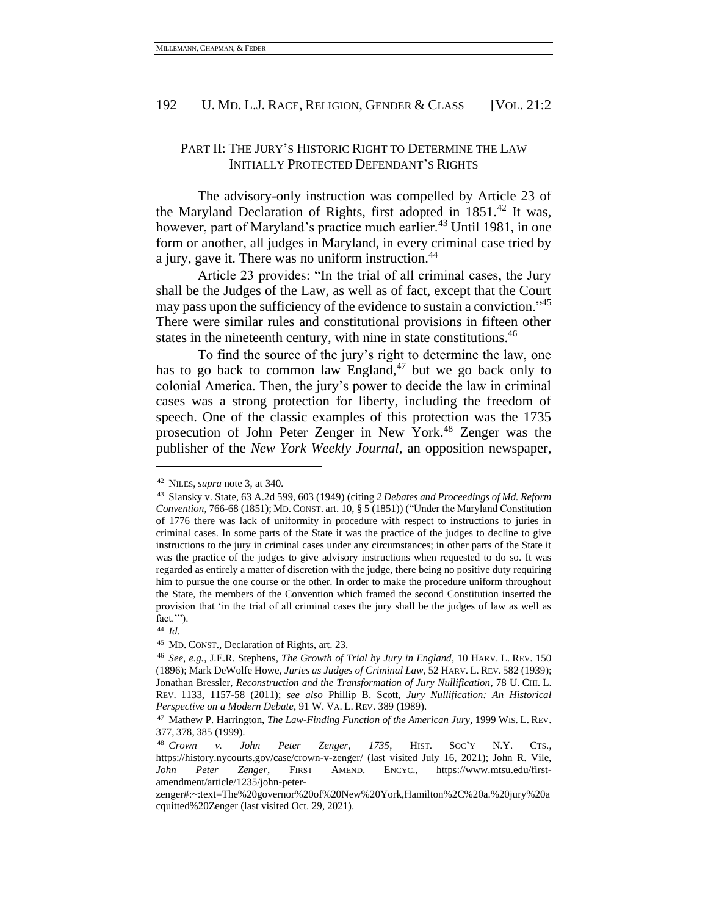## PART II: THE JURY'S HISTORIC RIGHT TO DETERMINE THE LAW INITIALLY PROTECTED DEFENDANT'S RIGHTS

The advisory-only instruction was compelled by Article 23 of the Maryland Declaration of Rights, first adopted in 1851.[42] It was, however, part of Maryland's practice much earlier.[43] Until 1981, in one form or another, all judges in Maryland, in every criminal case tried by a jury, gave it. There was no uniform instruction.[44]

Article 23 provides: "In the trial of all criminal cases, the Jury shall be the Judges of the Law, as well as of fact, except that the Court may pass upon the sufficiency of the evidence to sustain a conviction."[45] There were similar rules and constitutional provisions in fifteen other states in the nineteenth century, with nine in state constitutions.[46]

To find the source of the jury's right to determine the law, one has to go back to common law England,[47] but we go back only to colonial America. Then, the jury's power to decide the law in criminal cases was a strong protection for liberty, including the freedom of speech. One of the classic examples of this protection was the 1735 prosecution of John Peter Zenger in New York.[48] Zenger was the publisher of the *New York Weekly Journal*, an opposition newspaper,

---

[42] NILES, *supra* note 3, at 340.

[43] Slansky v. State, 63 A.2d 599, 603 (1949) (citing *2 Debates and Proceedings of Md. Reform Convention*, 766-68 (1851); MD. CONST. art. 10, § 5 (1851)) ("Under the Maryland Constitution of 1776 there was lack of uniformity in procedure with respect to instructions to juries in criminal cases. In some parts of the State it was the practice of the judges to decline to give instructions to the jury in criminal cases under any circumstances; in other parts of the State it was the practice of the judges to give advisory instructions when requested to do so. It was regarded as entirely a matter of discretion with the judge, there being no positive duty requiring him to pursue the one course or the other. In order to make the procedure uniform throughout the State, the members of the Convention which framed the second Constitution inserted the provision that 'in the trial of all criminal cases the jury shall be the judges of law as well as fact.'").

[44] *Id.*

[45] MD. CONST., Declaration of Rights, art. 23.

[46] *See, e.g.*, J.E.R. Stephens, *The Growth of Trial by Jury in England*, 10 HARV. L. REV. 150 (1896); Mark DeWolfe Howe, *Juries as Judges of Criminal Law*, 52 HARV. L. REV. 582 (1939); Jonathan Bressler, *Reconstruction and the Transformation of Jury Nullification*, 78 U. CHI. L. REV. 1133, 1157-58 (2011); *see also* Phillip B. Scott, *Jury Nullification: An Historical Perspective on a Modern Debate*, 91 W. VA. L. REV. 389 (1989).

[47] Mathew P. Harrington, *The Law-Finding Function of the American Jury*, 1999 WIS. L. REV. 377, 378, 385 (1999).

[48] *Crown v. John Peter Zenger, 1735*, HIST. SOC'Y N.Y. CTS., https://history.nycourts.gov/case/crown-v-zenger/ (last visited July 16, 2021); John R. Vile, *John Peter Zenger*, FIRST AMEND. ENCYC., https://www.mtsu.edu/first-amendment/article/1235/john-peter-zenger#:~:text=The%20governor%20of%20New%20York,Hamilton%2C%20a.%20jury%20acquitted%20Zenger (last visited Oct. 29, 2021).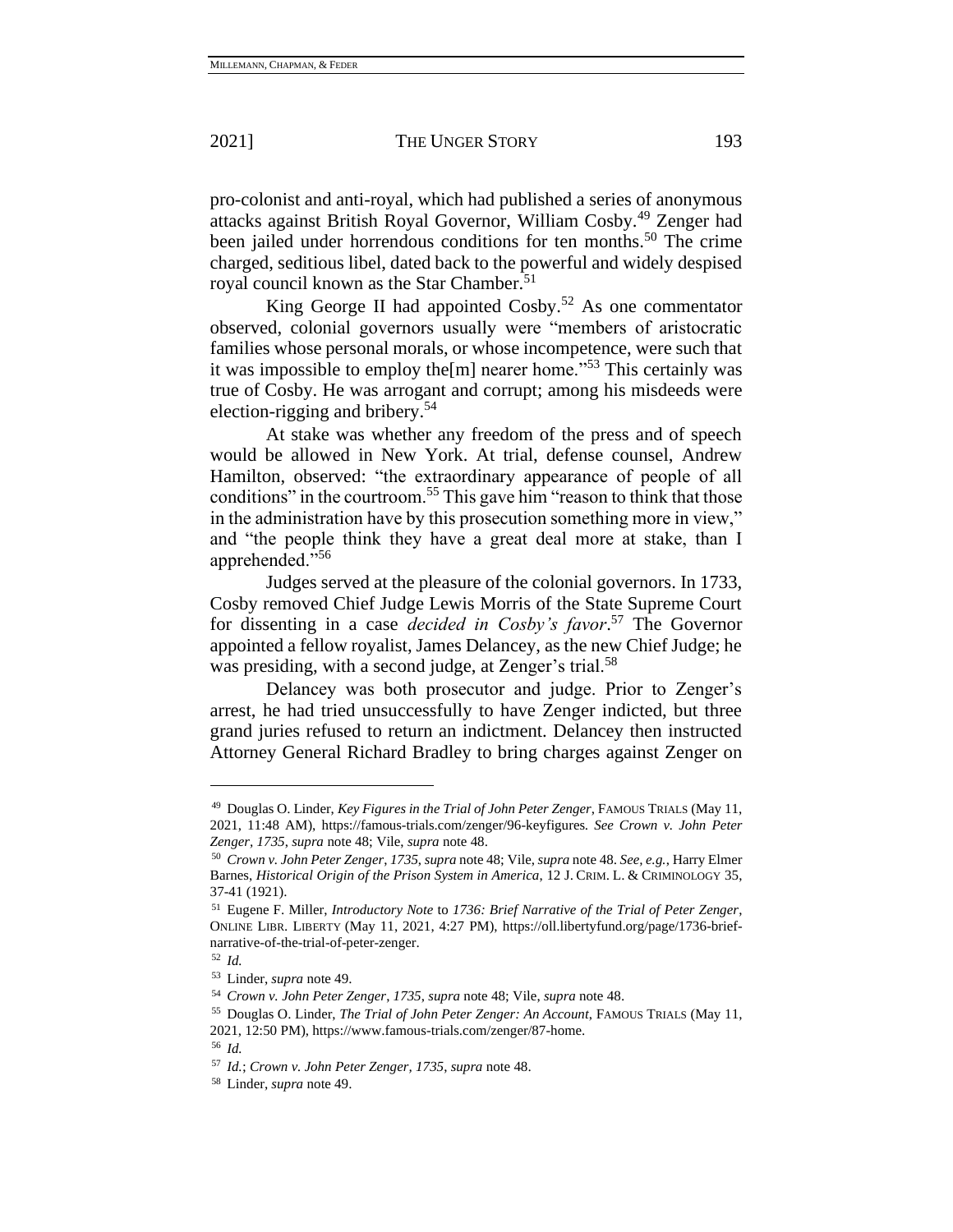pro-colonist and anti-royal, which had published a series of anonymous attacks against British Royal Governor, William Cosby.[49] Zenger had been jailed under horrendous conditions for ten months.[50] The crime charged, seditious libel, dated back to the powerful and widely despised royal council known as the Star Chamber.[51]

King George II had appointed Cosby.[52] As one commentator observed, colonial governors usually were "members of aristocratic families whose personal morals, or whose incompetence, were such that it was impossible to employ the[m] nearer home."[53] This certainly was true of Cosby. He was arrogant and corrupt; among his misdeeds were election-rigging and bribery.[54]

At stake was whether any freedom of the press and of speech would be allowed in New York. At trial, defense counsel, Andrew Hamilton, observed: "the extraordinary appearance of people of all conditions" in the courtroom.[55] This gave him "reason to think that those in the administration have by this prosecution something more in view," and "the people think they have a great deal more at stake, than I apprehended."[56]

Judges served at the pleasure of the colonial governors. In 1733, Cosby removed Chief Judge Lewis Morris of the State Supreme Court for dissenting in a case *decided in Cosby's favor*.[57] The Governor appointed a fellow royalist, James Delancey, as the new Chief Judge; he was presiding, with a second judge, at Zenger's trial.[58]

Delancey was both prosecutor and judge. Prior to Zenger's arrest, he had tried unsuccessfully to have Zenger indicted, but three grand juries refused to return an indictment. Delancey then instructed Attorney General Richard Bradley to bring charges against Zenger on

---

[49] Douglas O. Linder, *Key Figures in the Trial of John Peter Zenger*, FAMOUS TRIALS (May 11, 2021, 11:48 AM), https://famous-trials.com/zenger/96-keyfigures. *See Crown v. John Peter Zenger, 1735*, *supra* note 48; Vile, *supra* note 48.

[50] *Crown v. John Peter Zenger, 1735*, *supra* note 48; Vile, *supra* note 48. *See, e.g.*, Harry Elmer Barnes, *Historical Origin of the Prison System in America*, 12 J. CRIM. L. & CRIMINOLOGY 35, 37-41 (1921).

[51] Eugene F. Miller, *Introductory Note* to *1736: Brief Narrative of the Trial of Peter Zenger*, ONLINE LIBR. LIBERTY (May 11, 2021, 4:27 PM), https://oll.libertyfund.org/page/1736-brief-narrative-of-the-trial-of-peter-zenger.

[52] *Id.*

[53] Linder, *supra* note 49.

[54] *Crown v. John Peter Zenger, 1735*, *supra* note 48; Vile, *supra* note 48.

[55] Douglas O. Linder, *The Trial of John Peter Zenger: An Account*, FAMOUS TRIALS (May 11, 2021, 12:50 PM), https://www.famous-trials.com/zenger/87-home.

[56] *Id.*

[57] *Id.*; *Crown v. John Peter Zenger, 1735*, *supra* note 48.

[58] Linder, *supra* note 49.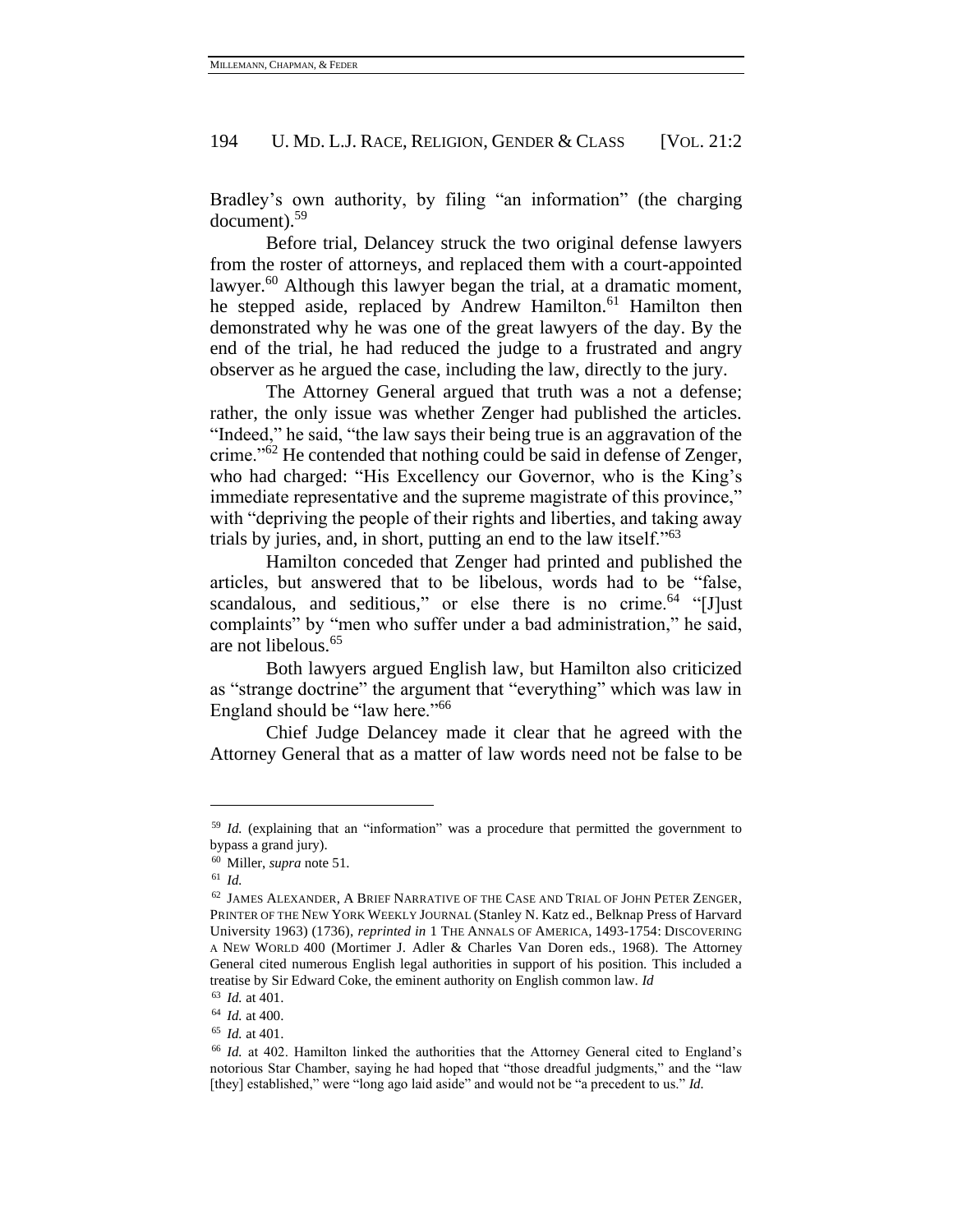Bradley's own authority, by filing "an information" (the charging document).[59]

Before trial, Delancey struck the two original defense lawyers from the roster of attorneys, and replaced them with a court-appointed lawyer.[60] Although this lawyer began the trial, at a dramatic moment, he stepped aside, replaced by Andrew Hamilton.[61] Hamilton then demonstrated why he was one of the great lawyers of the day. By the end of the trial, he had reduced the judge to a frustrated and angry observer as he argued the case, including the law, directly to the jury.

The Attorney General argued that truth was a not a defense; rather, the only issue was whether Zenger had published the articles. "Indeed," he said, "the law says their being true is an aggravation of the crime."[62] He contended that nothing could be said in defense of Zenger, who had charged: "His Excellency our Governor, who is the King's immediate representative and the supreme magistrate of this province," with "depriving the people of their rights and liberties, and taking away trials by juries, and, in short, putting an end to the law itself."[63]

Hamilton conceded that Zenger had printed and published the articles, but answered that to be libelous, words had to be "false, scandalous, and seditious," or else there is no crime.[64] "[J]ust complaints" by "men who suffer under a bad administration," he said, are not libelous.[65]

Both lawyers argued English law, but Hamilton also criticized as "strange doctrine" the argument that "everything" which was law in England should be "law here."[66]

Chief Judge Delancey made it clear that he agreed with the Attorney General that as a matter of law words need not be false to be

---

[59] *Id.* (explaining that an "information" was a procedure that permitted the government to bypass a grand jury).

[60] Miller, *supra* note 51.

[61] *Id.*

[62] JAMES ALEXANDER, A BRIEF NARRATIVE OF THE CASE AND TRIAL OF JOHN PETER ZENGER, PRINTER OF THE NEW YORK WEEKLY JOURNAL (Stanley N. Katz ed., Belknap Press of Harvard University 1963) (1736), *reprinted in* 1 THE ANNALS OF AMERICA, 1493-1754: DISCOVERING A NEW WORLD 400 (Mortimer J. Adler & Charles Van Doren eds., 1968). The Attorney General cited numerous English legal authorities in support of his position. This included a treatise by Sir Edward Coke, the eminent authority on English common law. *Id*

[63] *Id.* at 401.

[64] *Id.* at 400.

[65] *Id.* at 401.

[66] *Id.* at 402. Hamilton linked the authorities that the Attorney General cited to England's notorious Star Chamber, saying he had hoped that "those dreadful judgments," and the "law [they] established," were "long ago laid aside" and would not be "a precedent to us." *Id.*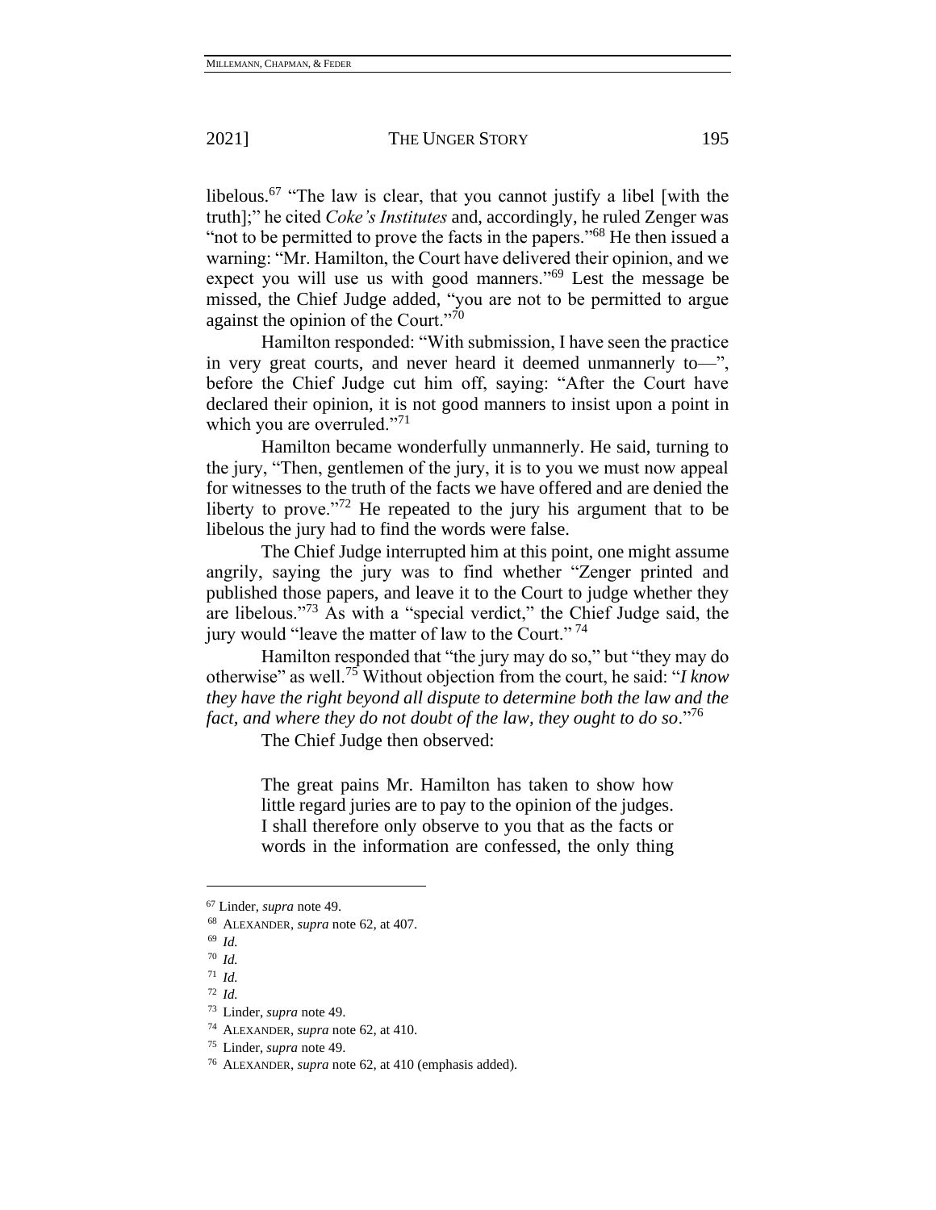libelous.[67] "The law is clear, that you cannot justify a libel [with the truth];" he cited *Coke's Institutes* and, accordingly, he ruled Zenger was "not to be permitted to prove the facts in the papers."[68] He then issued a warning: "Mr. Hamilton, the Court have delivered their opinion, and we expect you will use us with good manners."[69] Lest the message be missed, the Chief Judge added, "you are not to be permitted to argue against the opinion of the Court."[70]

Hamilton responded: "With submission, I have seen the practice in very great courts, and never heard it deemed unmannerly to—", before the Chief Judge cut him off, saying: "After the Court have declared their opinion, it is not good manners to insist upon a point in which you are overruled."[71]

Hamilton became wonderfully unmannerly. He said, turning to the jury, "Then, gentlemen of the jury, it is to you we must now appeal for witnesses to the truth of the facts we have offered and are denied the liberty to prove."[72] He repeated to the jury his argument that to be libelous the jury had to find the words were false.

The Chief Judge interrupted him at this point, one might assume angrily, saying the jury was to find whether "Zenger printed and published those papers, and leave it to the Court to judge whether they are libelous."[73] As with a "special verdict," the Chief Judge said, the jury would "leave the matter of law to the Court."[74]

Hamilton responded that "the jury may do so," but "they may do otherwise" as well.[75] Without objection from the court, he said: "*I know they have the right beyond all dispute to determine both the law and the fact, and where they do not doubt of the law, they ought to do so*."[76]

The Chief Judge then observed:

> The great pains Mr. Hamilton has taken to show how little regard juries are to pay to the opinion of the judges. I shall therefore only observe to you that as the facts or words in the information are confessed, the only thing

---

[67] Linder, *supra* note 49.

[68] ALEXANDER, *supra* note 62, at 407.

[69] *Id.*

[70] *Id.*

[71] *Id.*

[72] *Id.*

[73] Linder, *supra* note 49.

[74] ALEXANDER, *supra* note 62, at 410.

[75] Linder, *supra* note 49.

[76] ALEXANDER, *supra* note 62, at 410 (emphasis added).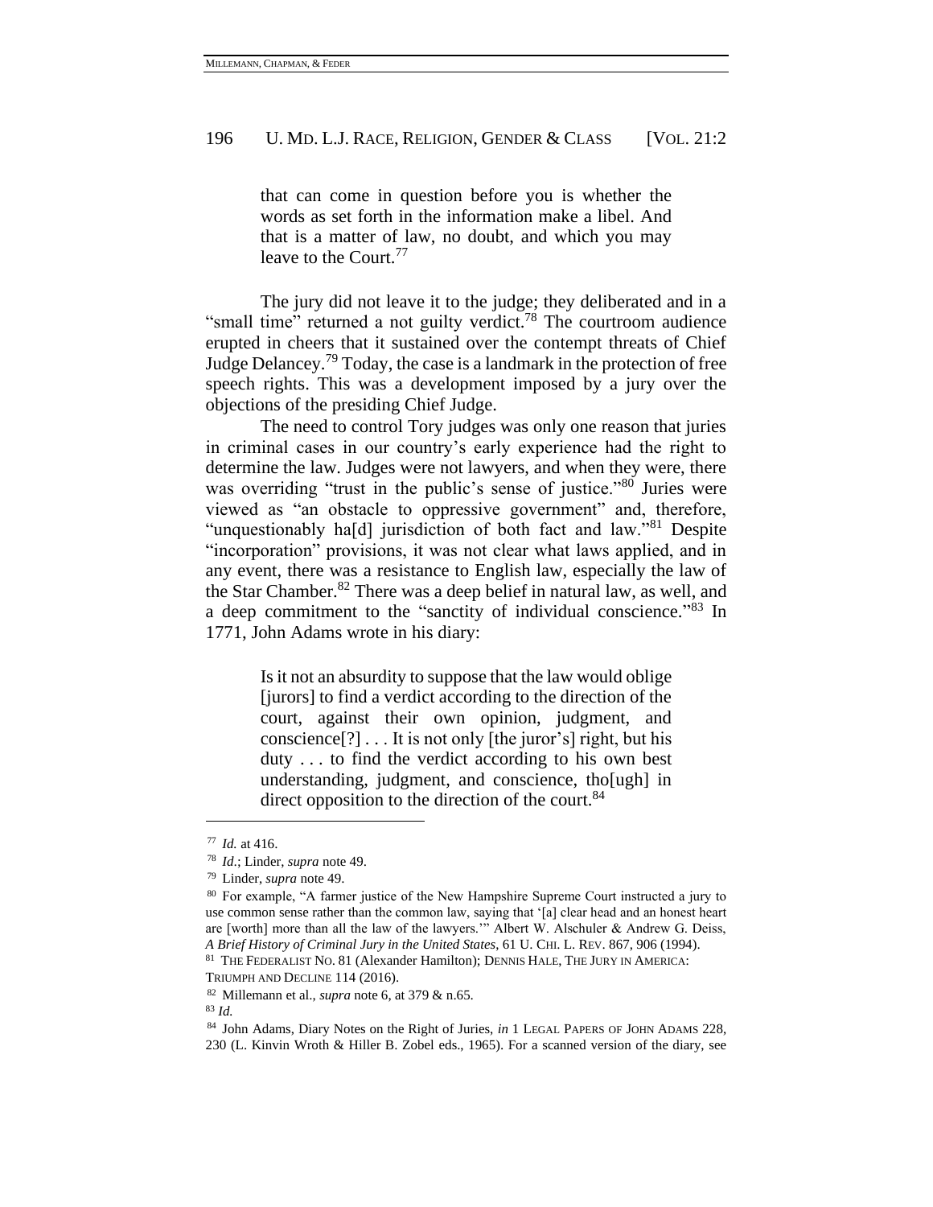> that can come in question before you is whether the words as set forth in the information make a libel. And that is a matter of law, no doubt, and which you may leave to the Court.[77]

The jury did not leave it to the judge; they deliberated and in a "small time" returned a not guilty verdict.[78] The courtroom audience erupted in cheers that it sustained over the contempt threats of Chief Judge Delancey.[79] Today, the case is a landmark in the protection of free speech rights. This was a development imposed by a jury over the objections of the presiding Chief Judge.

The need to control Tory judges was only one reason that juries in criminal cases in our country's early experience had the right to determine the law. Judges were not lawyers, and when they were, there was overriding "trust in the public's sense of justice."[80] Juries were viewed as "an obstacle to oppressive government" and, therefore, "unquestionably ha[d] jurisdiction of both fact and law."[81] Despite "incorporation" provisions, it was not clear what laws applied, and in any event, there was a resistance to English law, especially the law of the Star Chamber.[82] There was a deep belief in natural law, as well, and a deep commitment to the "sanctity of individual conscience."[83] In 1771, John Adams wrote in his diary:

> Is it not an absurdity to suppose that the law would oblige [jurors] to find a verdict according to the direction of the court, against their own opinion, judgment, and conscience[?] . . . It is not only [the juror's] right, but his duty . . . to find the verdict according to his own best understanding, judgment, and conscience, tho[ugh] in direct opposition to the direction of the court.[84]

---

[77] *Id.* at 416.

[78] *Id.*; Linder, *supra* note 49.

[79] Linder, *supra* note 49.

[80] For example, "A farmer justice of the New Hampshire Supreme Court instructed a jury to use common sense rather than the common law, saying that '[a] clear head and an honest heart are [worth] more than all the law of the lawyers.'" Albert W. Alschuler & Andrew G. Deiss, *A Brief History of Criminal Jury in the United States*, 61 U. CHI. L. REV. 867, 906 (1994).

[81] THE FEDERALIST NO. 81 (Alexander Hamilton); DENNIS HALE, THE JURY IN AMERICA: TRIUMPH AND DECLINE 114 (2016).

[82] Millemann et al., *supra* note 6, at 379 & n.65.

[83] *Id.*

[84] John Adams, Diary Notes on the Right of Juries, *in* 1 LEGAL PAPERS OF JOHN ADAMS 228, 230 (L. Kinvin Wroth & Hiller B. Zobel eds., 1965). For a scanned version of the diary, see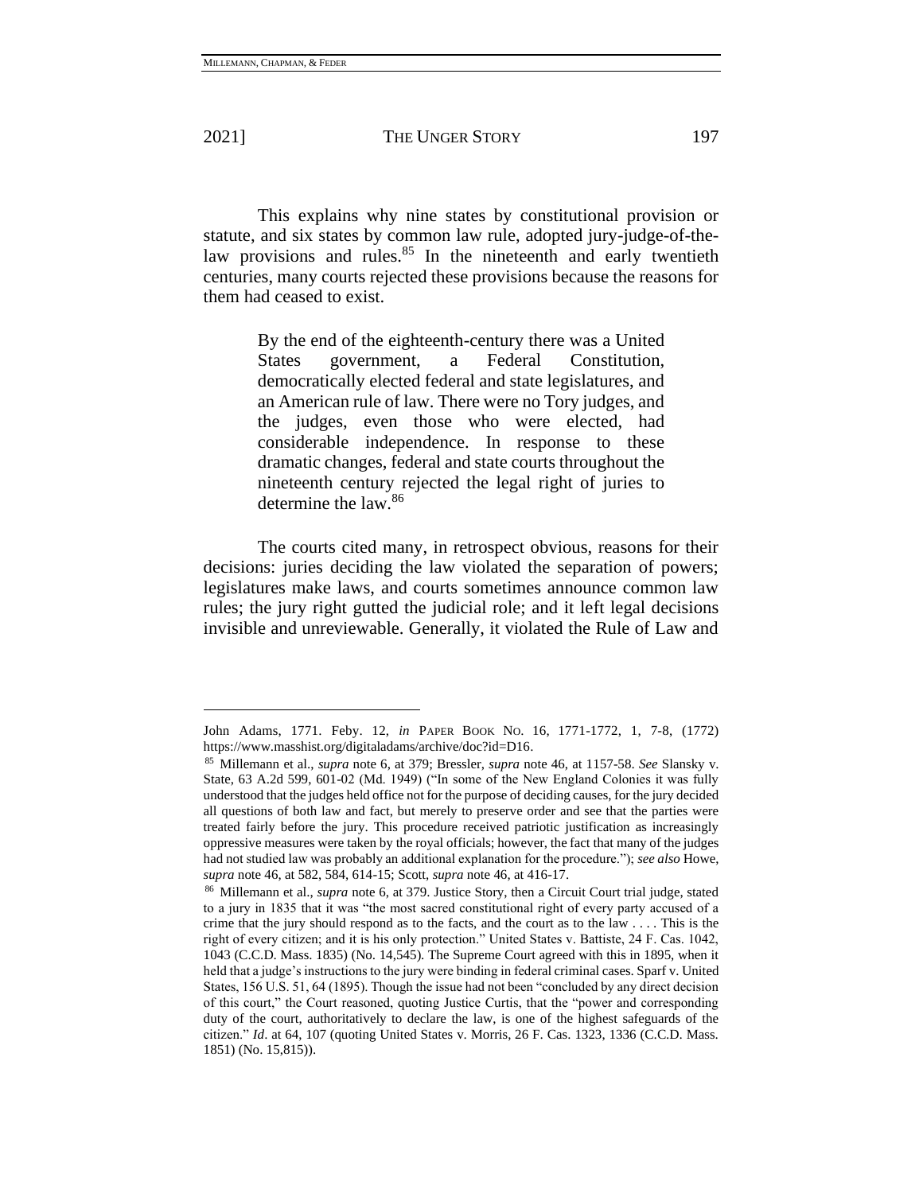This explains why nine states by constitutional provision or statute, and six states by common law rule, adopted jury-judge-of-the-law provisions and rules.[85] In the nineteenth and early twentieth centuries, many courts rejected these provisions because the reasons for them had ceased to exist.

> By the end of the eighteenth-century there was a United States government, a Federal Constitution, democratically elected federal and state legislatures, and an American rule of law. There were no Tory judges, and the judges, even those who were elected, had considerable independence. In response to these dramatic changes, federal and state courts throughout the nineteenth century rejected the legal right of juries to determine the law.[86]

The courts cited many, in retrospect obvious, reasons for their decisions: juries deciding the law violated the separation of powers; legislatures make laws, and courts sometimes announce common law rules; the jury right gutted the judicial role; and it left legal decisions invisible and unreviewable. Generally, it violated the Rule of Law and

---

John Adams, 1771. Feby. 12, *in* PAPER BOOK NO. 16, 1771-1772, 1, 7-8, (1772) https://www.masshist.org/digitaladams/archive/doc?id=D16.

[85] Millemann et al., *supra* note 6, at 379; Bressler, *supra* note 46, at 1157-58. *See* Slansky v. State, 63 A.2d 599, 601-02 (Md. 1949) ("In some of the New England Colonies it was fully understood that the judges held office not for the purpose of deciding causes, for the jury decided all questions of both law and fact, but merely to preserve order and see that the parties were treated fairly before the jury. This procedure received patriotic justification as increasingly oppressive measures were taken by the royal officials; however, the fact that many of the judges had not studied law was probably an additional explanation for the procedure."); *see also* Howe, *supra* note 46, at 582, 584, 614-15; Scott, *supra* note 46, at 416-17.

[86] Millemann et al., *supra* note 6, at 379. Justice Story, then a Circuit Court trial judge, stated to a jury in 1835 that it was "the most sacred constitutional right of every party accused of a crime that the jury should respond as to the facts, and the court as to the law . . . . This is the right of every citizen; and it is his only protection." United States v. Battiste, 24 F. Cas. 1042, 1043 (C.C.D. Mass. 1835) (No. 14,545). The Supreme Court agreed with this in 1895, when it held that a judge's instructions to the jury were binding in federal criminal cases. Sparf v. United States, 156 U.S. 51, 64 (1895). Though the issue had not been "concluded by any direct decision of this court," the Court reasoned, quoting Justice Curtis, that the "power and corresponding duty of the court, authoritatively to declare the law, is one of the highest safeguards of the citizen." *Id*. at 64, 107 (quoting United States v. Morris, 26 F. Cas. 1323, 1336 (C.C.D. Mass. 1851) (No. 15,815)).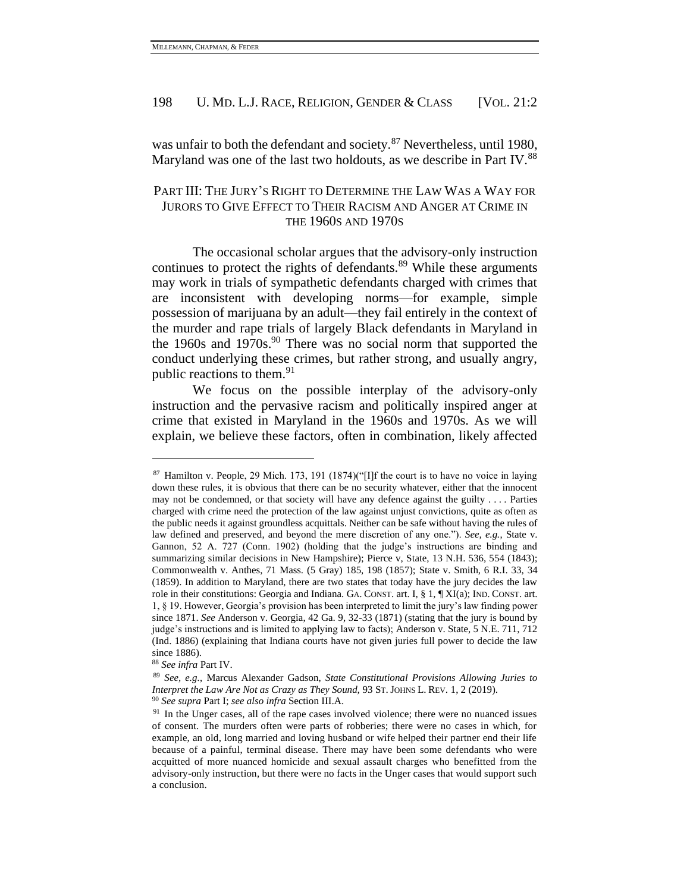was unfair to both the defendant and society.[87] Nevertheless, until 1980, Maryland was one of the last two holdouts, as we describe in Part IV.[88]

## PART III: THE JURY'S RIGHT TO DETERMINE THE LAW WAS A WAY FOR JURORS TO GIVE EFFECT TO THEIR RACISM AND ANGER AT CRIME IN THE 1960S AND 1970S

The occasional scholar argues that the advisory-only instruction continues to protect the rights of defendants.[89] While these arguments may work in trials of sympathetic defendants charged with crimes that are inconsistent with developing norms—for example, simple possession of marijuana by an adult—they fail entirely in the context of the murder and rape trials of largely Black defendants in Maryland in the 1960s and 1970s.[90] There was no social norm that supported the conduct underlying these crimes, but rather strong, and usually angry, public reactions to them.[91]

We focus on the possible interplay of the advisory-only instruction and the pervasive racism and politically inspired anger at crime that existed in Maryland in the 1960s and 1970s. As we will explain, we believe these factors, often in combination, likely affected

---

[87] Hamilton v. People, 29 Mich. 173, 191 (1874)("[I]f the court is to have no voice in laying down these rules, it is obvious that there can be no security whatever, either that the innocent may not be condemned, or that society will have any defence against the guilty . . . . Parties charged with crime need the protection of the law against unjust convictions, quite as often as the public needs it against groundless acquittals. Neither can be safe without having the rules of law defined and preserved, and beyond the mere discretion of any one."). *See, e.g.,* State v. Gannon, 52 A. 727 (Conn. 1902) (holding that the judge's instructions are binding and summarizing similar decisions in New Hampshire); Pierce v, State, 13 N.H. 536, 554 (1843); Commonwealth v. Anthes, 71 Mass. (5 Gray) 185, 198 (1857); State v. Smith, 6 R.I. 33, 34 (1859). In addition to Maryland, there are two states that today have the jury decides the law role in their constitutions: Georgia and Indiana. GA. CONST. art. I, § 1, ¶ XI(a); IND. CONST. art. 1, § 19. However, Georgia's provision has been interpreted to limit the jury's law finding power since 1871. *See* Anderson v. Georgia, 42 Ga. 9, 32-33 (1871) (stating that the jury is bound by judge's instructions and is limited to applying law to facts); Anderson v. State, 5 N.E. 711, 712 (Ind. 1886) (explaining that Indiana courts have not given juries full power to decide the law since 1886).

[88] *See infra* Part IV.

[89] *See, e.g.*, Marcus Alexander Gadson, *State Constitutional Provisions Allowing Juries to Interpret the Law Are Not as Crazy as They Sound,* 93 ST. JOHNS L. REV. 1, 2 (2019).

[90] *See supra* Part I; *see also infra* Section III.A.

[91] In the Unger cases, all of the rape cases involved violence; there were no nuanced issues of consent. The murders often were parts of robberies; there were no cases in which, for example, an old, long married and loving husband or wife helped their partner end their life because of a painful, terminal disease. There may have been some defendants who were acquitted of more nuanced homicide and sexual assault charges who benefitted from the advisory-only instruction, but there were no facts in the Unger cases that would support such a conclusion.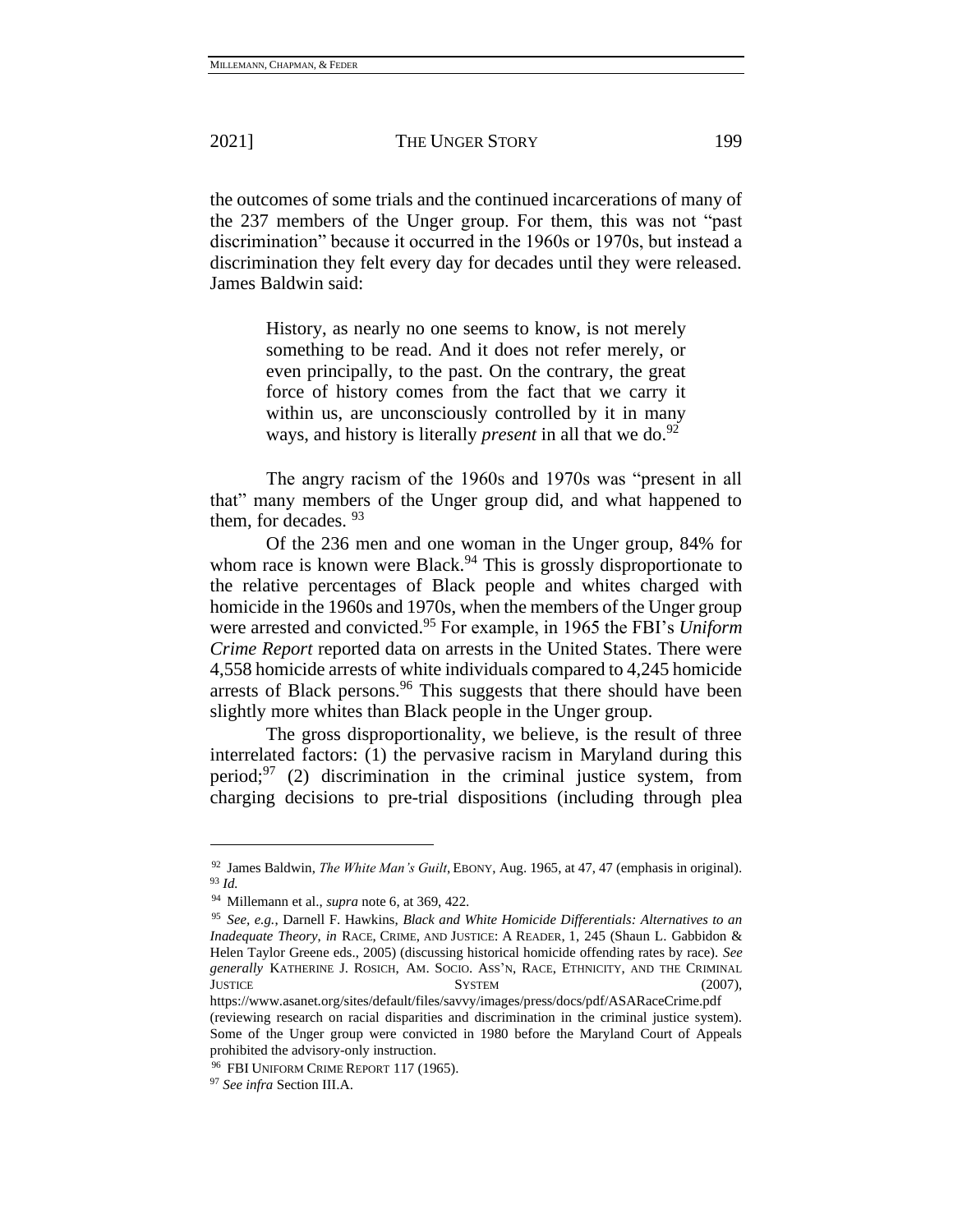the outcomes of some trials and the continued incarcerations of many of the 237 members of the Unger group. For them, this was not "past discrimination" because it occurred in the 1960s or 1970s, but instead a discrimination they felt every day for decades until they were released. James Baldwin said:

> History, as nearly no one seems to know, is not merely something to be read. And it does not refer merely, or even principally, to the past. On the contrary, the great force of history comes from the fact that we carry it within us, are unconsciously controlled by it in many ways, and history is literally *present* in all that we do.[92]

The angry racism of the 1960s and 1970s was "present in all that" many members of the Unger group did, and what happened to them, for decades. [93]

Of the 236 men and one woman in the Unger group, 84% for whom race is known were Black.[94] This is grossly disproportionate to the relative percentages of Black people and whites charged with homicide in the 1960s and 1970s, when the members of the Unger group were arrested and convicted.[95] For example, in 1965 the FBI's *Uniform Crime Report* reported data on arrests in the United States. There were 4,558 homicide arrests of white individuals compared to 4,245 homicide arrests of Black persons.[96] This suggests that there should have been slightly more whites than Black people in the Unger group.

The gross disproportionality, we believe, is the result of three interrelated factors: (1) the pervasive racism in Maryland during this period;[97] (2) discrimination in the criminal justice system, from charging decisions to pre-trial dispositions (including through plea

---

[92] James Baldwin, *The White Man's Guilt*, EBONY, Aug. 1965, at 47, 47 (emphasis in original).

[93] *Id.*

[94] Millemann et al., *supra* note 6, at 369, 422.

[95] *See, e.g.*, Darnell F. Hawkins, *Black and White Homicide Differentials: Alternatives to an Inadequate Theory*, *in* RACE, CRIME, AND JUSTICE: A READER, 1, 245 (Shaun L. Gabbidon & Helen Taylor Greene eds., 2005) (discussing historical homicide offending rates by race). *See generally* KATHERINE J. ROSICH, AM. SOCIO. ASS'N, RACE, ETHNICITY, AND THE CRIMINAL JUSTICE SYSTEM (2007), https://www.asanet.org/sites/default/files/savvy/images/press/docs/pdf/ASARaceCrime.pdf (reviewing research on racial disparities and discrimination in the criminal justice system). Some of the Unger group were convicted in 1980 before the Maryland Court of Appeals prohibited the advisory-only instruction.

[96] FBI UNIFORM CRIME REPORT 117 (1965).

[97] *See infra* Section III.A.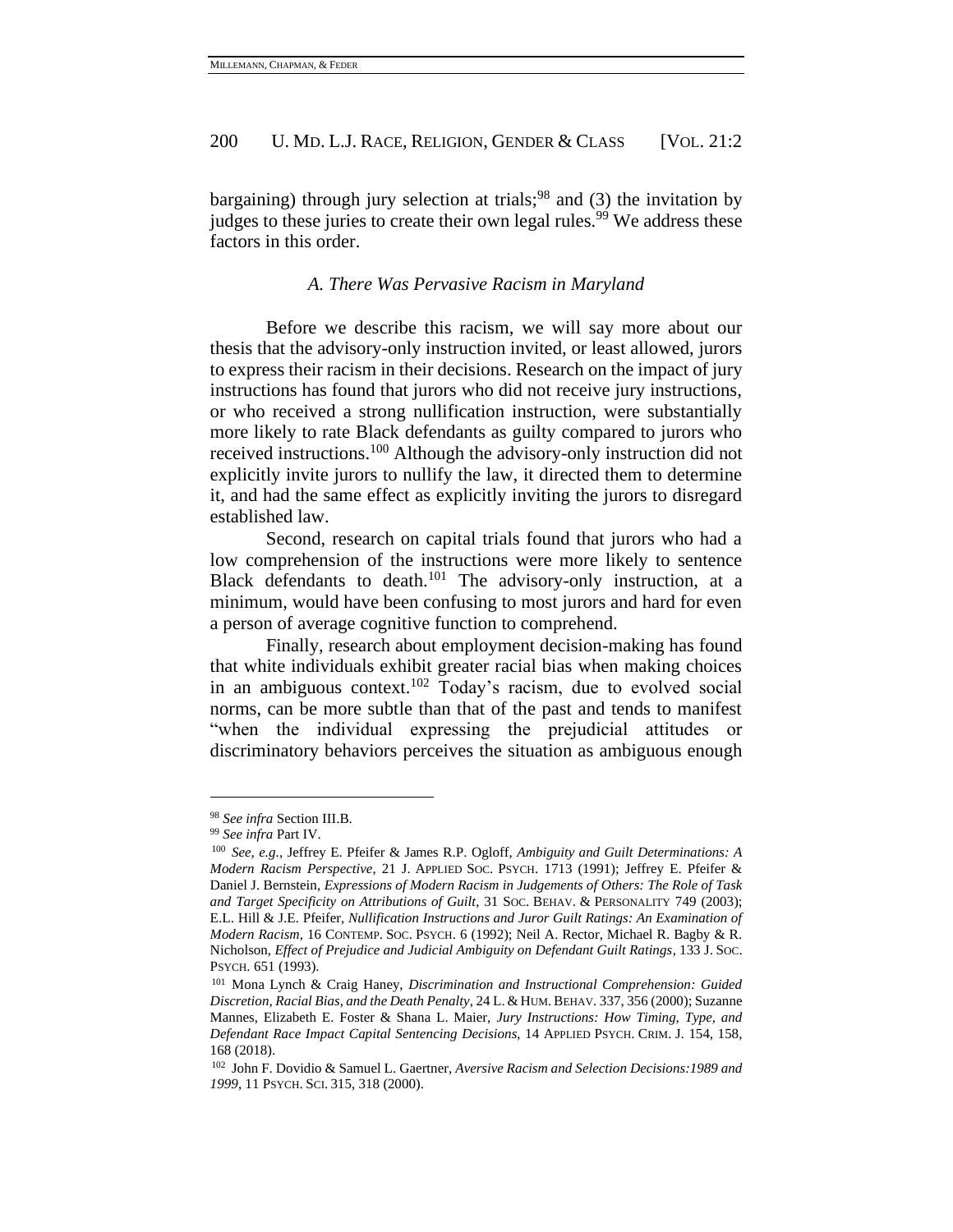bargaining) through jury selection at trials;[98] and (3) the invitation by judges to these juries to create their own legal rules.[99] We address these factors in this order.

### *A. There Was Pervasive Racism in Maryland*

Before we describe this racism, we will say more about our thesis that the advisory-only instruction invited, or least allowed, jurors to express their racism in their decisions. Research on the impact of jury instructions has found that jurors who did not receive jury instructions, or who received a strong nullification instruction, were substantially more likely to rate Black defendants as guilty compared to jurors who received instructions.[100] Although the advisory-only instruction did not explicitly invite jurors to nullify the law, it directed them to determine it, and had the same effect as explicitly inviting the jurors to disregard established law.

Second, research on capital trials found that jurors who had a low comprehension of the instructions were more likely to sentence Black defendants to death.[101] The advisory-only instruction, at a minimum, would have been confusing to most jurors and hard for even a person of average cognitive function to comprehend.

Finally, research about employment decision-making has found that white individuals exhibit greater racial bias when making choices in an ambiguous context.[102] Today's racism, due to evolved social norms, can be more subtle than that of the past and tends to manifest "when the individual expressing the prejudicial attitudes or discriminatory behaviors perceives the situation as ambiguous enough

---

[98] *See infra* Section III.B.

[99] *See infra* Part IV.

[100] *See, e.g.*, Jeffrey E. Pfeifer & James R.P. Ogloff, *Ambiguity and Guilt Determinations: A Modern Racism Perspective*, 21 J. APPLIED SOC. PSYCH. 1713 (1991); Jeffrey E. Pfeifer & Daniel J. Bernstein, *Expressions of Modern Racism in Judgements of Others: The Role of Task and Target Specificity on Attributions of Guilt*, 31 SOC. BEHAV. & PERSONALITY 749 (2003); E.L. Hill & J.E. Pfeifer, *Nullification Instructions and Juror Guilt Ratings: An Examination of Modern Racism*, 16 CONTEMP. SOC. PSYCH. 6 (1992); Neil A. Rector, Michael R. Bagby & R. Nicholson, *Effect of Prejudice and Judicial Ambiguity on Defendant Guilt Ratings*, 133 J. SOC. PSYCH. 651 (1993).

[101] Mona Lynch & Craig Haney, *Discrimination and Instructional Comprehension: Guided Discretion, Racial Bias, and the Death Penalty*, 24 L. & HUM. BEHAV. 337, 356 (2000); Suzanne Mannes, Elizabeth E. Foster & Shana L. Maier, *Jury Instructions: How Timing, Type, and Defendant Race Impact Capital Sentencing Decisions*, 14 APPLIED PSYCH. CRIM. J. 154, 158, 168 (2018).

[102] John F. Dovidio & Samuel L. Gaertner, *Aversive Racism and Selection Decisions:1989 and 1999*, 11 PSYCH. SCI. 315, 318 (2000).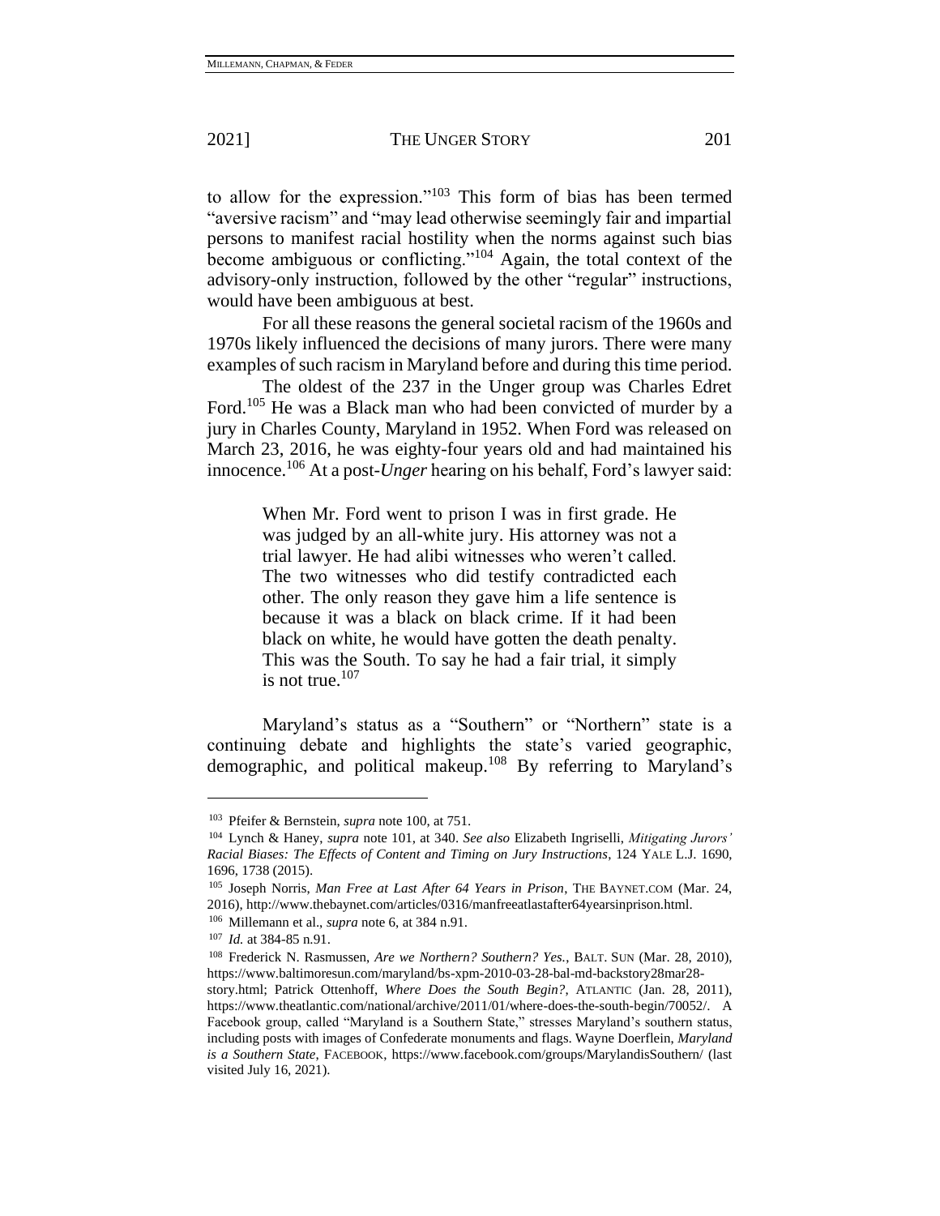to allow for the expression."[103] This form of bias has been termed "aversive racism" and "may lead otherwise seemingly fair and impartial persons to manifest racial hostility when the norms against such bias become ambiguous or conflicting."[104] Again, the total context of the advisory-only instruction, followed by the other "regular" instructions, would have been ambiguous at best.

For all these reasons the general societal racism of the 1960s and 1970s likely influenced the decisions of many jurors. There were many examples of such racism in Maryland before and during this time period.

The oldest of the 237 in the Unger group was Charles Edret Ford.[105] He was a Black man who had been convicted of murder by a jury in Charles County, Maryland in 1952. When Ford was released on March 23, 2016, he was eighty-four years old and had maintained his innocence.[106] At a post-*Unger* hearing on his behalf, Ford's lawyer said:

> When Mr. Ford went to prison I was in first grade. He was judged by an all-white jury. His attorney was not a trial lawyer. He had alibi witnesses who weren't called. The two witnesses who did testify contradicted each other. The only reason they gave him a life sentence is because it was a black on black crime. If it had been black on white, he would have gotten the death penalty. This was the South. To say he had a fair trial, it simply is not true.[107]

Maryland's status as a "Southern" or "Northern" state is a continuing debate and highlights the state's varied geographic, demographic, and political makeup.[108] By referring to Maryland's

---

[103] Pfeifer & Bernstein, *supra* note 100, at 751.

[104] Lynch & Haney, *supra* note 101, at 340. *See also* Elizabeth Ingriselli, *Mitigating Jurors' Racial Biases: The Effects of Content and Timing on Jury Instructions*, 124 YALE L.J. 1690, 1696, 1738 (2015).

[105] Joseph Norris, *Man Free at Last After 64 Years in Prison*, THE BAYNET.COM (Mar. 24, 2016), http://www.thebaynet.com/articles/0316/manfreeatlastafter64yearsinprison.html.

[106] Millemann et al., *supra* note 6, at 384 n.91.

[107] *Id.* at 384-85 n.91.

[108] Frederick N. Rasmussen, *Are we Northern? Southern? Yes.*, BALT. SUN (Mar. 28, 2010), https://www.baltimoresun.com/maryland/bs-xpm-2010-03-28-bal-md-backstory28mar28-story.html; Patrick Ottenhoff, *Where Does the South Begin?*, ATLANTIC (Jan. 28, 2011), https://www.theatlantic.com/national/archive/2011/01/where-does-the-south-begin/70052/. A Facebook group, called "Maryland is a Southern State," stresses Maryland's southern status, including posts with images of Confederate monuments and flags. Wayne Doerflein, *Maryland is a Southern State*, FACEBOOK, https://www.facebook.com/groups/MarylandisSouthern/ (last visited July 16, 2021).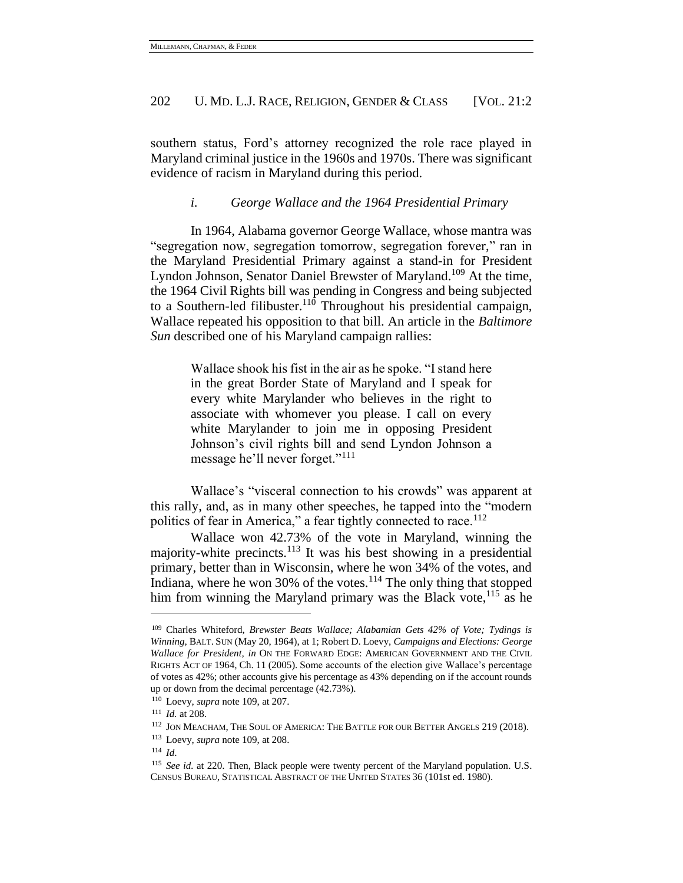southern status, Ford's attorney recognized the role race played in Maryland criminal justice in the 1960s and 1970s. There was significant evidence of racism in Maryland during this period.

#### *i. George Wallace and the 1964 Presidential Primary*

In 1964, Alabama governor George Wallace, whose mantra was "segregation now, segregation tomorrow, segregation forever," ran in the Maryland Presidential Primary against a stand-in for President Lyndon Johnson, Senator Daniel Brewster of Maryland.[109] At the time, the 1964 Civil Rights bill was pending in Congress and being subjected to a Southern-led filibuster.[110] Throughout his presidential campaign, Wallace repeated his opposition to that bill. An article in the *Baltimore Sun* described one of his Maryland campaign rallies:

> Wallace shook his fist in the air as he spoke. "I stand here in the great Border State of Maryland and I speak for every white Marylander who believes in the right to associate with whomever you please. I call on every white Marylander to join me in opposing President Johnson's civil rights bill and send Lyndon Johnson a message he'll never forget."[111]

Wallace's "visceral connection to his crowds" was apparent at this rally, and, as in many other speeches, he tapped into the "modern politics of fear in America," a fear tightly connected to race.[112]

Wallace won 42.73% of the vote in Maryland, winning the majority-white precincts.[113] It was his best showing in a presidential primary, better than in Wisconsin, where he won 34% of the votes, and Indiana, where he won 30% of the votes.[114] The only thing that stopped him from winning the Maryland primary was the Black vote,[115] as he

---

[109] Charles Whiteford, *Brewster Beats Wallace; Alabamian Gets 42% of Vote; Tydings is Winning*, BALT. SUN (May 20, 1964), at 1; Robert D. Loevy, *Campaigns and Elections: George Wallace for President*, *in* ON THE FORWARD EDGE: AMERICAN GOVERNMENT AND THE CIVIL RIGHTS ACT OF 1964, Ch. 11 (2005). Some accounts of the election give Wallace's percentage of votes as 42%; other accounts give his percentage as 43% depending on if the account rounds up or down from the decimal percentage (42.73%).

[110] Loevy, *supra* note 109, at 207.

[111] *Id.* at 208.

[112] JON MEACHAM, THE SOUL OF AMERICA: THE BATTLE FOR OUR BETTER ANGELS 219 (2018).

[113] Loevy, *supra* note 109, at 208.

[114] *Id.*

[115] *See id.* at 220. Then, Black people were twenty percent of the Maryland population. U.S. CENSUS BUREAU, STATISTICAL ABSTRACT OF THE UNITED STATES 36 (101st ed. 1980).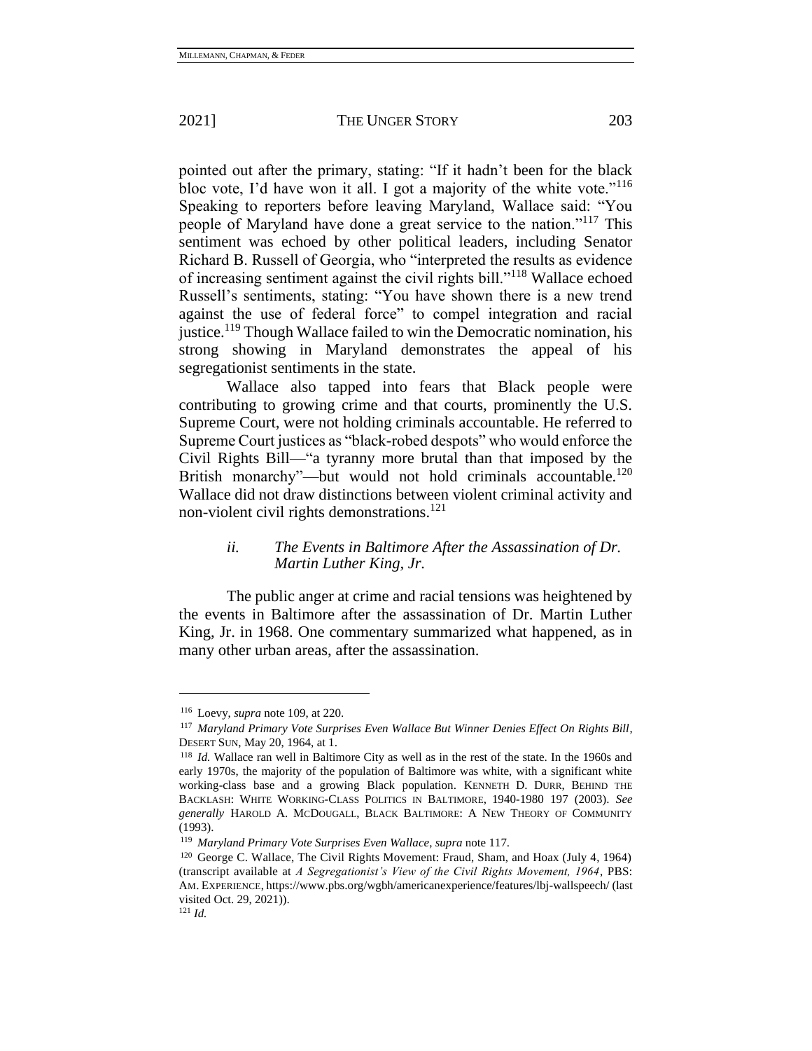pointed out after the primary, stating: "If it hadn't been for the black bloc vote, I'd have won it all. I got a majority of the white vote."[116] Speaking to reporters before leaving Maryland, Wallace said: "You people of Maryland have done a great service to the nation."[117] This sentiment was echoed by other political leaders, including Senator Richard B. Russell of Georgia, who "interpreted the results as evidence of increasing sentiment against the civil rights bill."[118] Wallace echoed Russell's sentiments, stating: "You have shown there is a new trend against the use of federal force" to compel integration and racial justice.[119] Though Wallace failed to win the Democratic nomination, his strong showing in Maryland demonstrates the appeal of his segregationist sentiments in the state.

Wallace also tapped into fears that Black people were contributing to growing crime and that courts, prominently the U.S. Supreme Court, were not holding criminals accountable. He referred to Supreme Court justices as "black-robed despots" who would enforce the Civil Rights Bill—"a tyranny more brutal than that imposed by the British monarchy"—but would not hold criminals accountable.[120] Wallace did not draw distinctions between violent criminal activity and non-violent civil rights demonstrations.[121]

#### *ii. The Events in Baltimore After the Assassination of Dr. Martin Luther King, Jr.*

The public anger at crime and racial tensions was heightened by the events in Baltimore after the assassination of Dr. Martin Luther King, Jr. in 1968. One commentary summarized what happened, as in many other urban areas, after the assassination.

---

[116] Loevy, *supra* note 109, at 220.

[117] *Maryland Primary Vote Surprises Even Wallace But Winner Denies Effect On Rights Bill*, DESERT SUN, May 20, 1964, at 1.

[118] *Id.* Wallace ran well in Baltimore City as well as in the rest of the state. In the 1960s and early 1970s, the majority of the population of Baltimore was white, with a significant white working-class base and a growing Black population. KENNETH D. DURR, BEHIND THE BACKLASH: WHITE WORKING-CLASS POLITICS IN BALTIMORE, 1940-1980 197 (2003). *See generally* HAROLD A. MCDOUGALL, BLACK BALTIMORE: A NEW THEORY OF COMMUNITY (1993).

[119] *Maryland Primary Vote Surprises Even Wallace*, *supra* note 117.

[120] George C. Wallace, The Civil Rights Movement: Fraud, Sham, and Hoax (July 4, 1964) (transcript available at *A Segregationist's View of the Civil Rights Movement, 1964*, PBS: AM. EXPERIENCE, https://www.pbs.org/wgbh/americanexperience/features/lbj-wallspeech/ (last visited Oct. 29, 2021)).

[121] *Id.*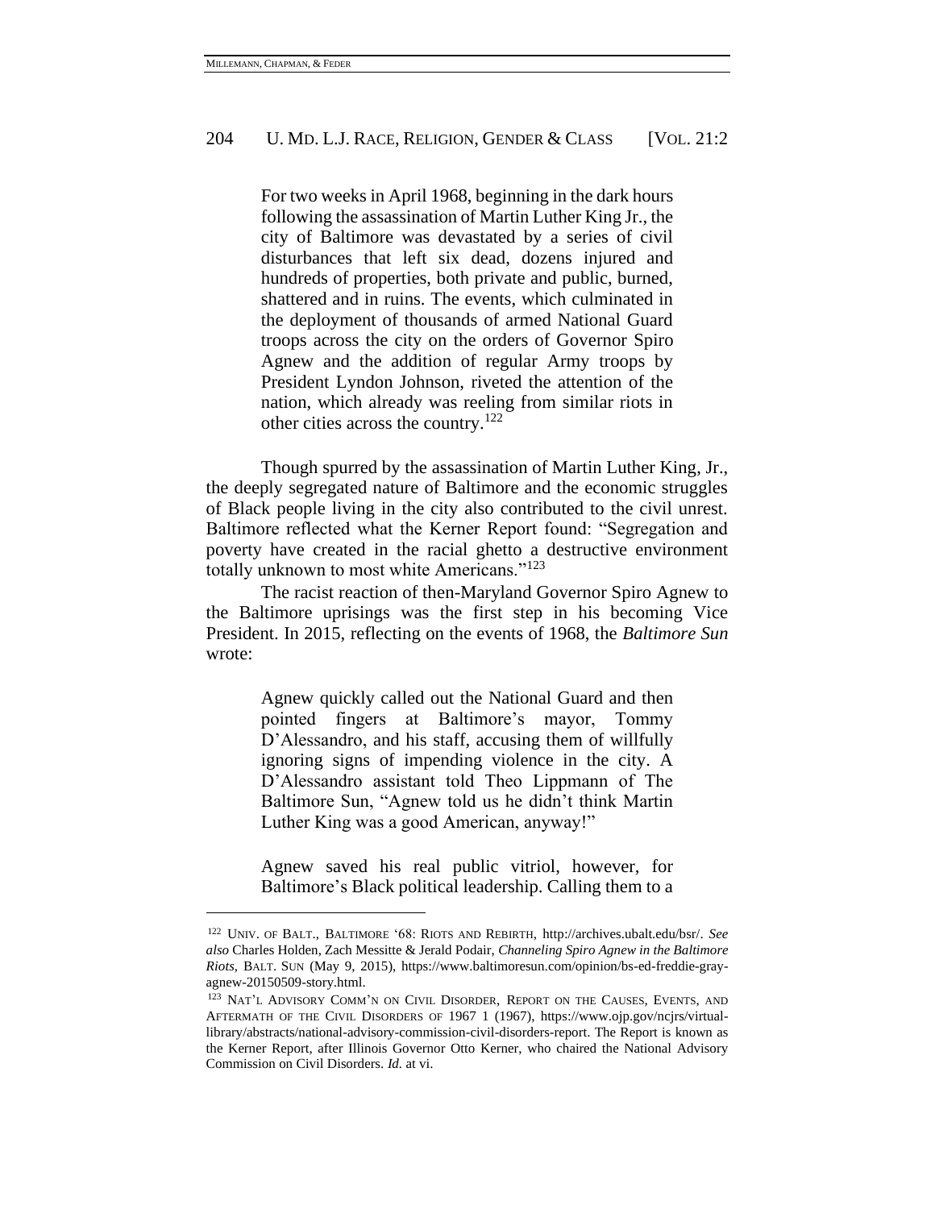> For two weeks in April 1968, beginning in the dark hours following the assassination of Martin Luther King Jr., the city of Baltimore was devastated by a series of civil disturbances that left six dead, dozens injured and hundreds of properties, both private and public, burned, shattered and in ruins. The events, which culminated in the deployment of thousands of armed National Guard troops across the city on the orders of Governor Spiro Agnew and the addition of regular Army troops by President Lyndon Johnson, riveted the attention of the nation, which already was reeling from similar riots in other cities across the country.[122]

Though spurred by the assassination of Martin Luther King, Jr., the deeply segregated nature of Baltimore and the economic struggles of Black people living in the city also contributed to the civil unrest. Baltimore reflected what the Kerner Report found: "Segregation and poverty have created in the racial ghetto a destructive environment totally unknown to most white Americans."[123]

The racist reaction of then-Maryland Governor Spiro Agnew to the Baltimore uprisings was the first step in his becoming Vice President. In 2015, reflecting on the events of 1968, the *Baltimore Sun* wrote:

> Agnew quickly called out the National Guard and then pointed fingers at Baltimore's mayor, Tommy D'Alessandro, and his staff, accusing them of willfully ignoring signs of impending violence in the city. A D'Alessandro assistant told Theo Lippmann of The Baltimore Sun, "Agnew told us he didn't think Martin Luther King was a good American, anyway!"
>
> Agnew saved his real public vitriol, however, for Baltimore's Black political leadership. Calling them to a

---

[122] UNIV. OF BALT., BALTIMORE '68: RIOTS AND REBIRTH, http://archives.ubalt.edu/bsr/. *See also* Charles Holden, Zach Messitte & Jerald Podair, *Channeling Spiro Agnew in the Baltimore Riots*, BALT. SUN (May 9, 2015), https://www.baltimoresun.com/opinion/bs-ed-freddie-gray-agnew-20150509-story.html.

[123] NAT'L ADVISORY COMM'N ON CIVIL DISORDER, REPORT ON THE CAUSES, EVENTS, AND AFTERMATH OF THE CIVIL DISORDERS OF 1967 1 (1967), https://www.ojp.gov/ncjrs/virtual-library/abstracts/national-advisory-commission-civil-disorders-report. The Report is known as the Kerner Report, after Illinois Governor Otto Kerner, who chaired the National Advisory Commission on Civil Disorders. *Id.* at vi.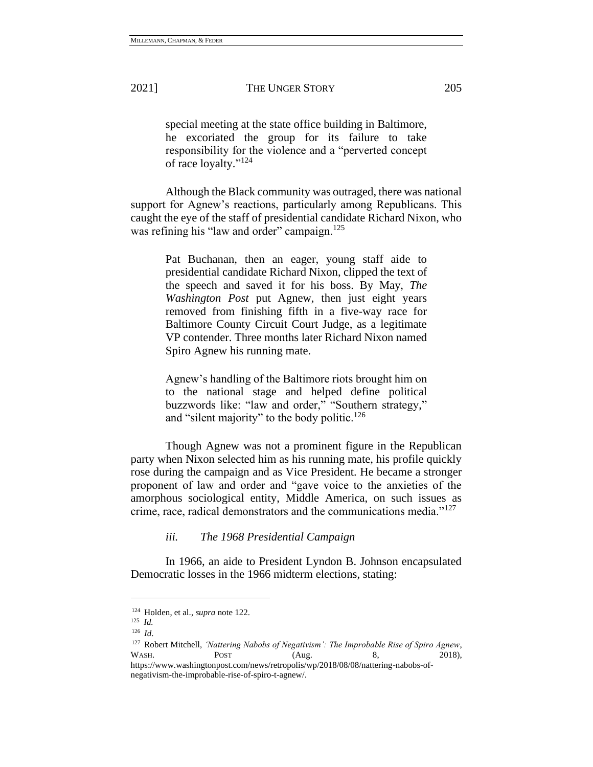> special meeting at the state office building in Baltimore, he excoriated the group for its failure to take responsibility for the violence and a "perverted concept of race loyalty."[124]

Although the Black community was outraged, there was national support for Agnew's reactions, particularly among Republicans. This caught the eye of the staff of presidential candidate Richard Nixon, who was refining his "law and order" campaign.[125]

> Pat Buchanan, then an eager, young staff aide to presidential candidate Richard Nixon, clipped the text of the speech and saved it for his boss. By May, *The Washington Post* put Agnew, then just eight years removed from finishing fifth in a five-way race for Baltimore County Circuit Court Judge, as a legitimate VP contender. Three months later Richard Nixon named Spiro Agnew his running mate.
>
> Agnew's handling of the Baltimore riots brought him on to the national stage and helped define political buzzwords like: "law and order," "Southern strategy," and "silent majority" to the body politic.[126]

Though Agnew was not a prominent figure in the Republican party when Nixon selected him as his running mate, his profile quickly rose during the campaign and as Vice President. He became a stronger proponent of law and order and "gave voice to the anxieties of the amorphous sociological entity, Middle America, on such issues as crime, race, radical demonstrators and the communications media."[127]

### *iii. The 1968 Presidential Campaign*

In 1966, an aide to President Lyndon B. Johnson encapsulated Democratic losses in the 1966 midterm elections, stating:

---

[124] Holden, et al., *supra* note 122.

[125] *Id.*

[126] *Id.*

[127] Robert Mitchell, *'Nattering Nabobs of Negativism': The Improbable Rise of Spiro Agnew*, WASH. POST (Aug. 8, 2018), https://www.washingtonpost.com/news/retropolis/wp/2018/08/08/nattering-nabobs-of-negativism-the-improbable-rise-of-spiro-t-agnew/.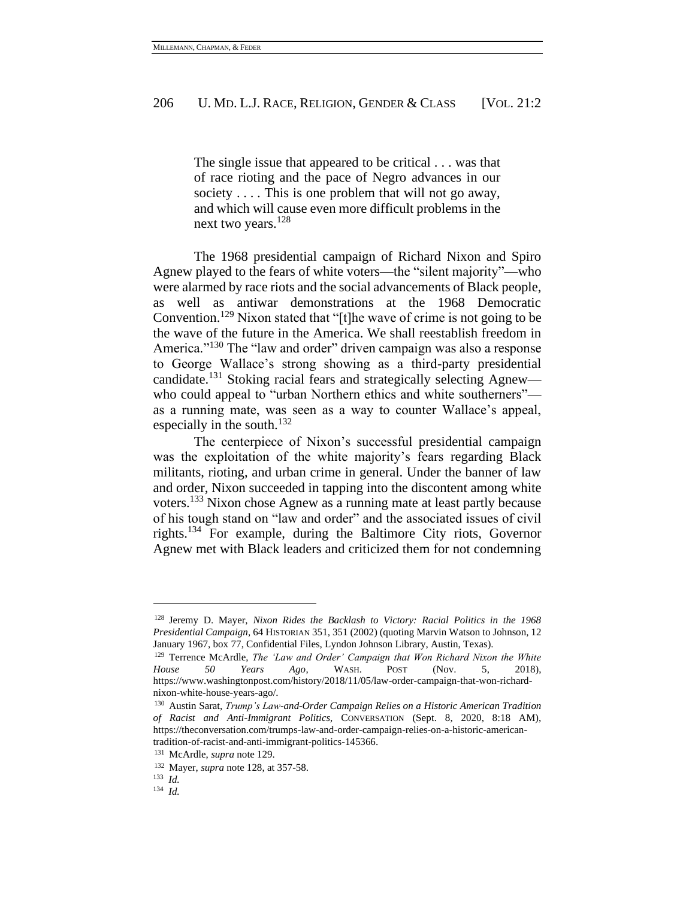> The single issue that appeared to be critical . . . was that of race rioting and the pace of Negro advances in our society . . . . This is one problem that will not go away, and which will cause even more difficult problems in the next two years.[128]

The 1968 presidential campaign of Richard Nixon and Spiro Agnew played to the fears of white voters—the "silent majority"—who were alarmed by race riots and the social advancements of Black people, as well as antiwar demonstrations at the 1968 Democratic Convention.[129] Nixon stated that "[t]he wave of crime is not going to be the wave of the future in the America. We shall reestablish freedom in America."[130] The "law and order" driven campaign was also a response to George Wallace's strong showing as a third-party presidential candidate.[131] Stoking racial fears and strategically selecting Agnew—who could appeal to "urban Northern ethics and white southerners"—as a running mate, was seen as a way to counter Wallace's appeal, especially in the south.[132]

The centerpiece of Nixon's successful presidential campaign was the exploitation of the white majority's fears regarding Black militants, rioting, and urban crime in general. Under the banner of law and order, Nixon succeeded in tapping into the discontent among white voters.[133] Nixon chose Agnew as a running mate at least partly because of his tough stand on "law and order" and the associated issues of civil rights.[134] For example, during the Baltimore City riots, Governor Agnew met with Black leaders and criticized them for not condemning

---

[128] Jeremy D. Mayer, *Nixon Rides the Backlash to Victory: Racial Politics in the 1968 Presidential Campaign*, 64 HISTORIAN 351, 351 (2002) (quoting Marvin Watson to Johnson, 12 January 1967, box 77, Confidential Files, Lyndon Johnson Library, Austin, Texas).

[129] Terrence McArdle, *The 'Law and Order' Campaign that Won Richard Nixon the White House 50 Years Ago*, WASH. POST (Nov. 5, 2018), https://www.washingtonpost.com/history/2018/11/05/law-order-campaign-that-won-richard-nixon-white-house-years-ago/.

[130] Austin Sarat, *Trump's Law-and-Order Campaign Relies on a Historic American Tradition of Racist and Anti-Immigrant Politics*, CONVERSATION (Sept. 8, 2020, 8:18 AM), https://theconversation.com/trumps-law-and-order-campaign-relies-on-a-historic-american-tradition-of-racist-and-anti-immigrant-politics-145366.

[131] McArdle, *supra* note 129.

[132] Mayer, *supra* note 128, at 357-58.

[133] *Id.*

[134] *Id.*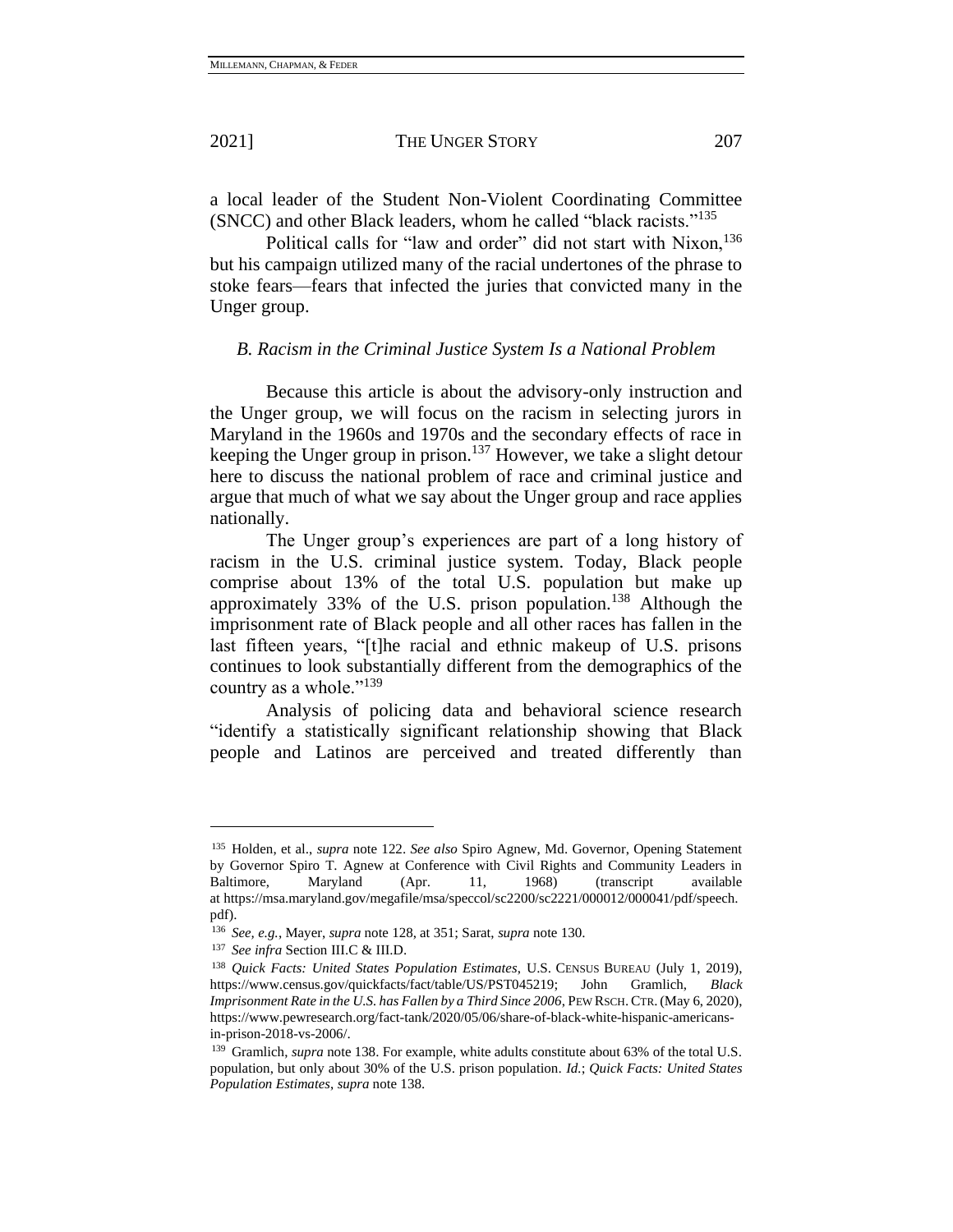a local leader of the Student Non-Violent Coordinating Committee (SNCC) and other Black leaders, whom he called "black racists."[135]

Political calls for "law and order" did not start with Nixon,[136] but his campaign utilized many of the racial undertones of the phrase to stoke fears—fears that infected the juries that convicted many in the Unger group.

### *B. Racism in the Criminal Justice System Is a National Problem*

Because this article is about the advisory-only instruction and the Unger group, we will focus on the racism in selecting jurors in Maryland in the 1960s and 1970s and the secondary effects of race in keeping the Unger group in prison.[137] However, we take a slight detour here to discuss the national problem of race and criminal justice and argue that much of what we say about the Unger group and race applies nationally.

The Unger group's experiences are part of a long history of racism in the U.S. criminal justice system. Today, Black people comprise about 13% of the total U.S. population but make up approximately 33% of the U.S. prison population.[138] Although the imprisonment rate of Black people and all other races has fallen in the last fifteen years, "[t]he racial and ethnic makeup of U.S. prisons continues to look substantially different from the demographics of the country as a whole."[139]

Analysis of policing data and behavioral science research "identify a statistically significant relationship showing that Black people and Latinos are perceived and treated differently than

---

[135] Holden, et al., *supra* note 122. *See also* Spiro Agnew, Md. Governor, Opening Statement by Governor Spiro T. Agnew at Conference with Civil Rights and Community Leaders in Baltimore, Maryland (Apr. 11, 1968) (transcript available at https://msa.maryland.gov/megafile/msa/speccol/sc2200/sc2221/000012/000041/pdf/speech.pdf).

[136] *See, e.g.*, Mayer, *supra* note 128, at 351; Sarat, *supra* note 130.

[137] *See infra* Section III.C & III.D.

[138] *Quick Facts: United States Population Estimates*, U.S. CENSUS BUREAU (July 1, 2019), https://www.census.gov/quickfacts/fact/table/US/PST045219; John Gramlich, *Black Imprisonment Rate in the U.S. has Fallen by a Third Since 2006*, PEW RSCH. CTR. (May 6, 2020), https://www.pewresearch.org/fact-tank/2020/05/06/share-of-black-white-hispanic-americans-in-prison-2018-vs-2006/.

[139] Gramlich, *supra* note 138. For example, white adults constitute about 63% of the total U.S. population, but only about 30% of the U.S. prison population. *Id.*; *Quick Facts: United States Population Estimates*, *supra* note 138.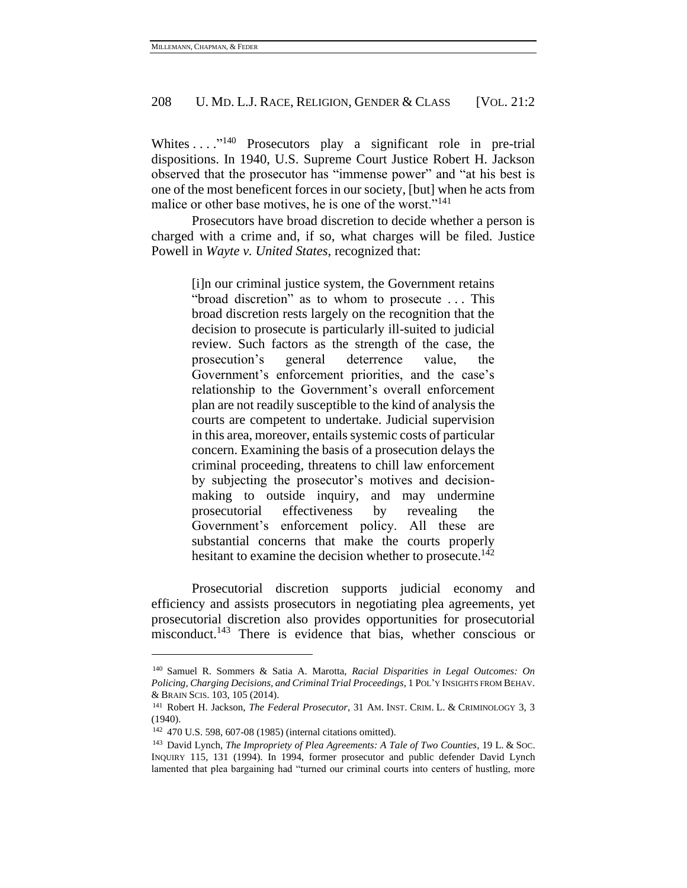Whites . . . ."[140] Prosecutors play a significant role in pre-trial dispositions. In 1940, U.S. Supreme Court Justice Robert H. Jackson observed that the prosecutor has "immense power" and "at his best is one of the most beneficent forces in our society, [but] when he acts from malice or other base motives, he is one of the worst."[141]

Prosecutors have broad discretion to decide whether a person is charged with a crime and, if so, what charges will be filed. Justice Powell in *Wayte v. United States*, recognized that:

> [i]n our criminal justice system, the Government retains "broad discretion" as to whom to prosecute . . . This broad discretion rests largely on the recognition that the decision to prosecute is particularly ill-suited to judicial review. Such factors as the strength of the case, the prosecution's general deterrence value, the Government's enforcement priorities, and the case's relationship to the Government's overall enforcement plan are not readily susceptible to the kind of analysis the courts are competent to undertake. Judicial supervision in this area, moreover, entails systemic costs of particular concern. Examining the basis of a prosecution delays the criminal proceeding, threatens to chill law enforcement by subjecting the prosecutor's motives and decision-making to outside inquiry, and may undermine prosecutorial effectiveness by revealing the Government's enforcement policy. All these are substantial concerns that make the courts properly hesitant to examine the decision whether to prosecute.[142]

Prosecutorial discretion supports judicial economy and efficiency and assists prosecutors in negotiating plea agreements, yet prosecutorial discretion also provides opportunities for prosecutorial misconduct.[143] There is evidence that bias, whether conscious or

---

[140] Samuel R. Sommers & Satia A. Marotta, *Racial Disparities in Legal Outcomes: On Policing, Charging Decisions, and Criminal Trial Proceedings*, 1 POL'Y INSIGHTS FROM BEHAV. & BRAIN SCIS. 103, 105 (2014).

[141] Robert H. Jackson, *The Federal Prosecutor*, 31 AM. INST. CRIM. L. & CRIMINOLOGY 3, 3 (1940).

[142] 470 U.S. 598, 607-08 (1985) (internal citations omitted).

[143] David Lynch, *The Impropriety of Plea Agreements: A Tale of Two Counties*, 19 L. & SOC. INQUIRY 115, 131 (1994). In 1994, former prosecutor and public defender David Lynch lamented that plea bargaining had "turned our criminal courts into centers of hustling, more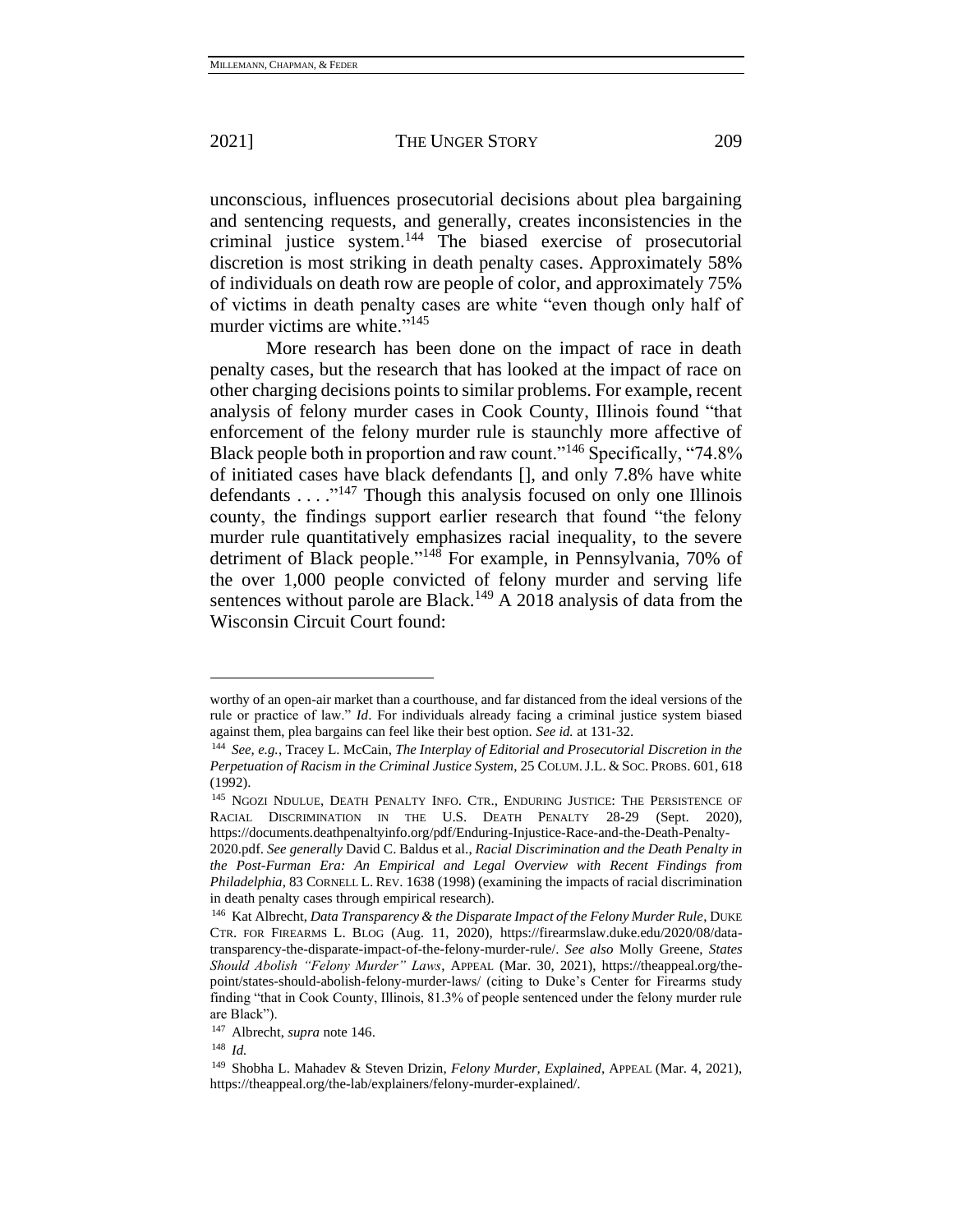unconscious, influences prosecutorial decisions about plea bargaining and sentencing requests, and generally, creates inconsistencies in the criminal justice system.[144] The biased exercise of prosecutorial discretion is most striking in death penalty cases. Approximately 58% of individuals on death row are people of color, and approximately 75% of victims in death penalty cases are white "even though only half of murder victims are white."[145]

More research has been done on the impact of race in death penalty cases, but the research that has looked at the impact of race on other charging decisions points to similar problems. For example, recent analysis of felony murder cases in Cook County, Illinois found "that enforcement of the felony murder rule is staunchly more affective of Black people both in proportion and raw count."[146] Specifically, "74.8% of initiated cases have black defendants [], and only 7.8% have white defendants . . . ."[147] Though this analysis focused on only one Illinois county, the findings support earlier research that found "the felony murder rule quantitatively emphasizes racial inequality, to the severe detriment of Black people."[148] For example, in Pennsylvania, 70% of the over 1,000 people convicted of felony murder and serving life sentences without parole are Black.[149] A 2018 analysis of data from the Wisconsin Circuit Court found:

---

worthy of an open-air market than a courthouse, and far distanced from the ideal versions of the rule or practice of law." *Id*. For individuals already facing a criminal justice system biased against them, plea bargains can feel like their best option. *See id.* at 131-32.

[144] *See, e.g.*, Tracey L. McCain, *The Interplay of Editorial and Prosecutorial Discretion in the Perpetuation of Racism in the Criminal Justice System*, 25 COLUM. J.L. & SOC. PROBS. 601, 618 (1992).

[145] NGOZI NDULUE, DEATH PENALTY INFO. CTR., ENDURING JUSTICE: THE PERSISTENCE OF RACIAL DISCRIMINATION IN THE U.S. DEATH PENALTY 28-29 (Sept. 2020), https://documents.deathpenaltyinfo.org/pdf/Enduring-Injustice-Race-and-the-Death-Penalty-2020.pdf. *See generally* David C. Baldus et al., *Racial Discrimination and the Death Penalty in the Post-Furman Era: An Empirical and Legal Overview with Recent Findings from Philadelphia*, 83 CORNELL L. REV. 1638 (1998) (examining the impacts of racial discrimination in death penalty cases through empirical research).

[146] Kat Albrecht, *Data Transparency & the Disparate Impact of the Felony Murder Rule*, DUKE CTR. FOR FIREARMS L. BLOG (Aug. 11, 2020), https://firearmslaw.duke.edu/2020/08/data-transparency-the-disparate-impact-of-the-felony-murder-rule/. *See also* Molly Greene, *States Should Abolish "Felony Murder" Laws*, APPEAL (Mar. 30, 2021), https://theappeal.org/the-point/states-should-abolish-felony-murder-laws/ (citing to Duke's Center for Firearms study finding "that in Cook County, Illinois, 81.3% of people sentenced under the felony murder rule are Black").

[147] Albrecht, *supra* note 146.

[148] *Id.*

[149] Shobha L. Mahadev & Steven Drizin, *Felony Murder, Explained*, APPEAL (Mar. 4, 2021), https://theappeal.org/the-lab/explainers/felony-murder-explained/.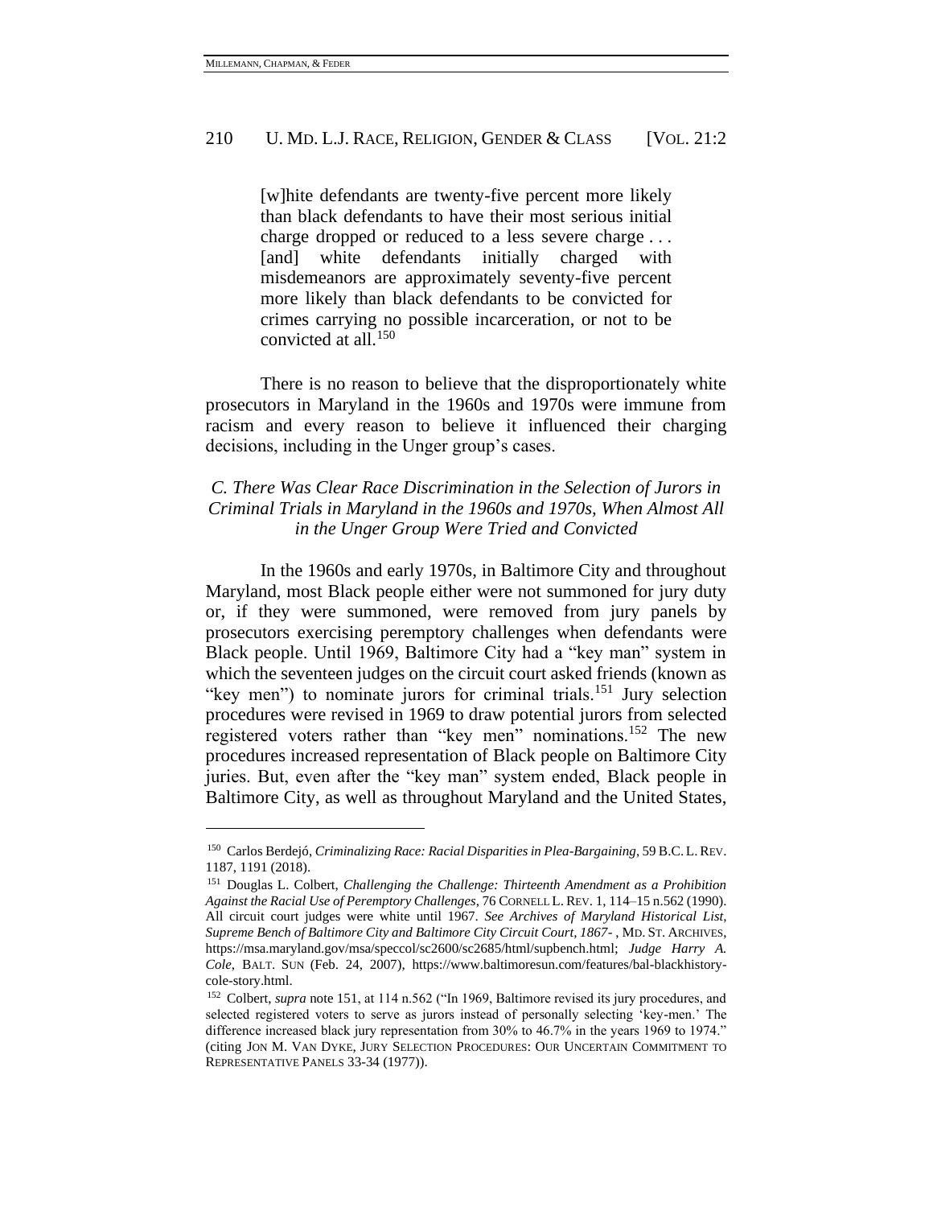> [w]hite defendants are twenty-five percent more likely than black defendants to have their most serious initial charge dropped or reduced to a less severe charge . . . [and] white defendants initially charged with misdemeanors are approximately seventy-five percent more likely than black defendants to be convicted for crimes carrying no possible incarceration, or not to be convicted at all.[150]

There is no reason to believe that the disproportionately white prosecutors in Maryland in the 1960s and 1970s were immune from racism and every reason to believe it influenced their charging decisions, including in the Unger group's cases.

### *C. There Was Clear Race Discrimination in the Selection of Jurors in Criminal Trials in Maryland in the 1960s and 1970s, When Almost All in the Unger Group Were Tried and Convicted*

In the 1960s and early 1970s, in Baltimore City and throughout Maryland, most Black people either were not summoned for jury duty or, if they were summoned, were removed from jury panels by prosecutors exercising peremptory challenges when defendants were Black people. Until 1969, Baltimore City had a "key man" system in which the seventeen judges on the circuit court asked friends (known as "key men") to nominate jurors for criminal trials.[151] Jury selection procedures were revised in 1969 to draw potential jurors from selected registered voters rather than "key men" nominations.[152] The new procedures increased representation of Black people on Baltimore City juries. But, even after the "key man" system ended, Black people in Baltimore City, as well as throughout Maryland and the United States,

---

[150] Carlos Berdejó, *Criminalizing Race: Racial Disparities in Plea-Bargaining*, 59 B.C. L. REV. 1187, 1191 (2018).

[151] Douglas L. Colbert, *Challenging the Challenge: Thirteenth Amendment as a Prohibition Against the Racial Use of Peremptory Challenges*, 76 CORNELL L. REV. 1, 114–15 n.562 (1990). All circuit court judges were white until 1967. *See Archives of Maryland Historical List, Supreme Bench of Baltimore City and Baltimore City Circuit Court, 1867-* , MD. ST. ARCHIVES, https://msa.maryland.gov/msa/speccol/sc2600/sc2685/html/supbench.html; *Judge Harry A. Cole*, BALT. SUN (Feb. 24, 2007), https://www.baltimoresun.com/features/bal-blackhistory-cole-story.html.

[152] Colbert, *supra* note 151, at 114 n.562 ("In 1969, Baltimore revised its jury procedures, and selected registered voters to serve as jurors instead of personally selecting 'key-men.' The difference increased black jury representation from 30% to 46.7% in the years 1969 to 1974." (citing JON M. VAN DYKE, JURY SELECTION PROCEDURES: OUR UNCERTAIN COMMITMENT TO REPRESENTATIVE PANELS 33-34 (1977)).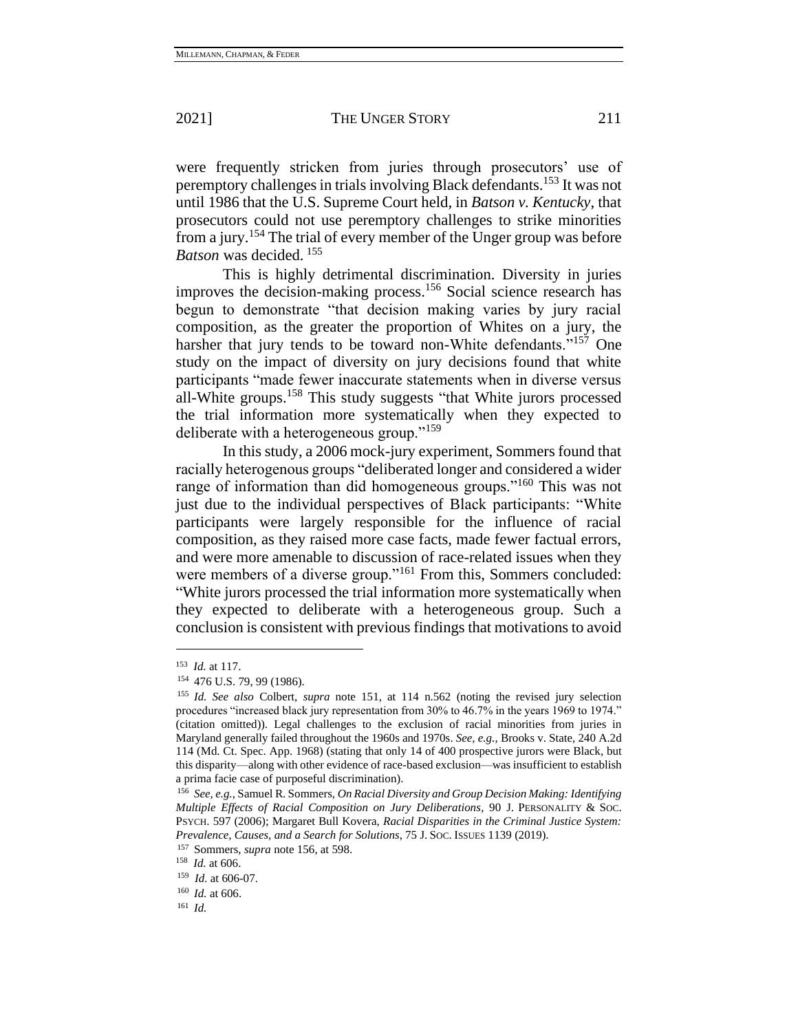were frequently stricken from juries through prosecutors' use of peremptory challenges in trials involving Black defendants.[153] It was not until 1986 that the U.S. Supreme Court held, in *Batson v. Kentucky*, that prosecutors could not use peremptory challenges to strike minorities from a jury.[154] The trial of every member of the Unger group was before *Batson* was decided. [155]

This is highly detrimental discrimination. Diversity in juries improves the decision-making process.[156] Social science research has begun to demonstrate "that decision making varies by jury racial composition, as the greater the proportion of Whites on a jury, the harsher that jury tends to be toward non-White defendants."[157] One study on the impact of diversity on jury decisions found that white participants "made fewer inaccurate statements when in diverse versus all-White groups.[158] This study suggests "that White jurors processed the trial information more systematically when they expected to deliberate with a heterogeneous group."[159]

In this study, a 2006 mock-jury experiment, Sommers found that racially heterogenous groups "deliberated longer and considered a wider range of information than did homogeneous groups."[160] This was not just due to the individual perspectives of Black participants: "White participants were largely responsible for the influence of racial composition, as they raised more case facts, made fewer factual errors, and were more amenable to discussion of race-related issues when they were members of a diverse group."[161] From this, Sommers concluded: "White jurors processed the trial information more systematically when they expected to deliberate with a heterogeneous group. Such a conclusion is consistent with previous findings that motivations to avoid

---

[153] *Id.* at 117.

[154] 476 U.S. 79, 99 (1986).

[155] *Id. See also* Colbert, *supra* note 151, at 114 n.562 (noting the revised jury selection procedures "increased black jury representation from 30% to 46.7% in the years 1969 to 1974." (citation omitted)). Legal challenges to the exclusion of racial minorities from juries in Maryland generally failed throughout the 1960s and 1970s. *See, e.g.*, Brooks v. State, 240 A.2d 114 (Md. Ct. Spec. App. 1968) (stating that only 14 of 400 prospective jurors were Black, but this disparity—along with other evidence of race-based exclusion—was insufficient to establish a prima facie case of purposeful discrimination).

[156] *See, e.g.*, Samuel R. Sommers, *On Racial Diversity and Group Decision Making: Identifying Multiple Effects of Racial Composition on Jury Deliberations*, 90 J. PERSONALITY & SOC. PSYCH. 597 (2006); Margaret Bull Kovera, *Racial Disparities in the Criminal Justice System: Prevalence, Causes, and a Search for Solutions*, 75 J. SOC. ISSUES 1139 (2019).

[157] Sommers, *supra* note 156, at 598.

[158] *Id.* at 606.

[159] *Id.* at 606-07.

[160] *Id.* at 606.

[161] *Id.*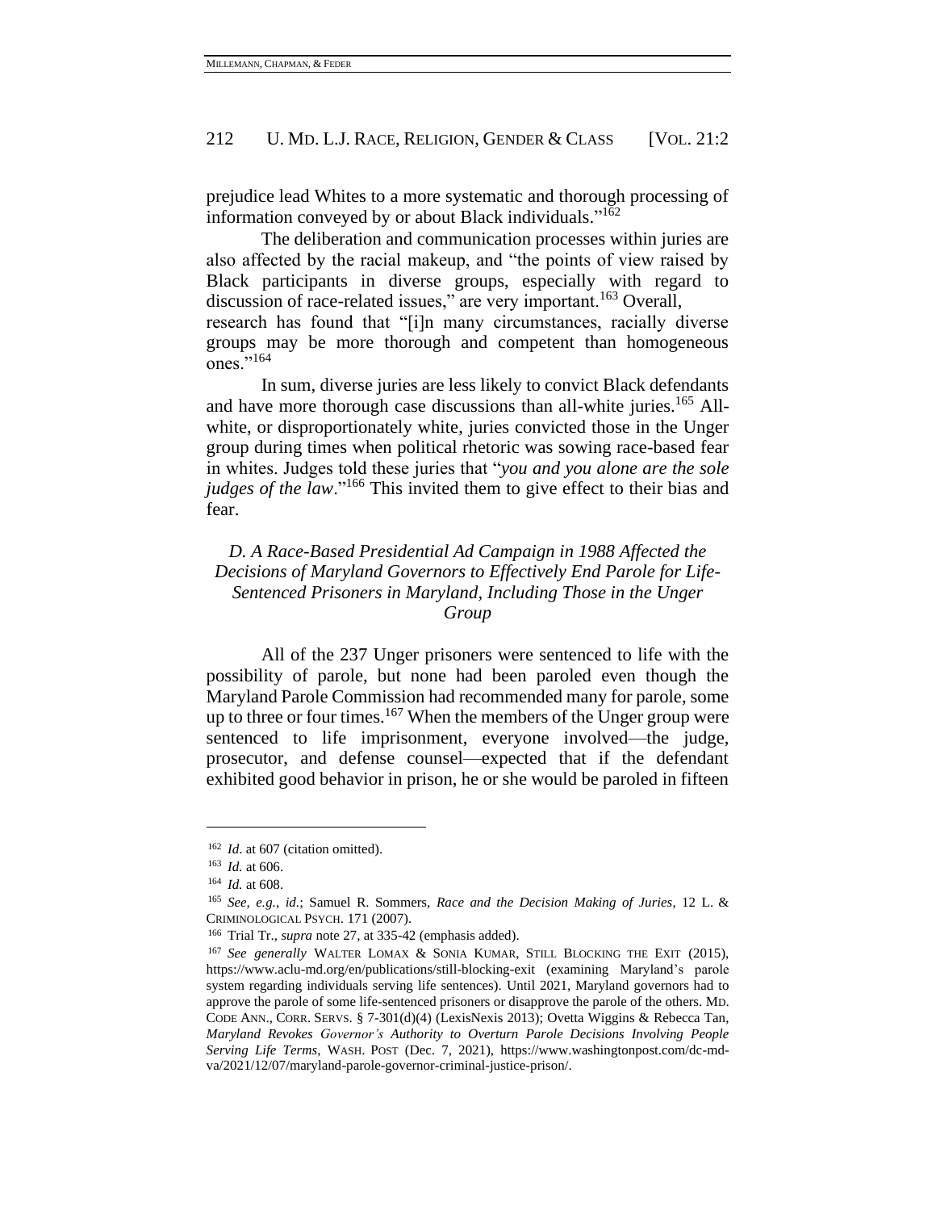prejudice lead Whites to a more systematic and thorough processing of information conveyed by or about Black individuals."[162]

The deliberation and communication processes within juries are also affected by the racial makeup, and "the points of view raised by Black participants in diverse groups, especially with regard to discussion of race-related issues," are very important.[163] Overall, research has found that "[i]n many circumstances, racially diverse groups may be more thorough and competent than homogeneous ones."[164]

In sum, diverse juries are less likely to convict Black defendants and have more thorough case discussions than all-white juries.[165] All-white, or disproportionately white, juries convicted those in the Unger group during times when political rhetoric was sowing race-based fear in whites. Judges told these juries that "*you and you alone are the sole judges of the law*."[166] This invited them to give effect to their bias and fear.

### *D. A Race-Based Presidential Ad Campaign in 1988 Affected the Decisions of Maryland Governors to Effectively End Parole for Life-Sentenced Prisoners in Maryland, Including Those in the Unger Group*

All of the 237 Unger prisoners were sentenced to life with the possibility of parole, but none had been paroled even though the Maryland Parole Commission had recommended many for parole, some up to three or four times.[167] When the members of the Unger group were sentenced to life imprisonment, everyone involved—the judge, prosecutor, and defense counsel—expected that if the defendant exhibited good behavior in prison, he or she would be paroled in fifteen

---

[162] *Id.* at 607 (citation omitted).

[163] *Id.* at 606.

[164] *Id.* at 608.

[165] *See, e.g.*, *id.*; Samuel R. Sommers, *Race and the Decision Making of Juries*, 12 L. & CRIMINOLOGICAL PSYCH. 171 (2007).

[166] Trial Tr., *supra* note 27, at 335-42 (emphasis added).

[167] *See generally* WALTER LOMAX & SONIA KUMAR, STILL BLOCKING THE EXIT (2015), https://www.aclu-md.org/en/publications/still-blocking-exit (examining Maryland's parole system regarding individuals serving life sentences). Until 2021, Maryland governors had to approve the parole of some life-sentenced prisoners or disapprove the parole of the others. MD. CODE ANN., CORR. SERVS. § 7-301(d)(4) (LexisNexis 2013); Ovetta Wiggins & Rebecca Tan, *Maryland Revokes Governor's Authority to Overturn Parole Decisions Involving People Serving Life Terms*, WASH. POST (Dec. 7, 2021), https://www.washingtonpost.com/dc-md-va/2021/12/07/maryland-parole-governor-criminal-justice-prison/.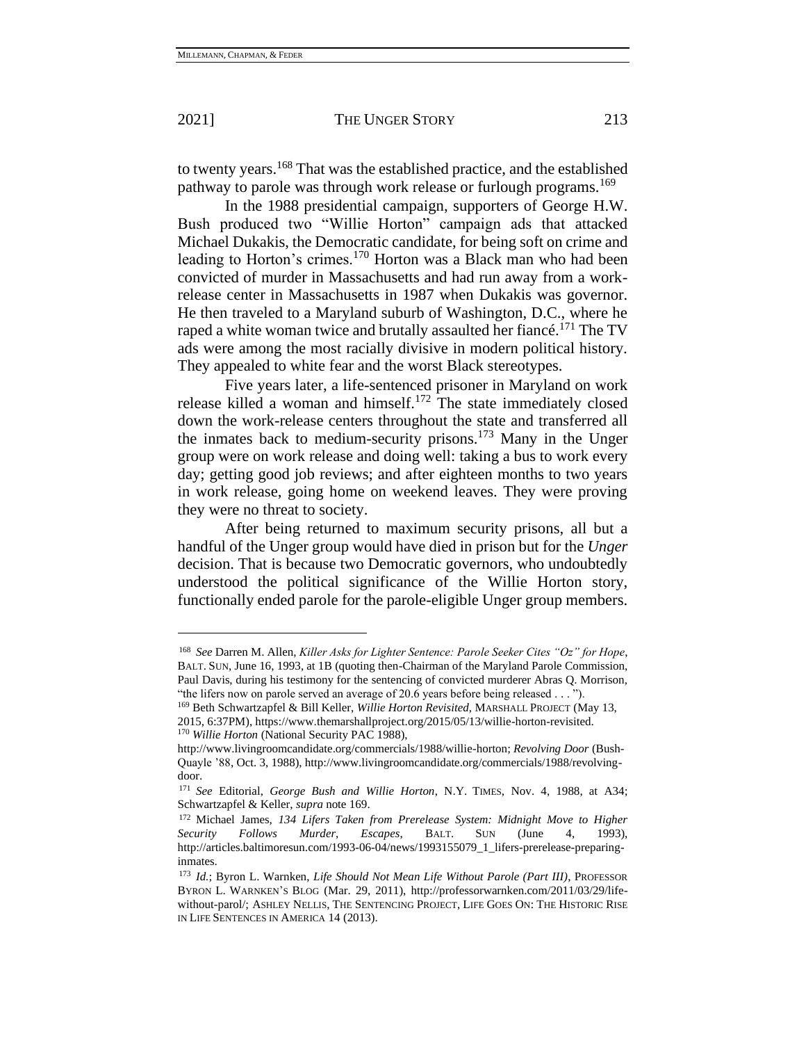to twenty years.[168] That was the established practice, and the established pathway to parole was through work release or furlough programs.[169]

In the 1988 presidential campaign, supporters of George H.W. Bush produced two "Willie Horton" campaign ads that attacked Michael Dukakis, the Democratic candidate, for being soft on crime and leading to Horton's crimes.[170] Horton was a Black man who had been convicted of murder in Massachusetts and had run away from a work-release center in Massachusetts in 1987 when Dukakis was governor. He then traveled to a Maryland suburb of Washington, D.C., where he raped a white woman twice and brutally assaulted her fiancé.[171] The TV ads were among the most racially divisive in modern political history. They appealed to white fear and the worst Black stereotypes.

Five years later, a life-sentenced prisoner in Maryland on work release killed a woman and himself.[172] The state immediately closed down the work-release centers throughout the state and transferred all the inmates back to medium-security prisons.[173] Many in the Unger group were on work release and doing well: taking a bus to work every day; getting good job reviews; and after eighteen months to two years in work release, going home on weekend leaves. They were proving they were no threat to society.

After being returned to maximum security prisons, all but a handful of the Unger group would have died in prison but for the *Unger* decision. That is because two Democratic governors, who undoubtedly understood the political significance of the Willie Horton story, functionally ended parole for the parole-eligible Unger group members.

---

[168] *See* Darren M. Allen, *Killer Asks for Lighter Sentence: Parole Seeker Cites "Oz" for Hope*, BALT. SUN, June 16, 1993, at 1B (quoting then-Chairman of the Maryland Parole Commission, Paul Davis, during his testimony for the sentencing of convicted murderer Abras Q. Morrison, "the lifers now on parole served an average of 20.6 years before being released . . . ").

[169] Beth Schwartzapfel & Bill Keller, *Willie Horton Revisited*, MARSHALL PROJECT (May 13, 2015, 6:37PM), https://www.themarshallproject.org/2015/05/13/willie-horton-revisited.

[170] *Willie Horton* (National Security PAC 1988), http://www.livingroomcandidate.org/commercials/1988/willie-horton; *Revolving Door* (Bush-Quayle '88, Oct. 3, 1988), http://www.livingroomcandidate.org/commercials/1988/revolving-door.

[171] *See* Editorial, *George Bush and Willie Horton*, N.Y. TIMES, Nov. 4, 1988, at A34; Schwartzapfel & Keller, *supra* note 169.

[172] Michael James, *134 Lifers Taken from Prerelease System: Midnight Move to Higher Security Follows Murder, Escapes*, BALT. SUN (June 4, 1993), http://articles.baltimoresun.com/1993-06-04/news/1993155079_1_lifers-prerelease-preparing-inmates.

[173] *Id.*; Byron L. Warnken, *Life Should Not Mean Life Without Parole (Part III)*, PROFESSOR BYRON L. WARNKEN'S BLOG (Mar. 29, 2011), http://professorwarnken.com/2011/03/29/life-without-parol/; ASHLEY NELLIS, THE SENTENCING PROJECT, LIFE GOES ON: THE HISTORIC RISE IN LIFE SENTENCES IN AMERICA 14 (2013).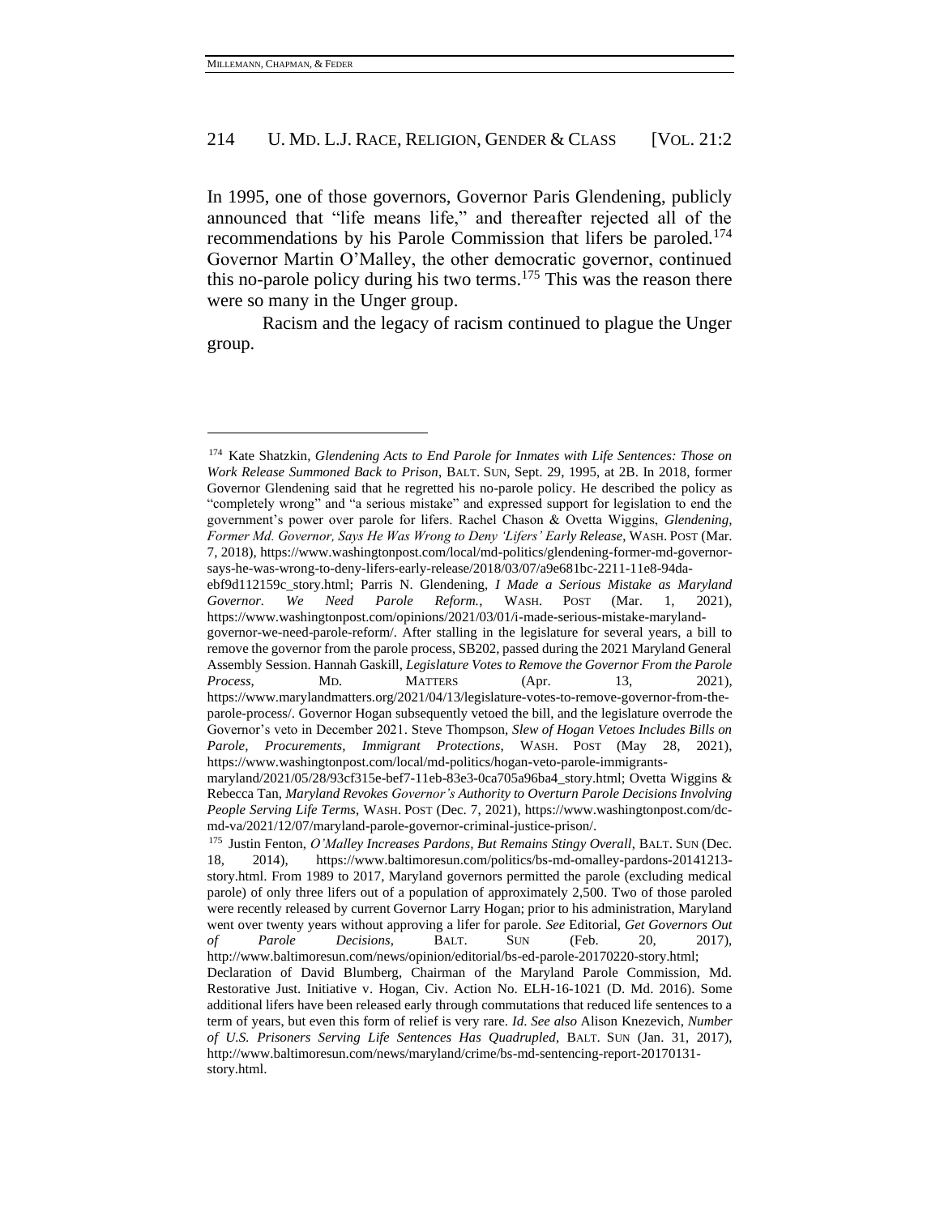In 1995, one of those governors, Governor Paris Glendening, publicly announced that "life means life," and thereafter rejected all of the recommendations by his Parole Commission that lifers be paroled.[174] Governor Martin O'Malley, the other democratic governor, continued this no-parole policy during his two terms.[175] This was the reason there were so many in the Unger group.

Racism and the legacy of racism continued to plague the Unger group.

---

[174] Kate Shatzkin, *Glendening Acts to End Parole for Inmates with Life Sentences: Those on Work Release Summoned Back to Prison*, BALT. SUN, Sept. 29, 1995, at 2B. In 2018, former Governor Glendening said that he regretted his no-parole policy. He described the policy as "completely wrong" and "a serious mistake" and expressed support for legislation to end the government's power over parole for lifers. Rachel Chason & Ovetta Wiggins, *Glendening, Former Md. Governor, Says He Was Wrong to Deny 'Lifers' Early Release*, WASH. POST (Mar. 7, 2018), https://www.washingtonpost.com/local/md-politics/glendening-former-md-governor-says-he-was-wrong-to-deny-lifers-early-release/2018/03/07/a9e681bc-2211-11e8-94da-ebf9d112159c_story.html; Parris N. Glendening, *I Made a Serious Mistake as Maryland Governor. We Need Parole Reform.*, WASH. POST (Mar. 1, 2021), https://www.washingtonpost.com/opinions/2021/03/01/i-made-serious-mistake-maryland-governor-we-need-parole-reform/. After stalling in the legislature for several years, a bill to remove the governor from the parole process, SB202, passed during the 2021 Maryland General Assembly Session. Hannah Gaskill, *Legislature Votes to Remove the Governor From the Parole Process*, MD. MATTERS (Apr. 13, 2021), https://www.marylandmatters.org/2021/04/13/legislature-votes-to-remove-governor-from-the-parole-process/. Governor Hogan subsequently vetoed the bill, and the legislature overrode the Governor's veto in December 2021. Steve Thompson, *Slew of Hogan Vetoes Includes Bills on Parole, Procurements, Immigrant Protections*, WASH. POST (May 28, 2021), https://www.washingtonpost.com/local/md-politics/hogan-veto-parole-immigrants-maryland/2021/05/28/93cf315e-bef7-11eb-83e3-0ca705a96ba4_story.html; Ovetta Wiggins & Rebecca Tan, *Maryland Revokes Governor's Authority to Overturn Parole Decisions Involving People Serving Life Terms*, WASH. POST (Dec. 7, 2021), https://www.washingtonpost.com/dc-md-va/2021/12/07/maryland-parole-governor-criminal-justice-prison/.

[175] Justin Fenton, *O'Malley Increases Pardons, But Remains Stingy Overall*, BALT. SUN (Dec. 18, 2014), https://www.baltimoresun.com/politics/bs-md-omalley-pardons-20141213-story.html. From 1989 to 2017, Maryland governors permitted the parole (excluding medical parole) of only three lifers out of a population of approximately 2,500. Two of those paroled were recently released by current Governor Larry Hogan; prior to his administration, Maryland went over twenty years without approving a lifer for parole. *See* Editorial, *Get Governors Out of Parole Decisions*, BALT. SUN (Feb. 20, 2017), http://www.baltimoresun.com/news/opinion/editorial/bs-ed-parole-20170220-story.html; Declaration of David Blumberg, Chairman of the Maryland Parole Commission, Md. Restorative Just. Initiative v. Hogan, Civ. Action No. ELH-16-1021 (D. Md. 2016). Some additional lifers have been released early through commutations that reduced life sentences to a term of years, but even this form of relief is very rare. *Id. See also* Alison Knezevich, *Number of U.S. Prisoners Serving Life Sentences Has Quadrupled*, BALT. SUN (Jan. 31, 2017), http://www.baltimoresun.com/news/maryland/crime/bs-md-sentencing-report-20170131-story.html.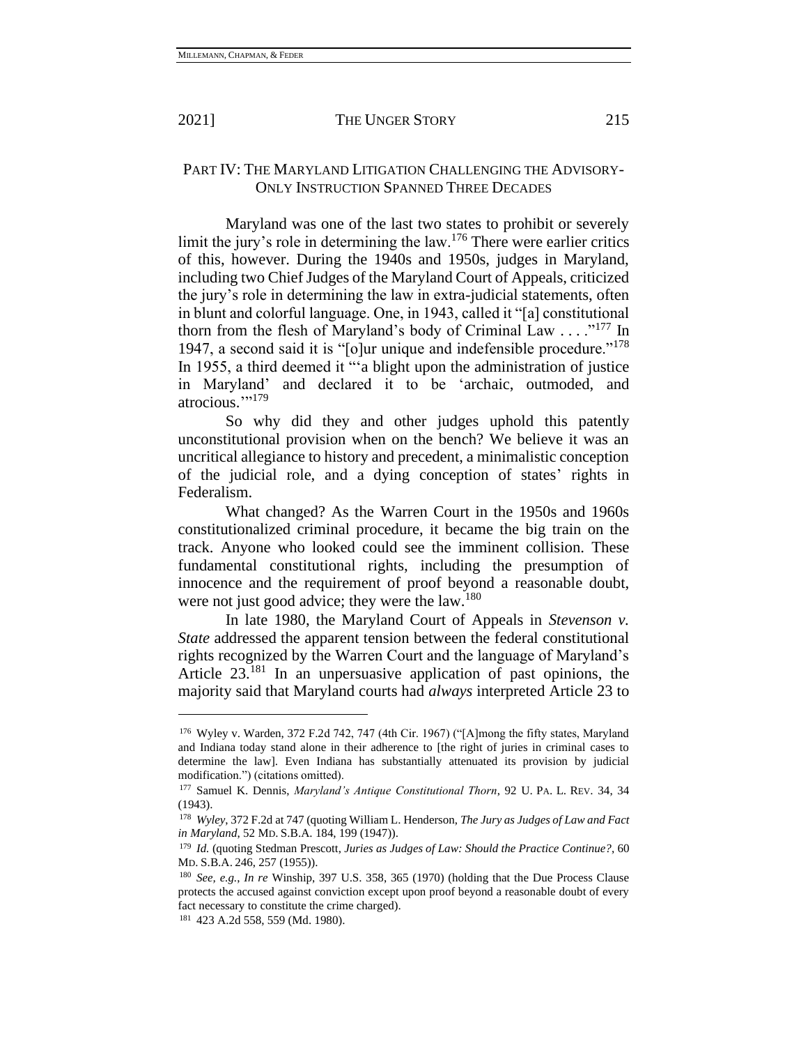## PART IV: THE MARYLAND LITIGATION CHALLENGING THE ADVISORY-ONLY INSTRUCTION SPANNED THREE DECADES

Maryland was one of the last two states to prohibit or severely limit the jury's role in determining the law.[176] There were earlier critics of this, however. During the 1940s and 1950s, judges in Maryland, including two Chief Judges of the Maryland Court of Appeals, criticized the jury's role in determining the law in extra-judicial statements, often in blunt and colorful language. One, in 1943, called it "[a] constitutional thorn from the flesh of Maryland's body of Criminal Law . . . ."[177] In 1947, a second said it is "[o]ur unique and indefensible procedure."[178] In 1955, a third deemed it "'a blight upon the administration of justice in Maryland' and declared it to be 'archaic, outmoded, and atrocious.'"[179]

So why did they and other judges uphold this patently unconstitutional provision when on the bench? We believe it was an uncritical allegiance to history and precedent, a minimalistic conception of the judicial role, and a dying conception of states' rights in Federalism.

What changed? As the Warren Court in the 1950s and 1960s constitutionalized criminal procedure, it became the big train on the track. Anyone who looked could see the imminent collision. These fundamental constitutional rights, including the presumption of innocence and the requirement of proof beyond a reasonable doubt, were not just good advice; they were the law.[180]

In late 1980, the Maryland Court of Appeals in *Stevenson v. State* addressed the apparent tension between the federal constitutional rights recognized by the Warren Court and the language of Maryland's Article 23.[181] In an unpersuasive application of past opinions, the majority said that Maryland courts had *always* interpreted Article 23 to

---

[176] Wyley v. Warden, 372 F.2d 742, 747 (4th Cir. 1967) ("[A]mong the fifty states, Maryland and Indiana today stand alone in their adherence to [the right of juries in criminal cases to determine the law]. Even Indiana has substantially attenuated its provision by judicial modification.") (citations omitted).

[177] Samuel K. Dennis, *Maryland's Antique Constitutional Thorn*, 92 U. PA. L. REV. 34, 34 (1943).

[178] *Wyley*, 372 F.2d at 747 (quoting William L. Henderson, *The Jury as Judges of Law and Fact in Maryland*, 52 MD. S.B.A. 184, 199 (1947)).

[179] *Id.* (quoting Stedman Prescott, *Juries as Judges of Law: Should the Practice Continue?*, 60 MD. S.B.A. 246, 257 (1955)).

[180] *See, e.g.*, *In re* Winship, 397 U.S. 358, 365 (1970) (holding that the Due Process Clause protects the accused against conviction except upon proof beyond a reasonable doubt of every fact necessary to constitute the crime charged).

[181] 423 A.2d 558, 559 (Md. 1980).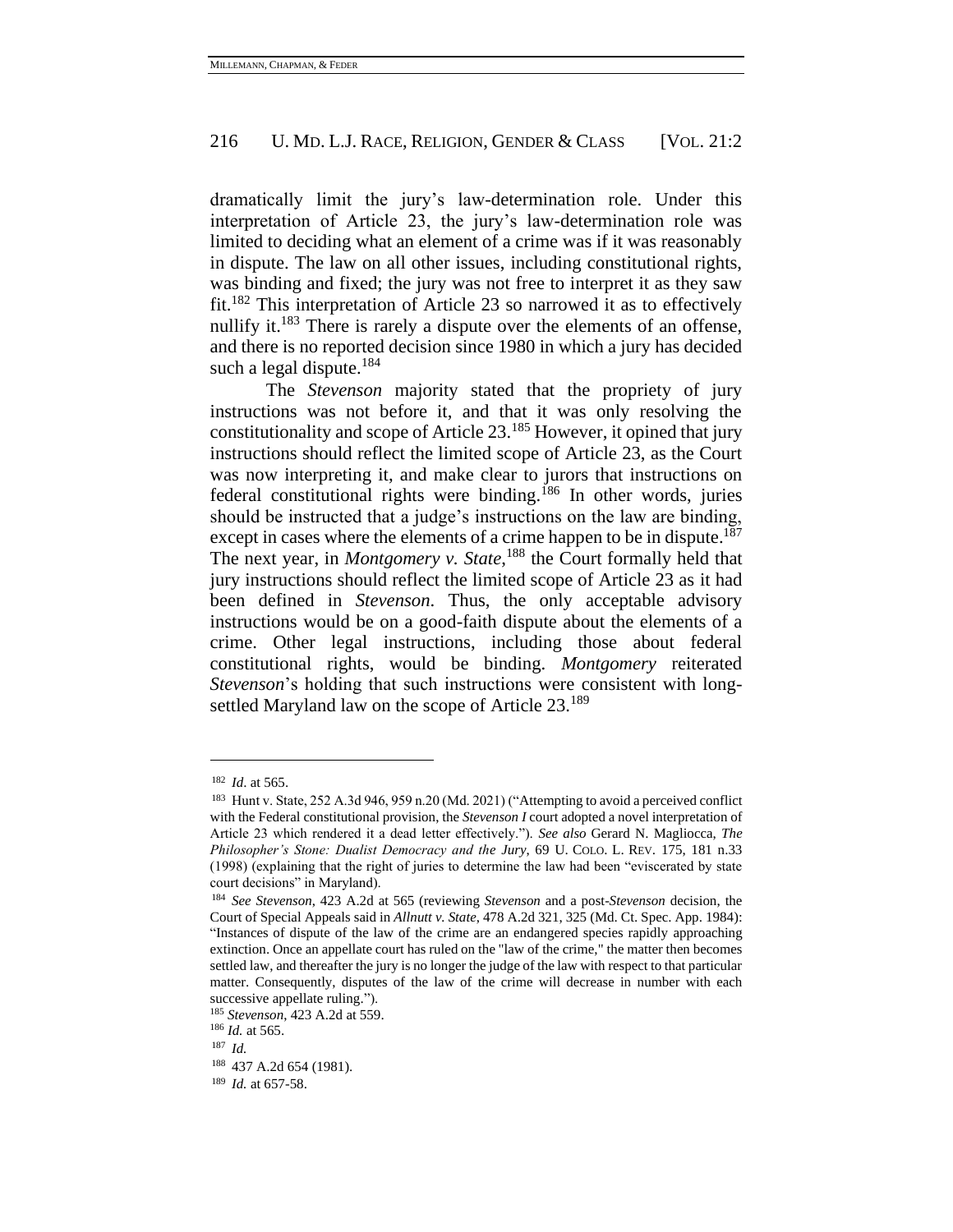dramatically limit the jury's law-determination role. Under this interpretation of Article 23, the jury's law-determination role was limited to deciding what an element of a crime was if it was reasonably in dispute. The law on all other issues, including constitutional rights, was binding and fixed; the jury was not free to interpret it as they saw fit.[182] This interpretation of Article 23 so narrowed it as to effectively nullify it.[183] There is rarely a dispute over the elements of an offense, and there is no reported decision since 1980 in which a jury has decided such a legal dispute.[184]

The *Stevenson* majority stated that the propriety of jury instructions was not before it, and that it was only resolving the constitutionality and scope of Article 23.[185] However, it opined that jury instructions should reflect the limited scope of Article 23, as the Court was now interpreting it, and make clear to jurors that instructions on federal constitutional rights were binding.[186] In other words, juries should be instructed that a judge's instructions on the law are binding, except in cases where the elements of a crime happen to be in dispute.[187] The next year, in *Montgomery v. State*,[188] the Court formally held that jury instructions should reflect the limited scope of Article 23 as it had been defined in *Stevenson*. Thus, the only acceptable advisory instructions would be on a good-faith dispute about the elements of a crime. Other legal instructions, including those about federal constitutional rights, would be binding. *Montgomery* reiterated *Stevenson*'s holding that such instructions were consistent with long-settled Maryland law on the scope of Article 23.[189]

---

[182] *Id*. at 565.

[183] Hunt v. State, 252 A.3d 946, 959 n.20 (Md. 2021) ("Attempting to avoid a perceived conflict with the Federal constitutional provision, the *Stevenson I* court adopted a novel interpretation of Article 23 which rendered it a dead letter effectively."). *See also* Gerard N. Magliocca, *The Philosopher's Stone: Dualist Democracy and the Jury*, 69 U. COLO. L. REV. 175, 181 n.33 (1998) (explaining that the right of juries to determine the law had been "eviscerated by state court decisions" in Maryland).

[184] *See Stevenson*, 423 A.2d at 565 (reviewing *Stevenson* and a post-*Stevenson* decision, the Court of Special Appeals said in *Allnutt v. State*, 478 A.2d 321, 325 (Md. Ct. Spec. App. 1984): "Instances of dispute of the law of the crime are an endangered species rapidly approaching extinction. Once an appellate court has ruled on the "law of the crime," the matter then becomes settled law, and thereafter the jury is no longer the judge of the law with respect to that particular matter. Consequently, disputes of the law of the crime will decrease in number with each successive appellate ruling.").

[185] *Stevenson*, 423 A.2d at 559.

[186] *Id.* at 565.

[187] *Id.*

[188] 437 A.2d 654 (1981).

[189] *Id.* at 657-58.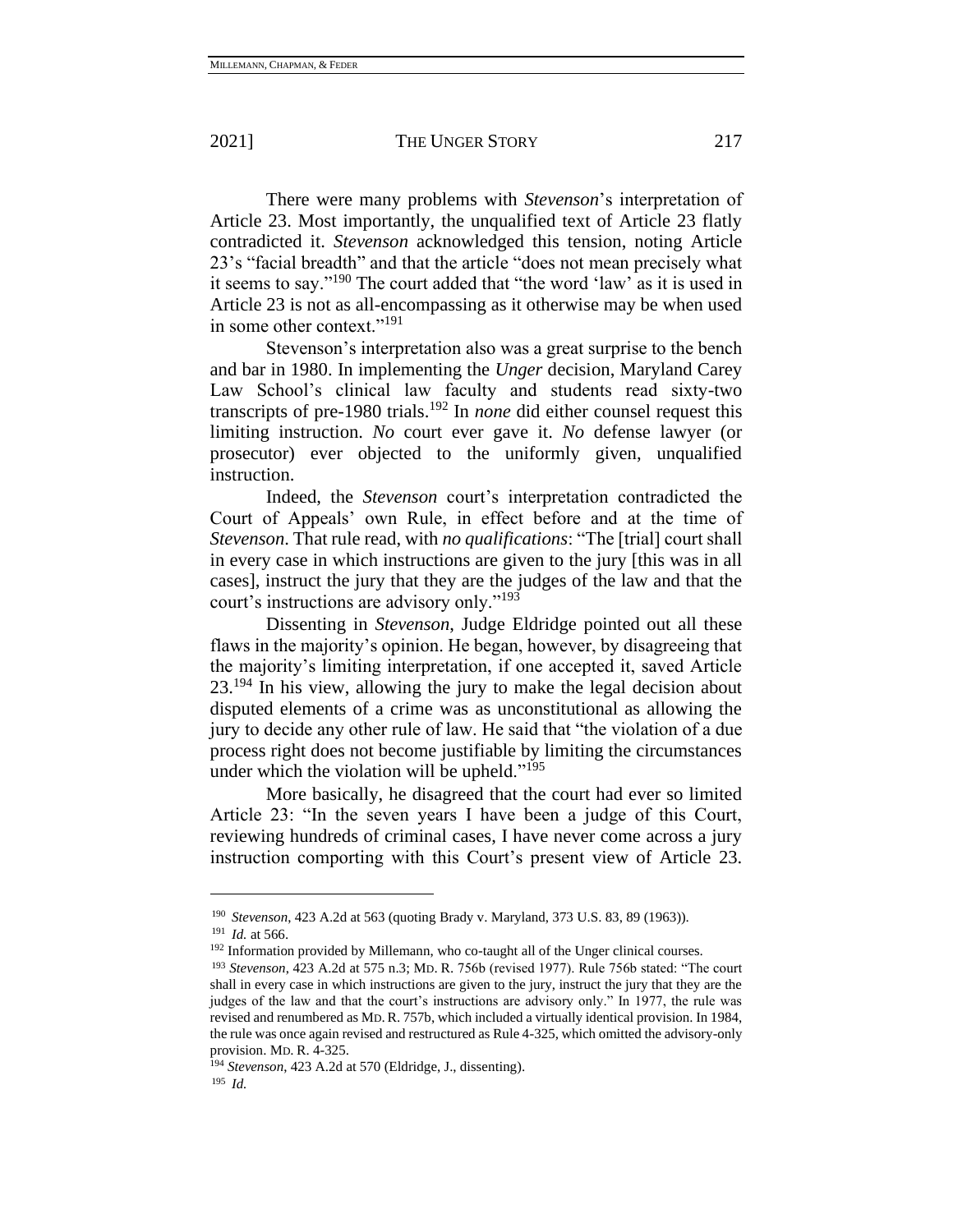There were many problems with *Stevenson*'s interpretation of Article 23. Most importantly, the unqualified text of Article 23 flatly contradicted it. *Stevenson* acknowledged this tension, noting Article 23's "facial breadth" and that the article "does not mean precisely what it seems to say."[190] The court added that "the word 'law' as it is used in Article 23 is not as all-encompassing as it otherwise may be when used in some other context."[191]

Stevenson's interpretation also was a great surprise to the bench and bar in 1980. In implementing the *Unger* decision, Maryland Carey Law School's clinical law faculty and students read sixty-two transcripts of pre-1980 trials.[192] In *none* did either counsel request this limiting instruction. *No* court ever gave it. *No* defense lawyer (or prosecutor) ever objected to the uniformly given, unqualified instruction.

Indeed, the *Stevenson* court's interpretation contradicted the Court of Appeals' own Rule, in effect before and at the time of *Stevenson*. That rule read, with *no qualifications*: "The [trial] court shall in every case in which instructions are given to the jury [this was in all cases], instruct the jury that they are the judges of the law and that the court's instructions are advisory only."[193]

Dissenting in *Stevenson*, Judge Eldridge pointed out all these flaws in the majority's opinion. He began, however, by disagreeing that the majority's limiting interpretation, if one accepted it, saved Article 23.[194] In his view, allowing the jury to make the legal decision about disputed elements of a crime was as unconstitutional as allowing the jury to decide any other rule of law. He said that "the violation of a due process right does not become justifiable by limiting the circumstances under which the violation will be upheld."[195]

More basically, he disagreed that the court had ever so limited Article 23: "In the seven years I have been a judge of this Court, reviewing hundreds of criminal cases, I have never come across a jury instruction comporting with this Court's present view of Article 23.

---

[190] *Stevenson*, 423 A.2d at 563 (quoting Brady v. Maryland, 373 U.S. 83, 89 (1963)).

[191] *Id.* at 566.

[192] Information provided by Millemann, who co-taught all of the Unger clinical courses.

[193] *Stevenson*, 423 A.2d at 575 n.3; MD. R. 756b (revised 1977). Rule 756b stated: "The court shall in every case in which instructions are given to the jury, instruct the jury that they are the judges of the law and that the court's instructions are advisory only." In 1977, the rule was revised and renumbered as MD. R. 757b, which included a virtually identical provision. In 1984, the rule was once again revised and restructured as Rule 4-325, which omitted the advisory-only provision. MD. R. 4-325.

[194] *Stevenson*, 423 A.2d at 570 (Eldridge, J., dissenting).

[195] *Id.*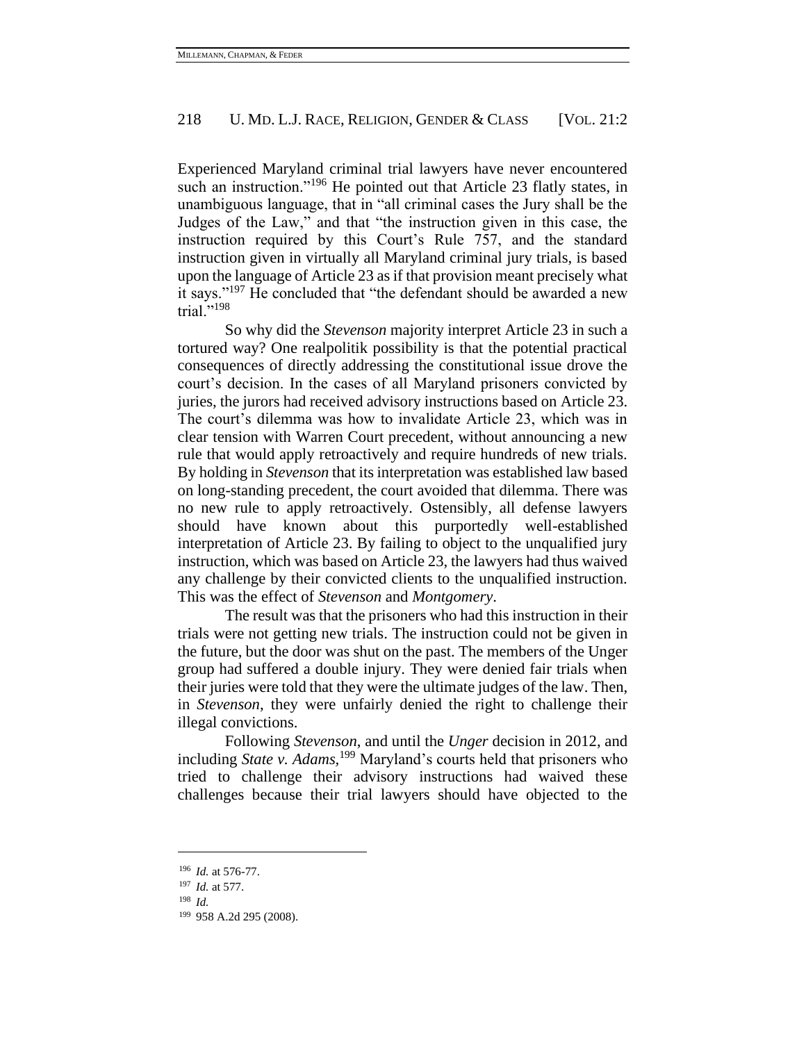Experienced Maryland criminal trial lawyers have never encountered such an instruction."[196] He pointed out that Article 23 flatly states, in unambiguous language, that in "all criminal cases the Jury shall be the Judges of the Law," and that "the instruction given in this case, the instruction required by this Court's Rule 757, and the standard instruction given in virtually all Maryland criminal jury trials, is based upon the language of Article 23 as if that provision meant precisely what it says."[197] He concluded that "the defendant should be awarded a new trial."[198]

So why did the *Stevenson* majority interpret Article 23 in such a tortured way? One realpolitik possibility is that the potential practical consequences of directly addressing the constitutional issue drove the court's decision. In the cases of all Maryland prisoners convicted by juries, the jurors had received advisory instructions based on Article 23. The court's dilemma was how to invalidate Article 23, which was in clear tension with Warren Court precedent, without announcing a new rule that would apply retroactively and require hundreds of new trials. By holding in *Stevenson* that its interpretation was established law based on long-standing precedent, the court avoided that dilemma. There was no new rule to apply retroactively. Ostensibly, all defense lawyers should have known about this purportedly well-established interpretation of Article 23. By failing to object to the unqualified jury instruction, which was based on Article 23, the lawyers had thus waived any challenge by their convicted clients to the unqualified instruction. This was the effect of *Stevenson* and *Montgomery*.

The result was that the prisoners who had this instruction in their trials were not getting new trials. The instruction could not be given in the future, but the door was shut on the past. The members of the Unger group had suffered a double injury. They were denied fair trials when their juries were told that they were the ultimate judges of the law. Then, in *Stevenson*, they were unfairly denied the right to challenge their illegal convictions.

Following *Stevenson*, and until the *Unger* decision in 2012, and including *State v. Adams*,[199] Maryland's courts held that prisoners who tried to challenge their advisory instructions had waived these challenges because their trial lawyers should have objected to the

---

[196] *Id.* at 576-77.

[197] *Id.* at 577.

[198] *Id.*

[199] 958 A.2d 295 (2008).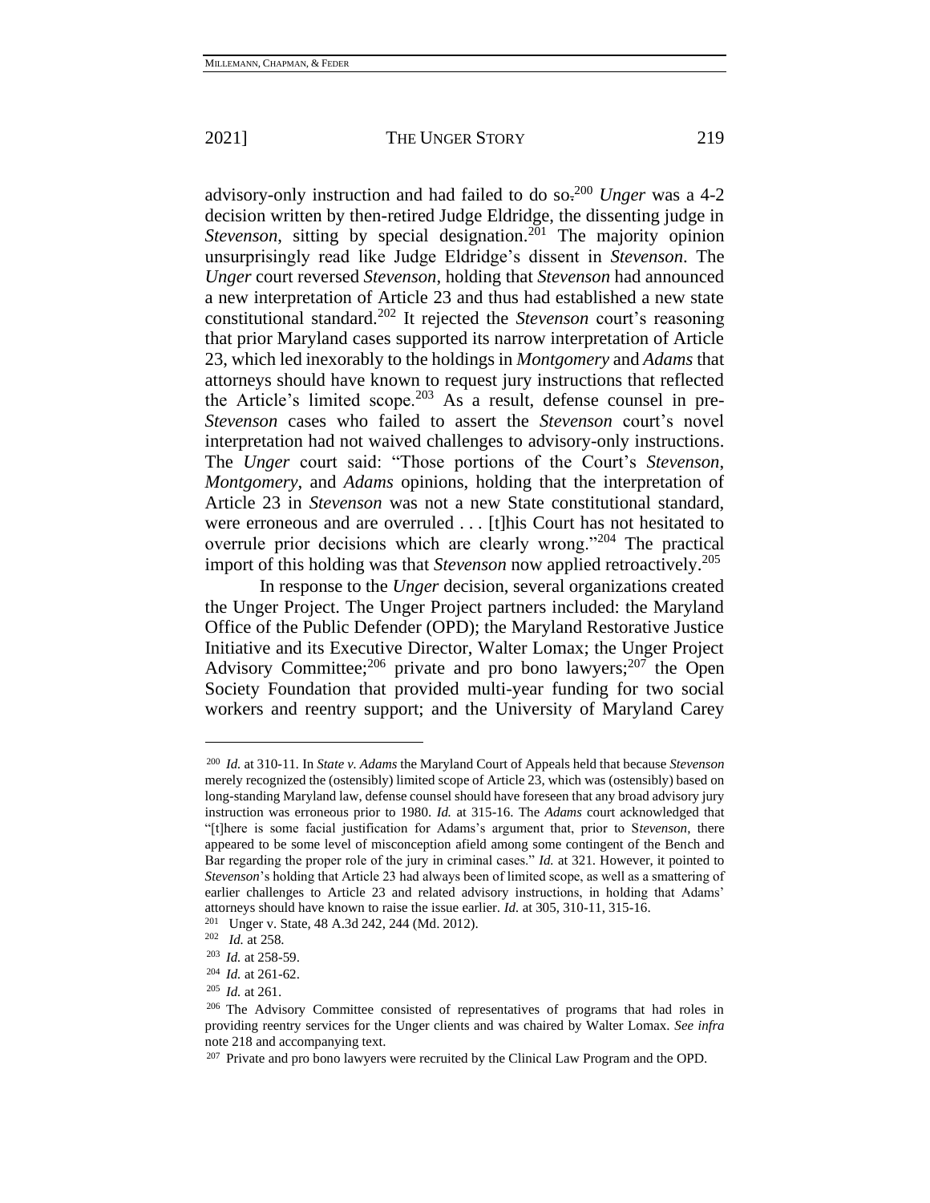advisory-only instruction and had failed to do so.[200] *Unger* was a 4-2 decision written by then-retired Judge Eldridge, the dissenting judge in *Stevenson*, sitting by special designation.[201] The majority opinion unsurprisingly read like Judge Eldridge's dissent in *Stevenson*. The *Unger* court reversed *Stevenson*, holding that *Stevenson* had announced a new interpretation of Article 23 and thus had established a new state constitutional standard.[202] It rejected the *Stevenson* court's reasoning that prior Maryland cases supported its narrow interpretation of Article 23, which led inexorably to the holdings in *Montgomery* and *Adams* that attorneys should have known to request jury instructions that reflected the Article's limited scope.[203] As a result, defense counsel in pre-*Stevenson* cases who failed to assert the *Stevenson* court's novel interpretation had not waived challenges to advisory-only instructions. The *Unger* court said: "Those portions of the Court's *Stevenson*, *Montgomery*, and *Adams* opinions, holding that the interpretation of Article 23 in *Stevenson* was not a new State constitutional standard, were erroneous and are overruled . . . [t]his Court has not hesitated to overrule prior decisions which are clearly wrong."[204] The practical import of this holding was that *Stevenson* now applied retroactively.[205]

In response to the *Unger* decision, several organizations created the Unger Project. The Unger Project partners included: the Maryland Office of the Public Defender (OPD); the Maryland Restorative Justice Initiative and its Executive Director, Walter Lomax; the Unger Project Advisory Committee;[206] private and pro bono lawyers;[207] the Open Society Foundation that provided multi-year funding for two social workers and reentry support; and the University of Maryland Carey

---

[200] *Id.* at 310-11. In *State v. Adams* the Maryland Court of Appeals held that because *Stevenson* merely recognized the (ostensibly) limited scope of Article 23, which was (ostensibly) based on long-standing Maryland law, defense counsel should have foreseen that any broad advisory jury instruction was erroneous prior to 1980. *Id.* at 315-16. The *Adams* court acknowledged that "[t]here is some facial justification for Adams's argument that, prior to S*tevenson*, there appeared to be some level of misconception afield among some contingent of the Bench and Bar regarding the proper role of the jury in criminal cases." *Id.* at 321. However, it pointed to *Stevenson*'s holding that Article 23 had always been of limited scope, as well as a smattering of earlier challenges to Article 23 and related advisory instructions, in holding that Adams' attorneys should have known to raise the issue earlier. *Id.* at 305, 310-11, 315-16.

[201] Unger v. State, 48 A.3d 242, 244 (Md. 2012).

[202] *Id.* at 258.

[203] *Id.* at 258-59.

[204] *Id.* at 261-62.

[205] *Id.* at 261.

[206] The Advisory Committee consisted of representatives of programs that had roles in providing reentry services for the Unger clients and was chaired by Walter Lomax. *See infra* note 218 and accompanying text.

[207] Private and pro bono lawyers were recruited by the Clinical Law Program and the OPD.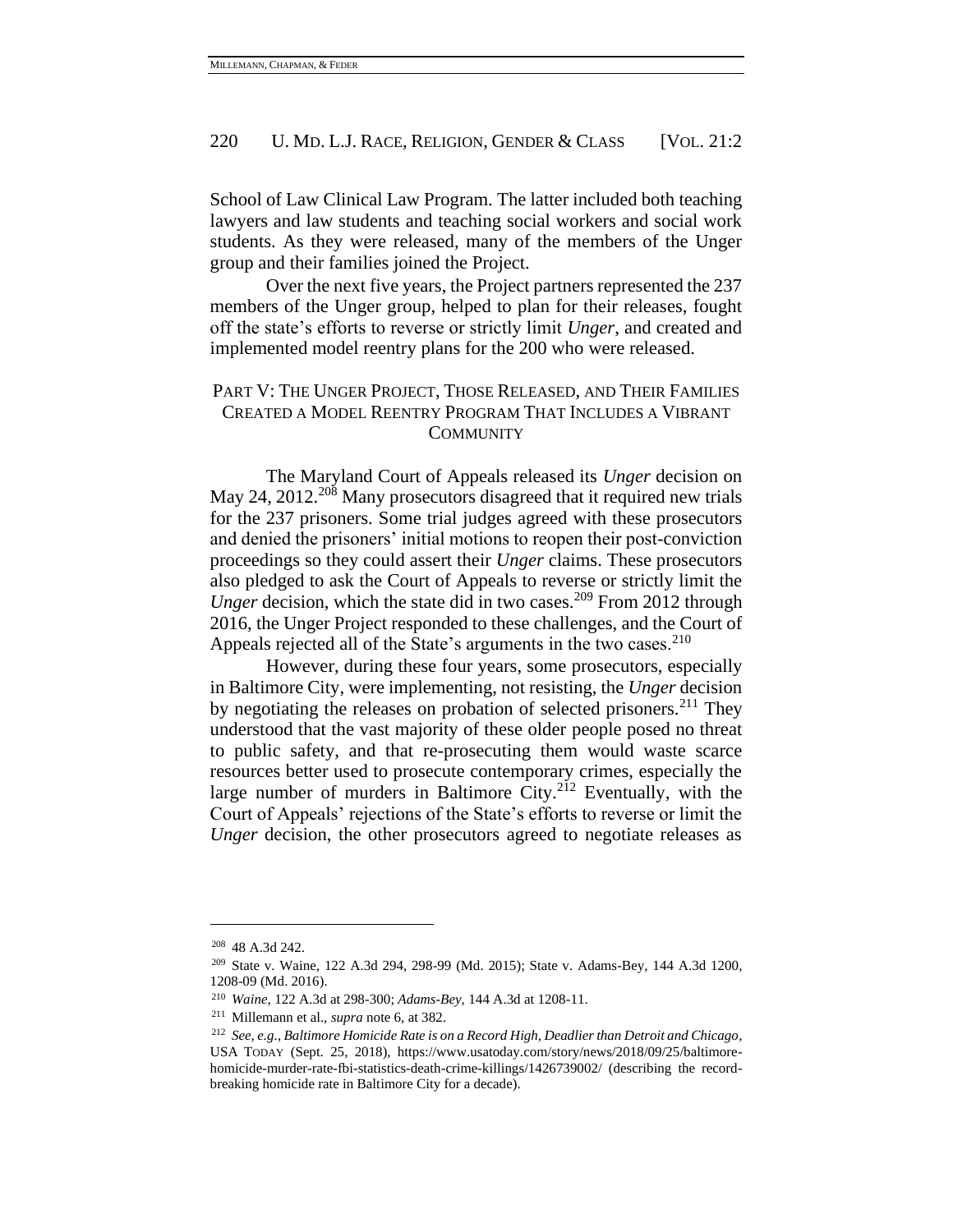School of Law Clinical Law Program. The latter included both teaching lawyers and law students and teaching social workers and social work students. As they were released, many of the members of the Unger group and their families joined the Project.

Over the next five years, the Project partners represented the 237 members of the Unger group, helped to plan for their releases, fought off the state's efforts to reverse or strictly limit *Unger*, and created and implemented model reentry plans for the 200 who were released.

## PART V: THE UNGER PROJECT, THOSE RELEASED, AND THEIR FAMILIES CREATED A MODEL REENTRY PROGRAM THAT INCLUDES A VIBRANT COMMUNITY

The Maryland Court of Appeals released its *Unger* decision on May 24, 2012.[208] Many prosecutors disagreed that it required new trials for the 237 prisoners. Some trial judges agreed with these prosecutors and denied the prisoners' initial motions to reopen their post-conviction proceedings so they could assert their *Unger* claims. These prosecutors also pledged to ask the Court of Appeals to reverse or strictly limit the *Unger* decision, which the state did in two cases.[209] From 2012 through 2016, the Unger Project responded to these challenges, and the Court of Appeals rejected all of the State's arguments in the two cases.[210]

However, during these four years, some prosecutors, especially in Baltimore City, were implementing, not resisting, the *Unger* decision by negotiating the releases on probation of selected prisoners.[211] They understood that the vast majority of these older people posed no threat to public safety, and that re-prosecuting them would waste scarce resources better used to prosecute contemporary crimes, especially the large number of murders in Baltimore City.[212] Eventually, with the Court of Appeals' rejections of the State's efforts to reverse or limit the *Unger* decision, the other prosecutors agreed to negotiate releases as

---

[208] 48 A.3d 242.

[209] State v. Waine, 122 A.3d 294, 298-99 (Md. 2015); State v. Adams-Bey, 144 A.3d 1200, 1208-09 (Md. 2016).

[210] *Waine*, 122 A.3d at 298-300; *Adams-Bey*, 144 A.3d at 1208-11.

[211] Millemann et al., *supra* note 6, at 382.

[212] *See, e.g.*, *Baltimore Homicide Rate is on a Record High, Deadlier than Detroit and Chicago*, USA TODAY (Sept. 25, 2018), https://www.usatoday.com/story/news/2018/09/25/baltimore-homicide-murder-rate-fbi-statistics-death-crime-killings/1426739002/ (describing the record-breaking homicide rate in Baltimore City for a decade).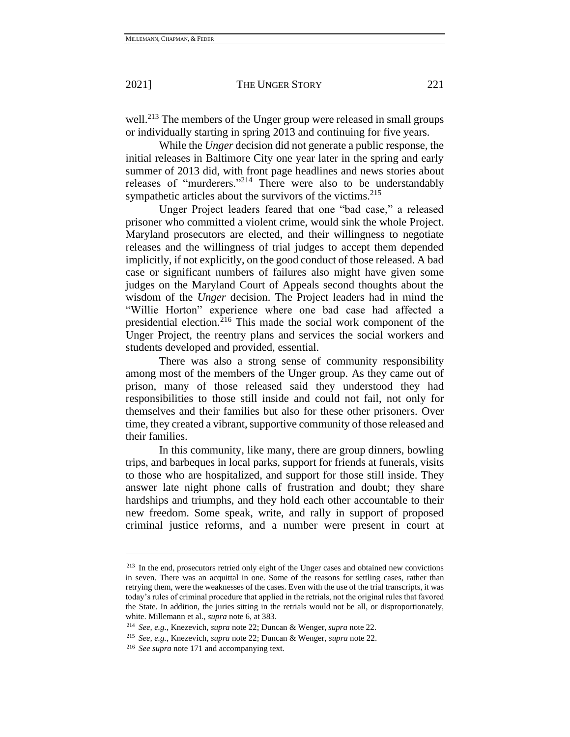well.[213] The members of the Unger group were released in small groups or individually starting in spring 2013 and continuing for five years.

While the *Unger* decision did not generate a public response, the initial releases in Baltimore City one year later in the spring and early summer of 2013 did, with front page headlines and news stories about releases of "murderers."[214] There were also to be understandably sympathetic articles about the survivors of the victims.[215]

Unger Project leaders feared that one "bad case," a released prisoner who committed a violent crime, would sink the whole Project. Maryland prosecutors are elected, and their willingness to negotiate releases and the willingness of trial judges to accept them depended implicitly, if not explicitly, on the good conduct of those released. A bad case or significant numbers of failures also might have given some judges on the Maryland Court of Appeals second thoughts about the wisdom of the *Unger* decision. The Project leaders had in mind the "Willie Horton" experience where one bad case had affected a presidential election.[216] This made the social work component of the Unger Project, the reentry plans and services the social workers and students developed and provided, essential.

There was also a strong sense of community responsibility among most of the members of the Unger group. As they came out of prison, many of those released said they understood they had responsibilities to those still inside and could not fail, not only for themselves and their families but also for these other prisoners. Over time, they created a vibrant, supportive community of those released and their families.

In this community, like many, there are group dinners, bowling trips, and barbeques in local parks, support for friends at funerals, visits to those who are hospitalized, and support for those still inside. They answer late night phone calls of frustration and doubt; they share hardships and triumphs, and they hold each other accountable to their new freedom. Some speak, write, and rally in support of proposed criminal justice reforms, and a number were present in court at

---

[213] In the end, prosecutors retried only eight of the Unger cases and obtained new convictions in seven. There was an acquittal in one. Some of the reasons for settling cases, rather than retrying them, were the weaknesses of the cases. Even with the use of the trial transcripts, it was today's rules of criminal procedure that applied in the retrials, not the original rules that favored the State. In addition, the juries sitting in the retrials would not be all, or disproportionately, white. Millemann et al., *supra* note 6, at 383.

[214] *See, e.g.*, Knezevich, *supra* note 22; Duncan & Wenger, *supra* note 22.

[215] *See, e.g.*, Knezevich, *supra* note 22; Duncan & Wenger, *supra* note 22.

[216] *See supra* note 171 and accompanying text.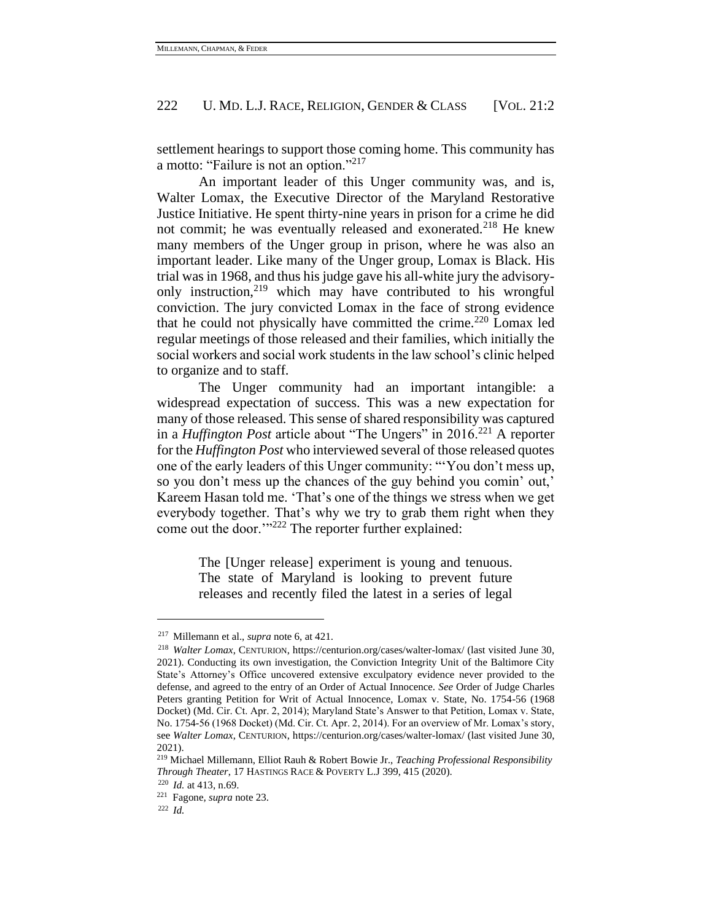settlement hearings to support those coming home. This community has a motto: "Failure is not an option."[217]

An important leader of this Unger community was, and is, Walter Lomax, the Executive Director of the Maryland Restorative Justice Initiative. He spent thirty-nine years in prison for a crime he did not commit; he was eventually released and exonerated.[218] He knew many members of the Unger group in prison, where he was also an important leader. Like many of the Unger group, Lomax is Black. His trial was in 1968, and thus his judge gave his all-white jury the advisory-only instruction,[219] which may have contributed to his wrongful conviction. The jury convicted Lomax in the face of strong evidence that he could not physically have committed the crime.[220] Lomax led regular meetings of those released and their families, which initially the social workers and social work students in the law school's clinic helped to organize and to staff.

The Unger community had an important intangible: a widespread expectation of success. This was a new expectation for many of those released. This sense of shared responsibility was captured in a *Huffington Post* article about "The Ungers" in 2016.[221] A reporter for the *Huffington Post* who interviewed several of those released quotes one of the early leaders of this Unger community: "'You don't mess up, so you don't mess up the chances of the guy behind you comin' out,' Kareem Hasan told me. 'That's one of the things we stress when we get everybody together. That's why we try to grab them right when they come out the door.'"[222] The reporter further explained:

> The [Unger release] experiment is young and tenuous. The state of Maryland is looking to prevent future releases and recently filed the latest in a series of legal

---

[217] Millemann et al., *supra* note 6, at 421.

[218] *Walter Lomax*, CENTURION, https://centurion.org/cases/walter-lomax/ (last visited June 30, 2021). Conducting its own investigation, the Conviction Integrity Unit of the Baltimore City State's Attorney's Office uncovered extensive exculpatory evidence never provided to the defense, and agreed to the entry of an Order of Actual Innocence. *See* Order of Judge Charles Peters granting Petition for Writ of Actual Innocence, Lomax v. State, No. 1754-56 (1968 Docket) (Md. Cir. Ct. Apr. 2, 2014); Maryland State's Answer to that Petition, Lomax v. State, No. 1754-56 (1968 Docket) (Md. Cir. Ct. Apr. 2, 2014). For an overview of Mr. Lomax's story, see *Walter Lomax*, CENTURION, https://centurion.org/cases/walter-lomax/ (last visited June 30, 2021).

[219] Michael Millemann, Elliot Rauh & Robert Bowie Jr., *Teaching Professional Responsibility Through Theater*, 17 HASTINGS RACE & POVERTY L.J 399, 415 (2020).

[220] *Id.* at 413, n.69.

[221] Fagone, *supra* note 23.

[222] *Id.*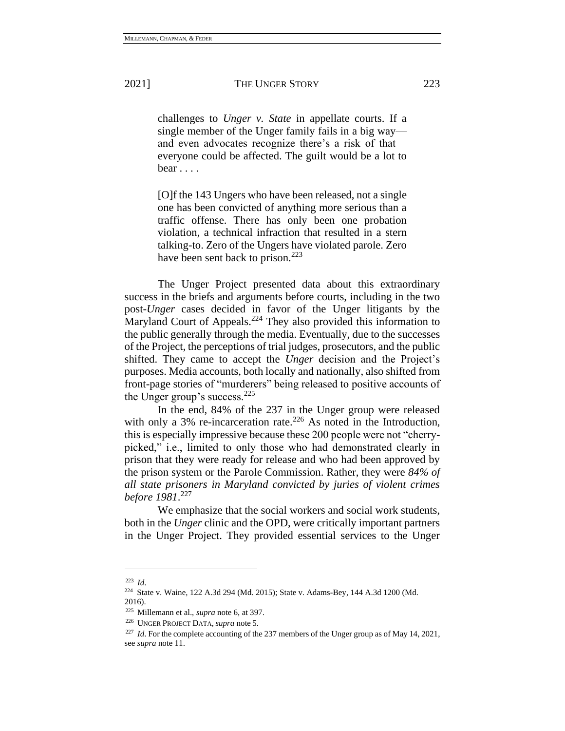> challenges to *Unger v. State* in appellate courts. If a single member of the Unger family fails in a big way—and even advocates recognize there's a risk of that—everyone could be affected. The guilt would be a lot to bear . . . .
>
> [O]f the 143 Ungers who have been released, not a single one has been convicted of anything more serious than a traffic offense. There has only been one probation violation, a technical infraction that resulted in a stern talking-to. Zero of the Ungers have violated parole. Zero have been sent back to prison.[223]

The Unger Project presented data about this extraordinary success in the briefs and arguments before courts, including in the two post-*Unger* cases decided in favor of the Unger litigants by the Maryland Court of Appeals.[224] They also provided this information to the public generally through the media. Eventually, due to the successes of the Project, the perceptions of trial judges, prosecutors, and the public shifted. They came to accept the *Unger* decision and the Project's purposes. Media accounts, both locally and nationally, also shifted from front-page stories of "murderers" being released to positive accounts of the Unger group's success.[225]

In the end, 84% of the 237 in the Unger group were released with only a 3% re-incarceration rate.[226] As noted in the Introduction, this is especially impressive because these 200 people were not "cherry-picked," i.e., limited to only those who had demonstrated clearly in prison that they were ready for release and who had been approved by the prison system or the Parole Commission. Rather, they were *84% of all state prisoners in Maryland convicted by juries of violent crimes before 1981*.[227]

We emphasize that the social workers and social work students, both in the *Unger* clinic and the OPD, were critically important partners in the Unger Project. They provided essential services to the Unger

---

[223] *Id.*

[224] State v. Waine, 122 A.3d 294 (Md. 2015); State v. Adams-Bey, 144 A.3d 1200 (Md. 2016).

[225] Millemann et al., *supra* note 6, at 397.

[226] UNGER PROJECT DATA, *supra* note 5.

[227] *Id.* For the complete accounting of the 237 members of the Unger group as of May 14, 2021, see *supra* note 11.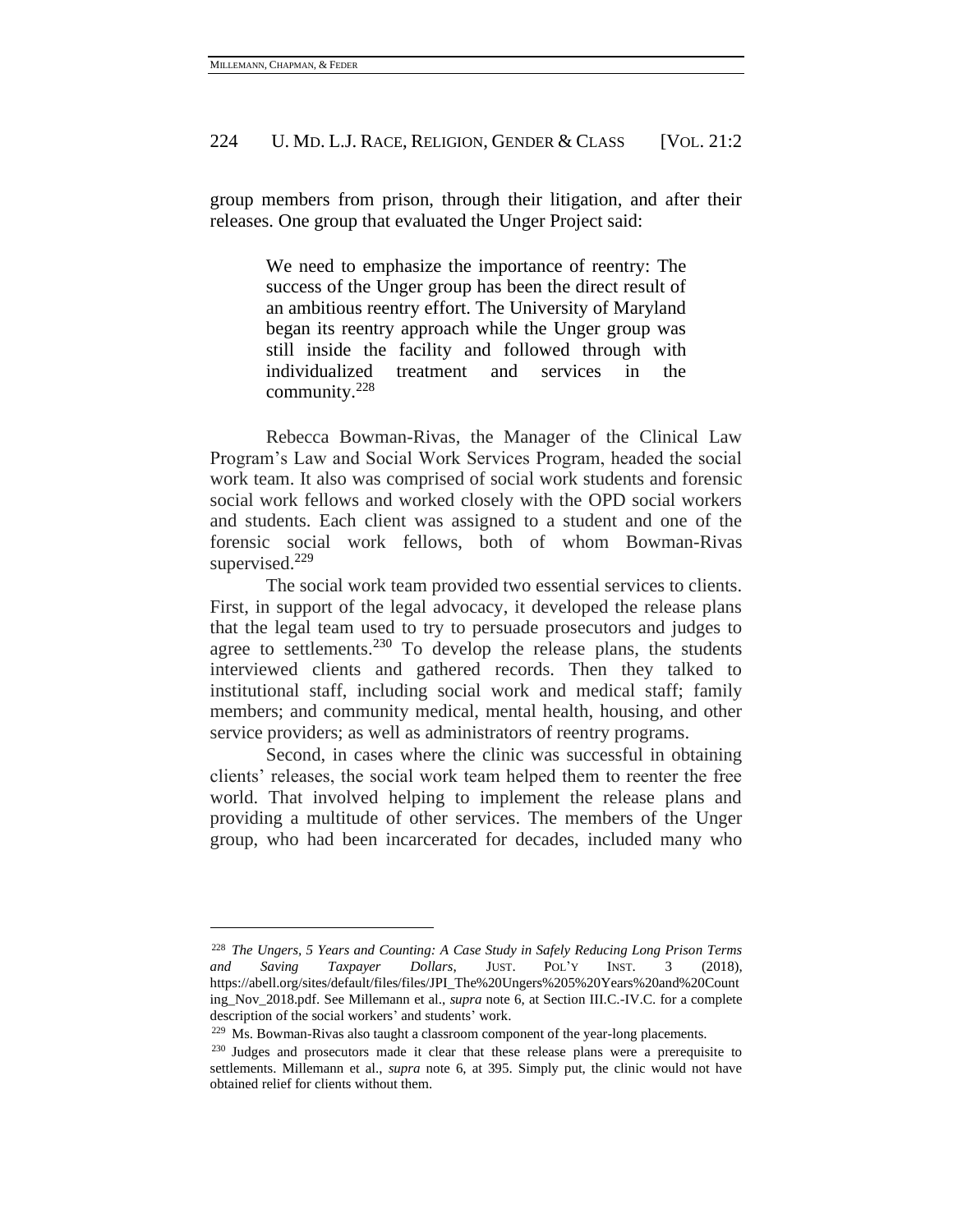group members from prison, through their litigation, and after their releases. One group that evaluated the Unger Project said:

> We need to emphasize the importance of reentry: The success of the Unger group has been the direct result of an ambitious reentry effort. The University of Maryland began its reentry approach while the Unger group was still inside the facility and followed through with individualized treatment and services in the community.[228]

Rebecca Bowman-Rivas, the Manager of the Clinical Law Program's Law and Social Work Services Program, headed the social work team. It also was comprised of social work students and forensic social work fellows and worked closely with the OPD social workers and students. Each client was assigned to a student and one of the forensic social work fellows, both of whom Bowman-Rivas supervised.[229]

The social work team provided two essential services to clients. First, in support of the legal advocacy, it developed the release plans that the legal team used to try to persuade prosecutors and judges to agree to settlements.[230] To develop the release plans, the students interviewed clients and gathered records. Then they talked to institutional staff, including social work and medical staff; family members; and community medical, mental health, housing, and other service providers; as well as administrators of reentry programs.

Second, in cases where the clinic was successful in obtaining clients' releases, the social work team helped them to reenter the free world. That involved helping to implement the release plans and providing a multitude of other services. The members of the Unger group, who had been incarcerated for decades, included many who

---

[228] *The Ungers, 5 Years and Counting: A Case Study in Safely Reducing Long Prison Terms and Saving Taxpayer Dollars*, JUST. POL'Y INST. 3 (2018), https://abell.org/sites/default/files/files/JPI_The%20Ungers%205%20Years%20and%20Counting_Nov_2018.pdf. See Millemann et al., *supra* note 6, at Section III.C.-IV.C. for a complete description of the social workers' and students' work.

[229] Ms. Bowman-Rivas also taught a classroom component of the year-long placements.

[230] Judges and prosecutors made it clear that these release plans were a prerequisite to settlements. Millemann et al., *supra* note 6, at 395. Simply put, the clinic would not have obtained relief for clients without them.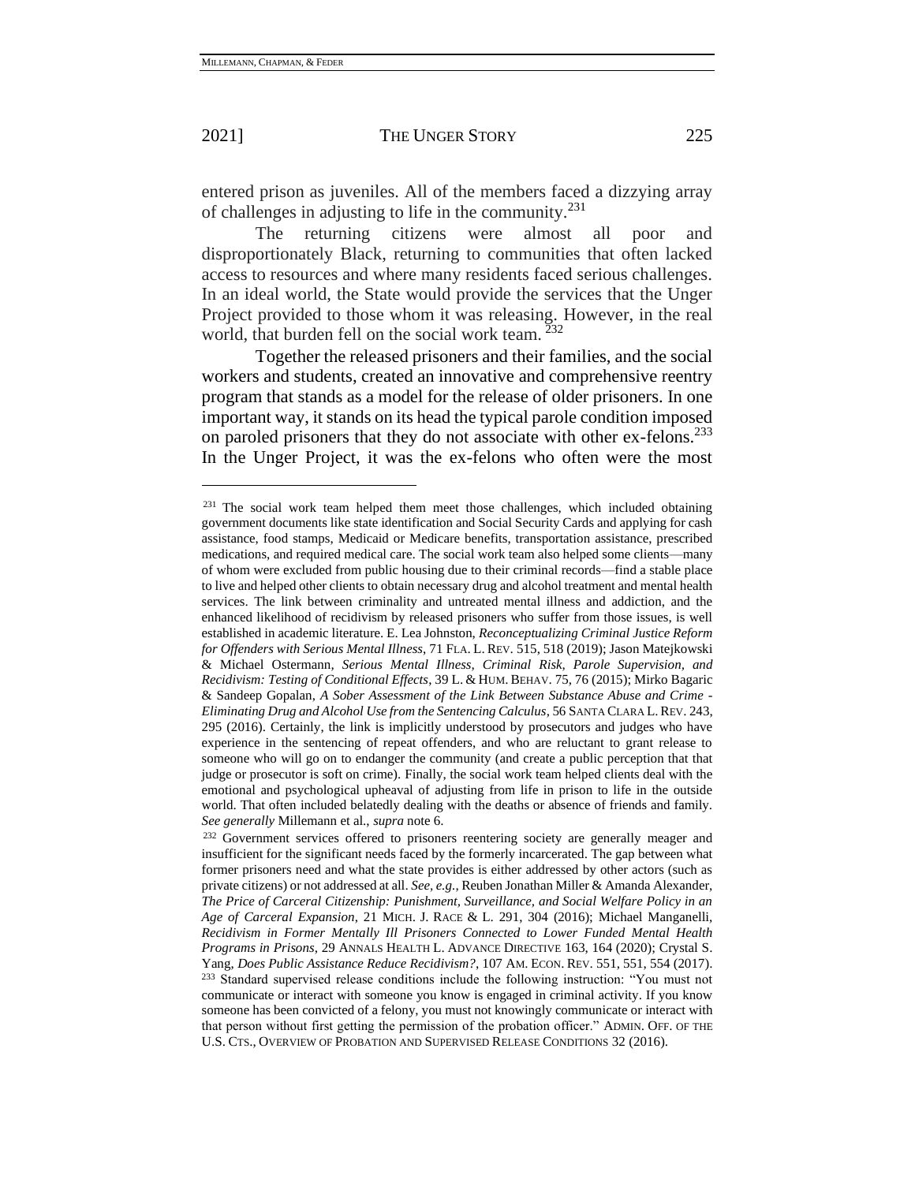entered prison as juveniles. All of the members faced a dizzying array of challenges in adjusting to life in the community.[231]

The returning citizens were almost all poor and disproportionately Black, returning to communities that often lacked access to resources and where many residents faced serious challenges. In an ideal world, the State would provide the services that the Unger Project provided to those whom it was releasing. However, in the real world, that burden fell on the social work team.[232]

Together the released prisoners and their families, and the social workers and students, created an innovative and comprehensive reentry program that stands as a model for the release of older prisoners. In one important way, it stands on its head the typical parole condition imposed on paroled prisoners that they do not associate with other ex-felons.[233] In the Unger Project, it was the ex-felons who often were the most

---

[231] The social work team helped them meet those challenges, which included obtaining government documents like state identification and Social Security Cards and applying for cash assistance, food stamps, Medicaid or Medicare benefits, transportation assistance, prescribed medications, and required medical care. The social work team also helped some clients—many of whom were excluded from public housing due to their criminal records—find a stable place to live and helped other clients to obtain necessary drug and alcohol treatment and mental health services. The link between criminality and untreated mental illness and addiction, and the enhanced likelihood of recidivism by released prisoners who suffer from those issues, is well established in academic literature. E. Lea Johnston, *Reconceptualizing Criminal Justice Reform for Offenders with Serious Mental Illness*, 71 FLA. L. REV. 515, 518 (2019); Jason Matejkowski & Michael Ostermann, *Serious Mental Illness, Criminal Risk, Parole Supervision, and Recidivism: Testing of Conditional Effects*, 39 L. & HUM. BEHAV. 75, 76 (2015); Mirko Bagaric & Sandeep Gopalan, *A Sober Assessment of the Link Between Substance Abuse and Crime - Eliminating Drug and Alcohol Use from the Sentencing Calculus*, 56 SANTA CLARA L. REV. 243, 295 (2016). Certainly, the link is implicitly understood by prosecutors and judges who have experience in the sentencing of repeat offenders, and who are reluctant to grant release to someone who will go on to endanger the community (and create a public perception that that judge or prosecutor is soft on crime). Finally, the social work team helped clients deal with the emotional and psychological upheaval of adjusting from life in prison to life in the outside world. That often included belatedly dealing with the deaths or absence of friends and family. *See generally* Millemann et al., *supra* note 6.

[232] Government services offered to prisoners reentering society are generally meager and insufficient for the significant needs faced by the formerly incarcerated. The gap between what former prisoners need and what the state provides is either addressed by other actors (such as private citizens) or not addressed at all. *See, e.g.*, Reuben Jonathan Miller & Amanda Alexander, *The Price of Carceral Citizenship: Punishment, Surveillance, and Social Welfare Policy in an Age of Carceral Expansion*, 21 MICH. J. RACE & L. 291, 304 (2016); Michael Manganelli, *Recidivism in Former Mentally Ill Prisoners Connected to Lower Funded Mental Health Programs in Prisons*, 29 ANNALS HEALTH L. ADVANCE DIRECTIVE 163, 164 (2020); Crystal S. Yang, *Does Public Assistance Reduce Recidivism?*, 107 AM. ECON. REV. 551, 551, 554 (2017).

[233] Standard supervised release conditions include the following instruction: "You must not communicate or interact with someone you know is engaged in criminal activity. If you know someone has been convicted of a felony, you must not knowingly communicate or interact with that person without first getting the permission of the probation officer." ADMIN. OFF. OF THE U.S. CTS., OVERVIEW OF PROBATION AND SUPERVISED RELEASE CONDITIONS 32 (2016).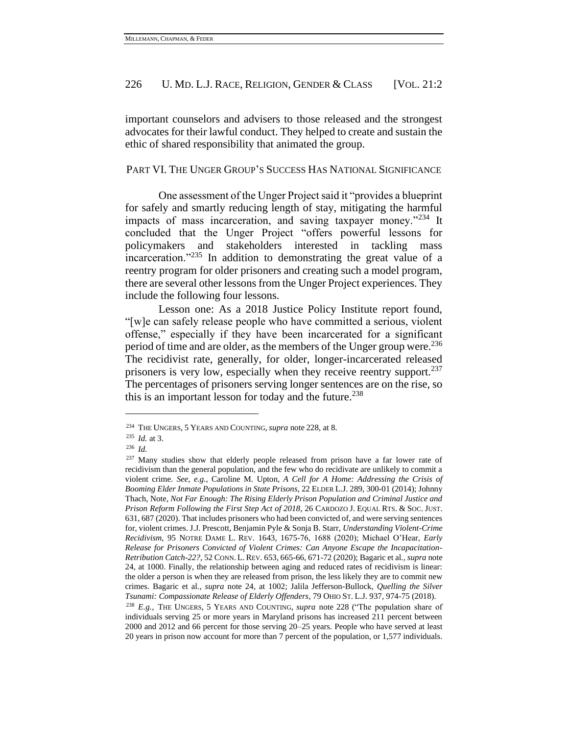important counselors and advisers to those released and the strongest advocates for their lawful conduct. They helped to create and sustain the ethic of shared responsibility that animated the group.

## PART VI. THE UNGER GROUP'S SUCCESS HAS NATIONAL SIGNIFICANCE

One assessment of the Unger Project said it "provides a blueprint for safely and smartly reducing length of stay, mitigating the harmful impacts of mass incarceration, and saving taxpayer money."[234] It concluded that the Unger Project "offers powerful lessons for policymakers and stakeholders interested in tackling mass incarceration."[235] In addition to demonstrating the great value of a reentry program for older prisoners and creating such a model program, there are several other lessons from the Unger Project experiences. They include the following four lessons.

Lesson one: As a 2018 Justice Policy Institute report found, "[w]e can safely release people who have committed a serious, violent offense," especially if they have been incarcerated for a significant period of time and are older, as the members of the Unger group were.[236] The recidivist rate, generally, for older, longer-incarcerated released prisoners is very low, especially when they receive reentry support.[237] The percentages of prisoners serving longer sentences are on the rise, so this is an important lesson for today and the future.[238]

---

[234] THE UNGERS, 5 YEARS AND COUNTING, *supra* note 228, at 8.

[235] *Id.* at 3.

[236] *Id.*

[237] Many studies show that elderly people released from prison have a far lower rate of recidivism than the general population, and the few who do recidivate are unlikely to commit a violent crime. *See, e.g.*, Caroline M. Upton, *A Cell for A Home: Addressing the Crisis of Booming Elder Inmate Populations in State Prisons*, 22 ELDER L.J. 289, 300-01 (2014); Johnny Thach, Note, *Not Far Enough: The Rising Elderly Prison Population and Criminal Justice and Prison Reform Following the First Step Act of 2018*, 26 CARDOZO J. EQUAL RTS. & SOC. JUST. 631, 687 (2020). That includes prisoners who had been convicted of, and were serving sentences for, violent crimes. J.J. Prescott, Benjamin Pyle & Sonja B. Starr, *Understanding Violent-Crime Recidivism*, 95 NOTRE DAME L. REV. 1643, 1675-76, 1688 (2020); Michael O'Hear, *Early Release for Prisoners Convicted of Violent Crimes: Can Anyone Escape the Incapacitation-Retribution Catch-22?*, 52 CONN. L. REV. 653, 665-66, 671-72 (2020); Bagaric et al., *supra* note 24, at 1000. Finally, the relationship between aging and reduced rates of recidivism is linear: the older a person is when they are released from prison, the less likely they are to commit new crimes. Bagaric et al., *supra* note 24, at 1002; Jalila Jefferson-Bullock, *Quelling the Silver Tsunami: Compassionate Release of Elderly Offenders*, 79 OHIO ST. L.J. 937, 974-75 (2018).

[238] *E.g.*, THE UNGERS, 5 YEARS AND COUNTING, *supra* note 228 ("The population share of individuals serving 25 or more years in Maryland prisons has increased 211 percent between 2000 and 2012 and 66 percent for those serving 20–25 years. People who have served at least 20 years in prison now account for more than 7 percent of the population, or 1,577 individuals.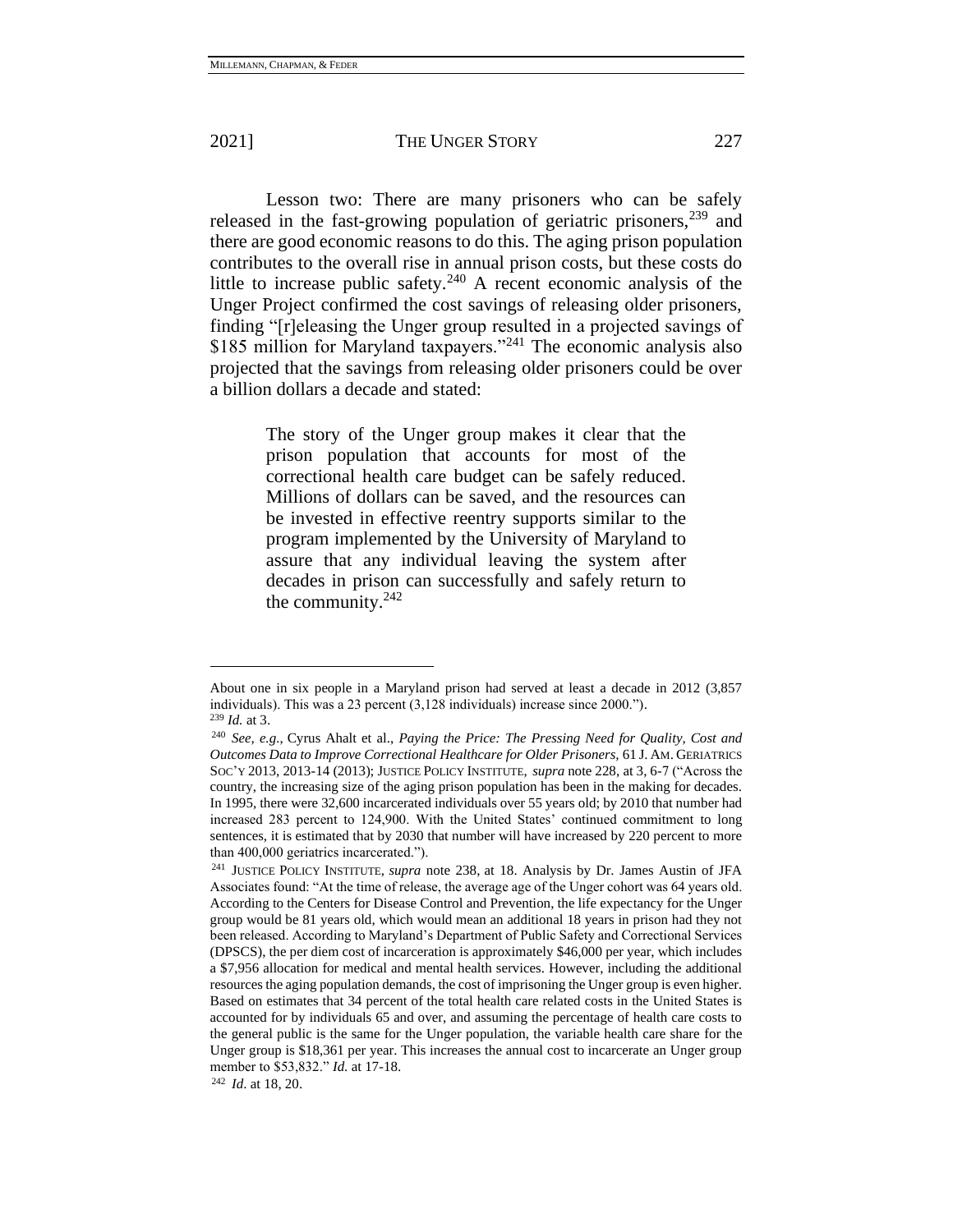Lesson two: There are many prisoners who can be safely released in the fast-growing population of geriatric prisoners,[239] and there are good economic reasons to do this. The aging prison population contributes to the overall rise in annual prison costs, but these costs do little to increase public safety.[240] A recent economic analysis of the Unger Project confirmed the cost savings of releasing older prisoners, finding "[r]eleasing the Unger group resulted in a projected savings of $185 million for Maryland taxpayers."[241] The economic analysis also projected that the savings from releasing older prisoners could be over a billion dollars a decade and stated:

> The story of the Unger group makes it clear that the prison population that accounts for most of the correctional health care budget can be safely reduced. Millions of dollars can be saved, and the resources can be invested in effective reentry supports similar to the program implemented by the University of Maryland to assure that any individual leaving the system after decades in prison can successfully and safely return to the community.[242]

---

About one in six people in a Maryland prison had served at least a decade in 2012 (3,857 individuals). This was a 23 percent (3,128 individuals) increase since 2000.").

[239] *Id.* at 3.

[240] *See, e.g.*, Cyrus Ahalt et al., *Paying the Price: The Pressing Need for Quality, Cost and Outcomes Data to Improve Correctional Healthcare for Older Prisoners*, 61 J. AM. GERIATRICS SOC'Y 2013, 2013-14 (2013); JUSTICE POLICY INSTITUTE, *supra* note 228, at 3, 6-7 ("Across the country, the increasing size of the aging prison population has been in the making for decades. In 1995, there were 32,600 incarcerated individuals over 55 years old; by 2010 that number had increased 283 percent to 124,900. With the United States' continued commitment to long sentences, it is estimated that by 2030 that number will have increased by 220 percent to more than 400,000 geriatrics incarcerated.").

[241] JUSTICE POLICY INSTITUTE, *supra* note 238, at 18. Analysis by Dr. James Austin of JFA Associates found: "At the time of release, the average age of the Unger cohort was 64 years old. According to the Centers for Disease Control and Prevention, the life expectancy for the Unger group would be 81 years old, which would mean an additional 18 years in prison had they not been released. According to Maryland's Department of Public Safety and Correctional Services (DPSCS), the per diem cost of incarceration is approximately $46,000 per year, which includes a $7,956 allocation for medical and mental health services. However, including the additional resources the aging population demands, the cost of imprisoning the Unger group is even higher. Based on estimates that 34 percent of the total health care related costs in the United States is accounted for by individuals 65 and over, and assuming the percentage of health care costs to the general public is the same for the Unger population, the variable health care share for the Unger group is $18,361 per year. This increases the annual cost to incarcerate an Unger group member to $53,832." *Id.* at 17-18.

[242] *Id*. at 18, 20.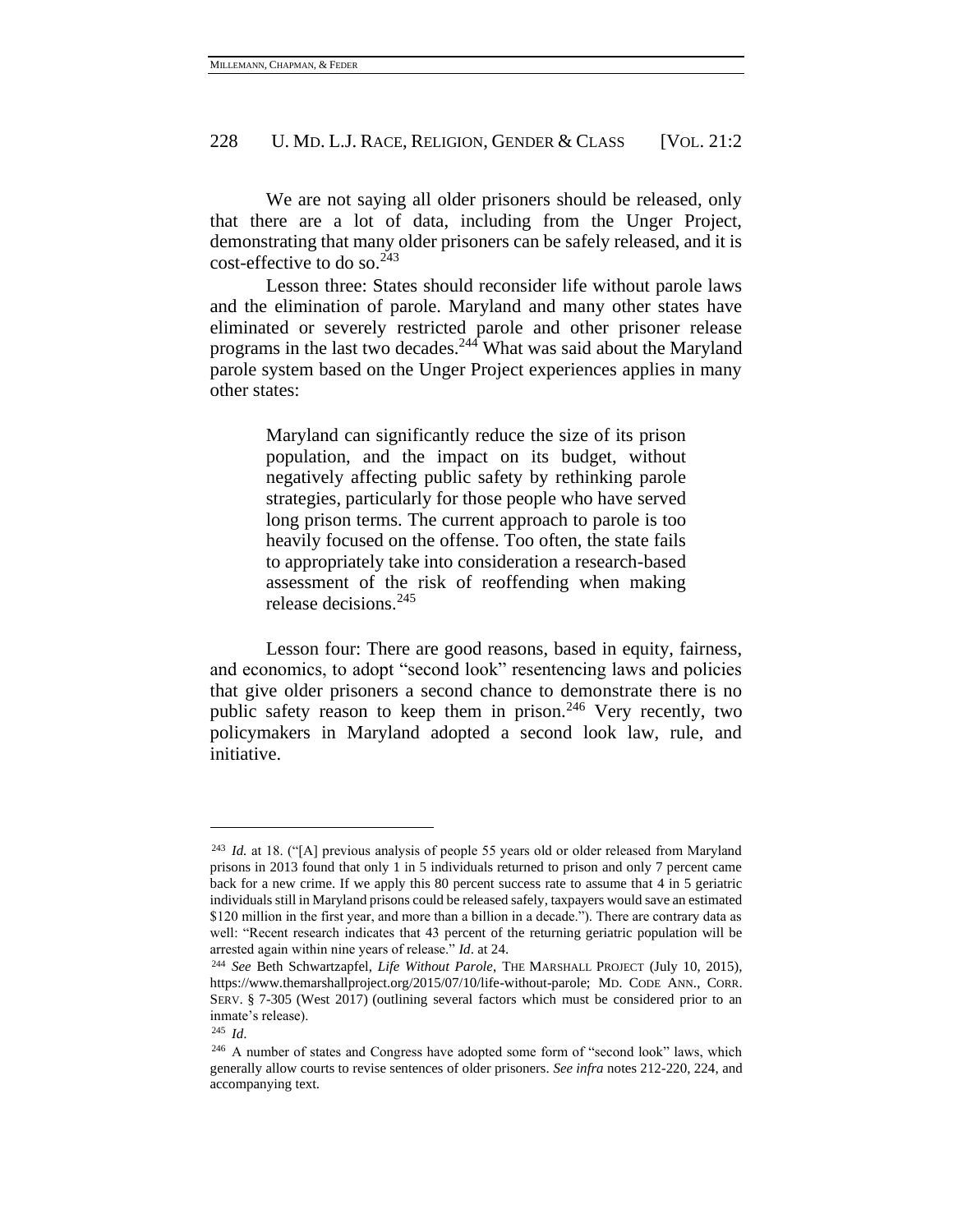We are not saying all older prisoners should be released, only that there are a lot of data, including from the Unger Project, demonstrating that many older prisoners can be safely released, and it is cost-effective to do so.[243]

Lesson three: States should reconsider life without parole laws and the elimination of parole. Maryland and many other states have eliminated or severely restricted parole and other prisoner release programs in the last two decades.[244] What was said about the Maryland parole system based on the Unger Project experiences applies in many other states:

> Maryland can significantly reduce the size of its prison population, and the impact on its budget, without negatively affecting public safety by rethinking parole strategies, particularly for those people who have served long prison terms. The current approach to parole is too heavily focused on the offense. Too often, the state fails to appropriately take into consideration a research-based assessment of the risk of reoffending when making release decisions.[245]

Lesson four: There are good reasons, based in equity, fairness, and economics, to adopt "second look" resentencing laws and policies that give older prisoners a second chance to demonstrate there is no public safety reason to keep them in prison.[246] Very recently, two policymakers in Maryland adopted a second look law, rule, and initiative.

---

[243] *Id.* at 18. ("[A] previous analysis of people 55 years old or older released from Maryland prisons in 2013 found that only 1 in 5 individuals returned to prison and only 7 percent came back for a new crime. If we apply this 80 percent success rate to assume that 4 in 5 geriatric individuals still in Maryland prisons could be released safely, taxpayers would save an estimated $120 million in the first year, and more than a billion in a decade."). There are contrary data as well: "Recent research indicates that 43 percent of the returning geriatric population will be arrested again within nine years of release." *Id*. at 24.

[244] *See* Beth Schwartzapfel, *Life Without Parole*, THE MARSHALL PROJECT (July 10, 2015), https://www.themarshallproject.org/2015/07/10/life-without-parole; MD. CODE ANN., CORR. SERV. § 7-305 (West 2017) (outlining several factors which must be considered prior to an inmate's release).

[245] *Id*.

[246] A number of states and Congress have adopted some form of "second look" laws, which generally allow courts to revise sentences of older prisoners. *See infra* notes 212-220, 224, and accompanying text.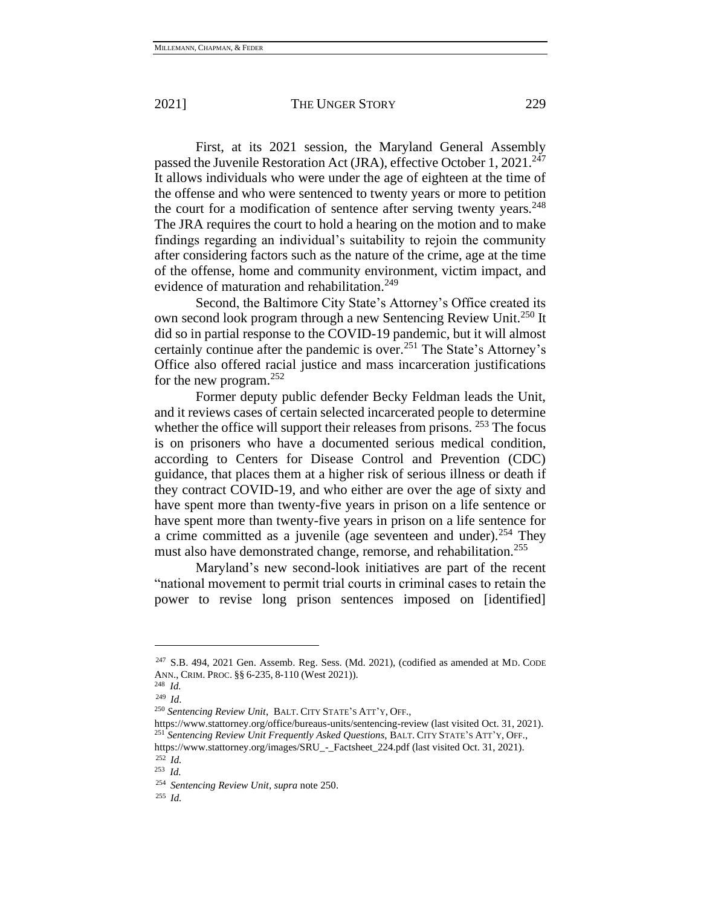First, at its 2021 session, the Maryland General Assembly passed the Juvenile Restoration Act (JRA), effective October 1, 2021.[247] It allows individuals who were under the age of eighteen at the time of the offense and who were sentenced to twenty years or more to petition the court for a modification of sentence after serving twenty years.[248] The JRA requires the court to hold a hearing on the motion and to make findings regarding an individual's suitability to rejoin the community after considering factors such as the nature of the crime, age at the time of the offense, home and community environment, victim impact, and evidence of maturation and rehabilitation.[249]

Second, the Baltimore City State's Attorney's Office created its own second look program through a new Sentencing Review Unit.[250] It did so in partial response to the COVID-19 pandemic, but it will almost certainly continue after the pandemic is over.[251] The State's Attorney's Office also offered racial justice and mass incarceration justifications for the new program.[252]

Former deputy public defender Becky Feldman leads the Unit, and it reviews cases of certain selected incarcerated people to determine whether the office will support their releases from prisons. [253] The focus is on prisoners who have a documented serious medical condition, according to Centers for Disease Control and Prevention (CDC) guidance, that places them at a higher risk of serious illness or death if they contract COVID-19, and who either are over the age of sixty and have spent more than twenty-five years in prison on a life sentence or have spent more than twenty-five years in prison on a life sentence for a crime committed as a juvenile (age seventeen and under).[254] They must also have demonstrated change, remorse, and rehabilitation.[255]

Maryland's new second-look initiatives are part of the recent "national movement to permit trial courts in criminal cases to retain the power to revise long prison sentences imposed on [identified]

---

[247] S.B. 494, 2021 Gen. Assemb. Reg. Sess. (Md. 2021), (codified as amended at MD. CODE ANN., CRIM. PROC. §§ 6-235, 8-110 (West 2021)).

[248] *Id.*

[249] *Id*.

[250] *Sentencing Review Unit*, BALT. CITY STATE'S ATT'Y, OFF., https://www.stattorney.org/office/bureaus-units/sentencing-review (last visited Oct. 31, 2021).

[251] *Sentencing Review Unit Frequently Asked Questions*, BALT. CITY STATE'S ATT'Y, OFF., https://www.stattorney.org/images/SRU_-_Factsheet_224.pdf (last visited Oct. 31, 2021).

[252] *Id.*

[253] *Id.*

[254] *Sentencing Review Unit*, *supra* note 250.

[255] *Id.*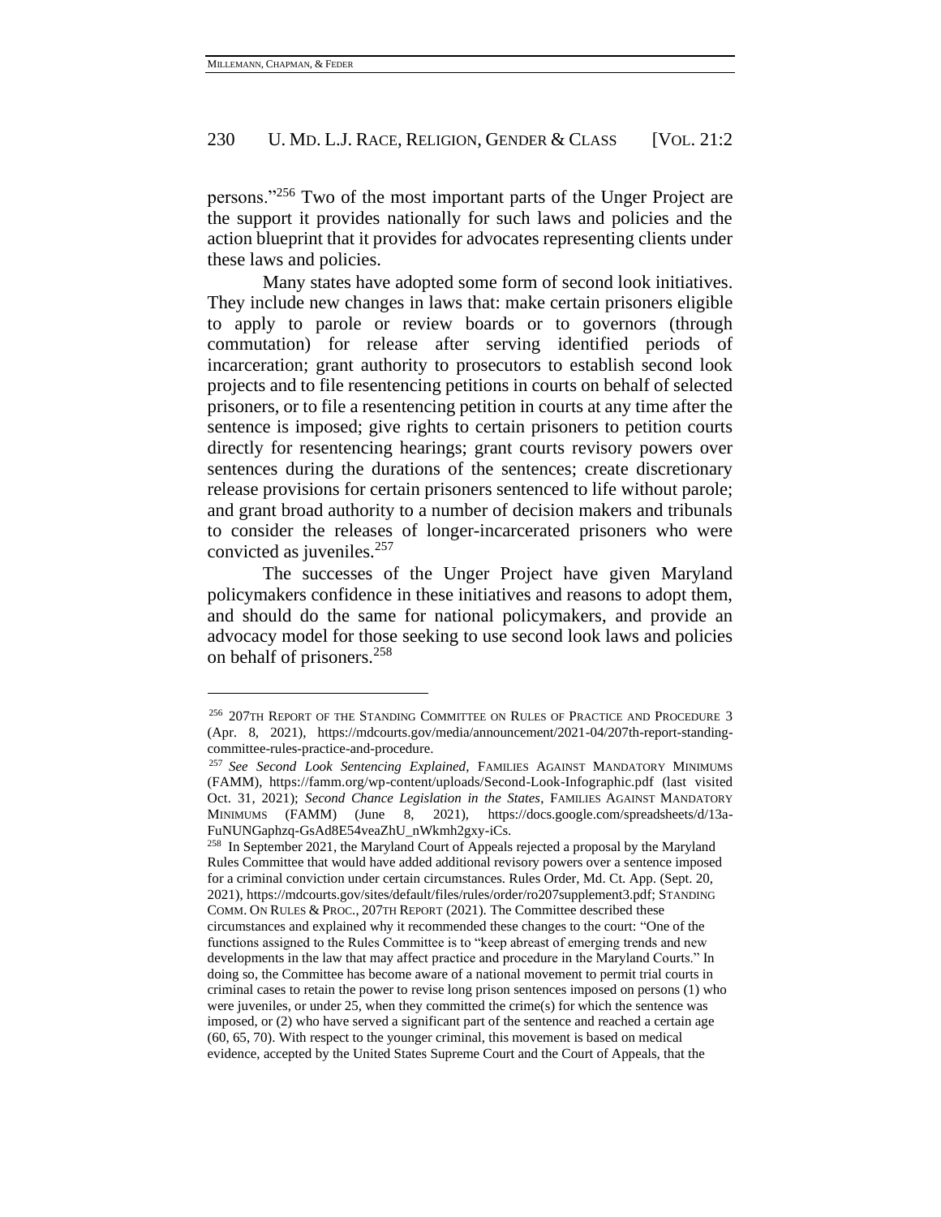persons."[256] Two of the most important parts of the Unger Project are the support it provides nationally for such laws and policies and the action blueprint that it provides for advocates representing clients under these laws and policies.

Many states have adopted some form of second look initiatives. They include new changes in laws that: make certain prisoners eligible to apply to parole or review boards or to governors (through commutation) for release after serving identified periods of incarceration; grant authority to prosecutors to establish second look projects and to file resentencing petitions in courts on behalf of selected prisoners, or to file a resentencing petition in courts at any time after the sentence is imposed; give rights to certain prisoners to petition courts directly for resentencing hearings; grant courts revisory powers over sentences during the durations of the sentences; create discretionary release provisions for certain prisoners sentenced to life without parole; and grant broad authority to a number of decision makers and tribunals to consider the releases of longer-incarcerated prisoners who were convicted as juveniles.[257]

The successes of the Unger Project have given Maryland policymakers confidence in these initiatives and reasons to adopt them, and should do the same for national policymakers, and provide an advocacy model for those seeking to use second look laws and policies on behalf of prisoners.[258]

---

[256] 207TH REPORT OF THE STANDING COMMITTEE ON RULES OF PRACTICE AND PROCEDURE 3 (Apr. 8, 2021), https://mdcourts.gov/media/announcement/2021-04/207th-report-standing-committee-rules-practice-and-procedure.

[257] *See Second Look Sentencing Explained*, FAMILIES AGAINST MANDATORY MINIMUMS (FAMM), https://famm.org/wp-content/uploads/Second-Look-Infographic.pdf (last visited Oct. 31, 2021); *Second Chance Legislation in the States*, FAMILIES AGAINST MANDATORY MINIMUMS (FAMM) (June 8, 2021), https://docs.google.com/spreadsheets/d/13a-FuNUNGaphzq-GsAd8E54veaZhU_nWkmh2gxy-iCs.

[258] In September 2021, the Maryland Court of Appeals rejected a proposal by the Maryland Rules Committee that would have added additional revisory powers over a sentence imposed for a criminal conviction under certain circumstances. Rules Order, Md. Ct. App. (Sept. 20, 2021), https://mdcourts.gov/sites/default/files/rules/order/ro207supplement3.pdf; STANDING COMM. ON RULES & PROC., 207TH REPORT (2021). The Committee described these circumstances and explained why it recommended these changes to the court: "One of the functions assigned to the Rules Committee is to "keep abreast of emerging trends and new developments in the law that may affect practice and procedure in the Maryland Courts." In doing so, the Committee has become aware of a national movement to permit trial courts in criminal cases to retain the power to revise long prison sentences imposed on persons (1) who were juveniles, or under 25, when they committed the crime(s) for which the sentence was imposed, or (2) who have served a significant part of the sentence and reached a certain age (60, 65, 70). With respect to the younger criminal, this movement is based on medical evidence, accepted by the United States Supreme Court and the Court of Appeals, that the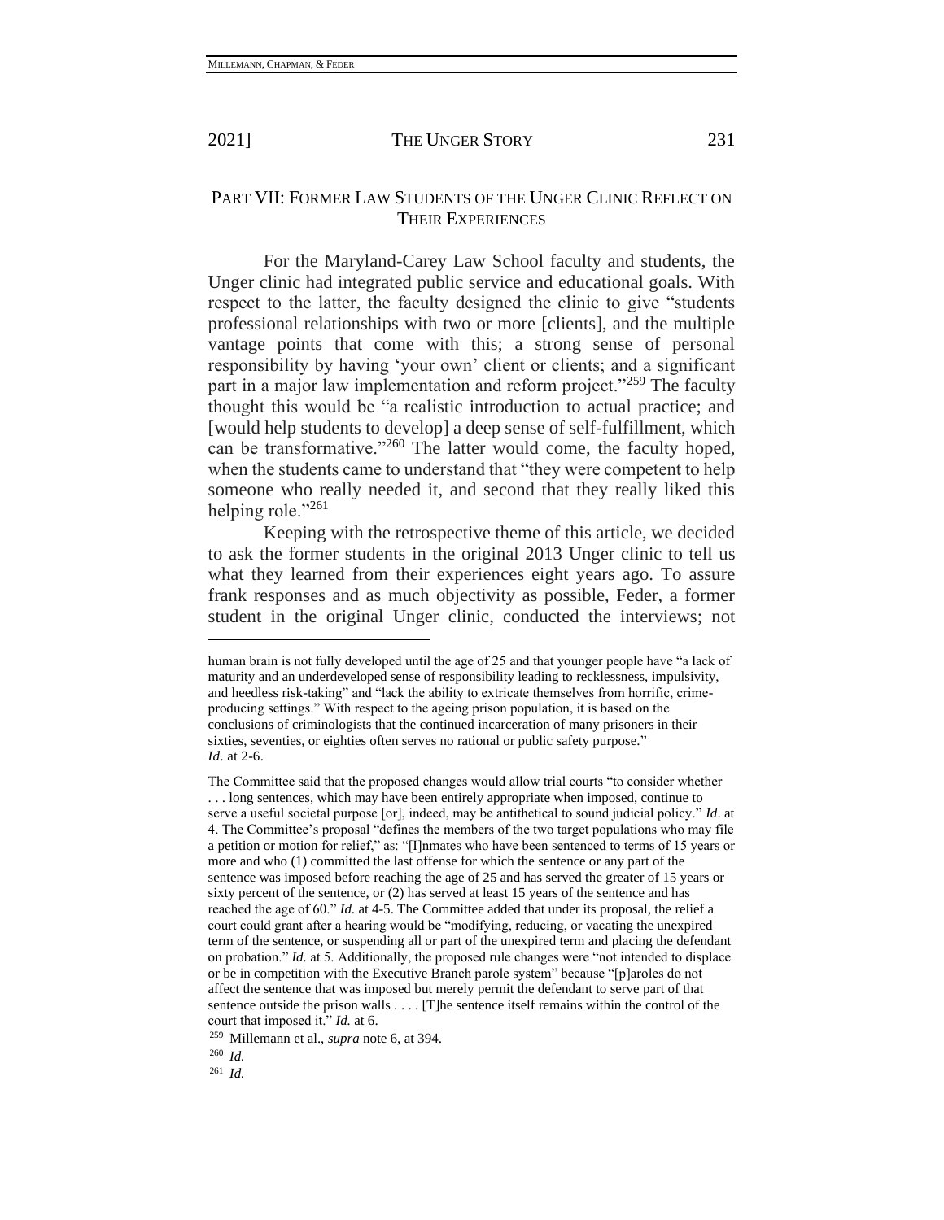## PART VII: FORMER LAW STUDENTS OF THE UNGER CLINIC REFLECT ON THEIR EXPERIENCES

For the Maryland-Carey Law School faculty and students, the Unger clinic had integrated public service and educational goals. With respect to the latter, the faculty designed the clinic to give "students professional relationships with two or more [clients], and the multiple vantage points that come with this; a strong sense of personal responsibility by having 'your own' client or clients; and a significant part in a major law implementation and reform project."[259] The faculty thought this would be "a realistic introduction to actual practice; and [would help students to develop] a deep sense of self-fulfillment, which can be transformative."[260] The latter would come, the faculty hoped, when the students came to understand that "they were competent to help someone who really needed it, and second that they really liked this helping role."[261]

Keeping with the retrospective theme of this article, we decided to ask the former students in the original 2013 Unger clinic to tell us what they learned from their experiences eight years ago. To assure frank responses and as much objectivity as possible, Feder, a former student in the original Unger clinic, conducted the interviews; not

---

human brain is not fully developed until the age of 25 and that younger people have "a lack of maturity and an underdeveloped sense of responsibility leading to recklessness, impulsivity, and heedless risk-taking" and "lack the ability to extricate themselves from horrific, crime-producing settings." With respect to the ageing prison population, it is based on the conclusions of criminologists that the continued incarceration of many prisoners in their sixties, seventies, or eighties often serves no rational or public safety purpose." *Id*. at 2-6.

The Committee said that the proposed changes would allow trial courts "to consider whether . . . long sentences, which may have been entirely appropriate when imposed, continue to serve a useful societal purpose [or], indeed, may be antithetical to sound judicial policy." *Id*. at 4. The Committee's proposal "defines the members of the two target populations who may file a petition or motion for relief," as: "[I]nmates who have been sentenced to terms of 15 years or more and who (1) committed the last offense for which the sentence or any part of the sentence was imposed before reaching the age of 25 and has served the greater of 15 years or sixty percent of the sentence, or (2) has served at least 15 years of the sentence and has reached the age of 60." *Id.* at 4-5. The Committee added that under its proposal, the relief a court could grant after a hearing would be "modifying, reducing, or vacating the unexpired term of the sentence, or suspending all or part of the unexpired term and placing the defendant on probation." *Id.* at 5. Additionally, the proposed rule changes were "not intended to displace or be in competition with the Executive Branch parole system" because "[p]aroles do not affect the sentence that was imposed but merely permit the defendant to serve part of that sentence outside the prison walls . . . . [T]he sentence itself remains within the control of the court that imposed it." *Id.* at 6.

[259] Millemann et al., *supra* note 6, at 394.

[260] *Id.*

[261] *Id.*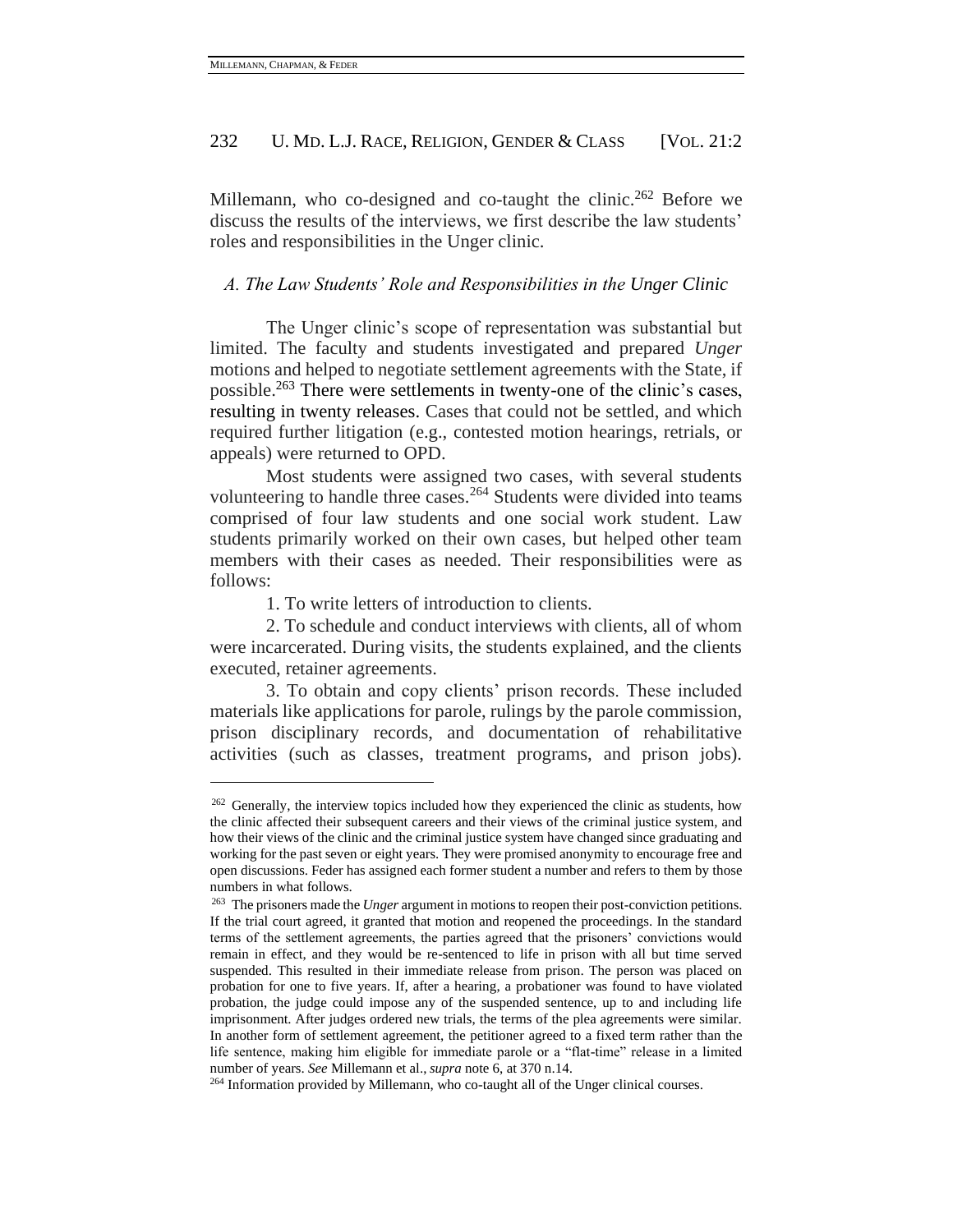Millemann, who co-designed and co-taught the clinic.[262] Before we discuss the results of the interviews, we first describe the law students' roles and responsibilities in the Unger clinic.

### *A. The Law Students' Role and Responsibilities in the Unger Clinic*

The Unger clinic's scope of representation was substantial but limited. The faculty and students investigated and prepared *Unger* motions and helped to negotiate settlement agreements with the State, if possible.[263] There were settlements in twenty-one of the clinic's cases, resulting in twenty releases. Cases that could not be settled, and which required further litigation (e.g., contested motion hearings, retrials, or appeals) were returned to OPD.

Most students were assigned two cases, with several students volunteering to handle three cases.[264] Students were divided into teams comprised of four law students and one social work student. Law students primarily worked on their own cases, but helped other team members with their cases as needed. Their responsibilities were as follows:

1. To write letters of introduction to clients.

2. To schedule and conduct interviews with clients, all of whom were incarcerated. During visits, the students explained, and the clients executed, retainer agreements.

3. To obtain and copy clients' prison records. These included materials like applications for parole, rulings by the parole commission, prison disciplinary records, and documentation of rehabilitative activities (such as classes, treatment programs, and prison jobs).

---

[262] Generally, the interview topics included how they experienced the clinic as students, how the clinic affected their subsequent careers and their views of the criminal justice system, and how their views of the clinic and the criminal justice system have changed since graduating and working for the past seven or eight years. They were promised anonymity to encourage free and open discussions. Feder has assigned each former student a number and refers to them by those numbers in what follows.

[263] The prisoners made the *Unger* argument in motions to reopen their post-conviction petitions. If the trial court agreed, it granted that motion and reopened the proceedings. In the standard terms of the settlement agreements, the parties agreed that the prisoners' convictions would remain in effect, and they would be re-sentenced to life in prison with all but time served suspended. This resulted in their immediate release from prison. The person was placed on probation for one to five years. If, after a hearing, a probationer was found to have violated probation, the judge could impose any of the suspended sentence, up to and including life imprisonment. After judges ordered new trials, the terms of the plea agreements were similar. In another form of settlement agreement, the petitioner agreed to a fixed term rather than the life sentence, making him eligible for immediate parole or a "flat-time" release in a limited number of years. *See* Millemann et al., *supra* note 6, at 370 n.14.

[264] Information provided by Millemann, who co-taught all of the Unger clinical courses.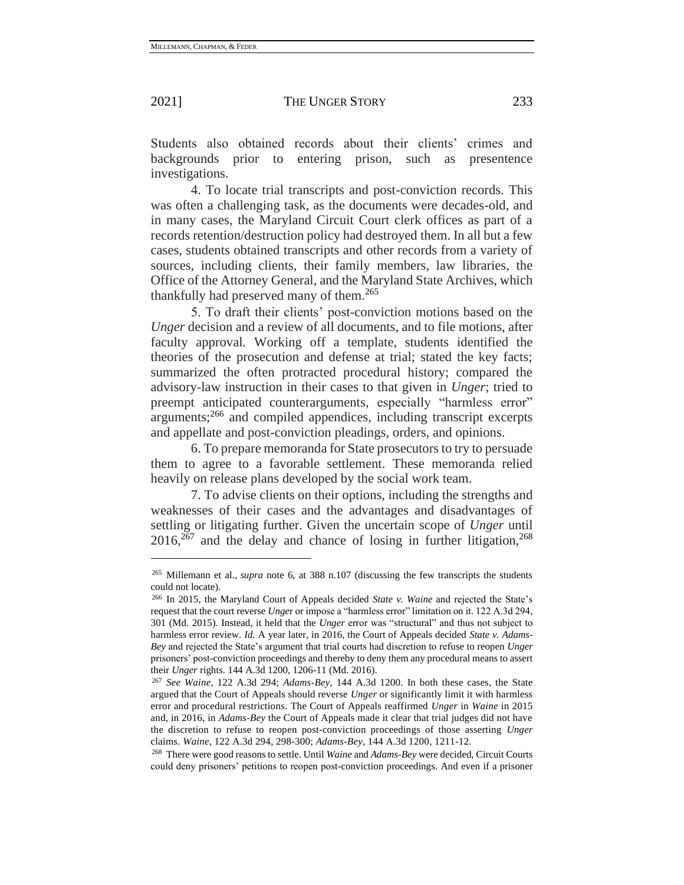Students also obtained records about their clients' crimes and backgrounds prior to entering prison, such as presentence investigations.

4. To locate trial transcripts and post-conviction records. This was often a challenging task, as the documents were decades-old, and in many cases, the Maryland Circuit Court clerk offices as part of a records retention/destruction policy had destroyed them. In all but a few cases, students obtained transcripts and other records from a variety of sources, including clients, their family members, law libraries, the Office of the Attorney General, and the Maryland State Archives, which thankfully had preserved many of them.[265]

5. To draft their clients' post-conviction motions based on the *Unger* decision and a review of all documents, and to file motions, after faculty approval. Working off a template, students identified the theories of the prosecution and defense at trial; stated the key facts; summarized the often protracted procedural history; compared the advisory-law instruction in their cases to that given in *Unger*; tried to preempt anticipated counterarguments, especially "harmless error" arguments;[266] and compiled appendices, including transcript excerpts and appellate and post-conviction pleadings, orders, and opinions.

6. To prepare memoranda for State prosecutors to try to persuade them to agree to a favorable settlement. These memoranda relied heavily on release plans developed by the social work team.

7. To advise clients on their options, including the strengths and weaknesses of their cases and the advantages and disadvantages of settling or litigating further. Given the uncertain scope of *Unger* until 2016,[267] and the delay and chance of losing in further litigation,[268]

---

[265] Millemann et al., *supra* note 6, at 388 n.107 (discussing the few transcripts the students could not locate).

[266] In 2015, the Maryland Court of Appeals decided *State v. Waine* and rejected the State's request that the court reverse *Unger* or impose a "harmless error" limitation on it. 122 A.3d 294, 301 (Md. 2015). Instead, it held that the *Unger* error was "structural" and thus not subject to harmless error review. *Id.* A year later, in 2016, the Court of Appeals decided *State v. Adams-Bey* and rejected the State's argument that trial courts had discretion to refuse to reopen *Unger* prisoners' post-conviction proceedings and thereby to deny them any procedural means to assert their *Unger* rights. 144 A.3d 1200, 1206-11 (Md. 2016).

[267] *See Waine*, 122 A.3d 294; *Adams-Bey*, 144 A.3d 1200. In both these cases, the State argued that the Court of Appeals should reverse *Unger* or significantly limit it with harmless error and procedural restrictions. The Court of Appeals reaffirmed *Unger* in *Waine* in 2015 and, in 2016, in *Adams-Bey* the Court of Appeals made it clear that trial judges did not have the discretion to refuse to reopen post-conviction proceedings of those asserting *Unger* claims. *Waine*, 122 A.3d 294, 298-300; *Adams-Bey*, 144 A.3d 1200, 1211-12.

[268] There were good reasons to settle. Until *Waine* and *Adams-Bey* were decided, Circuit Courts could deny prisoners' petitions to reopen post-conviction proceedings. And even if a prisoner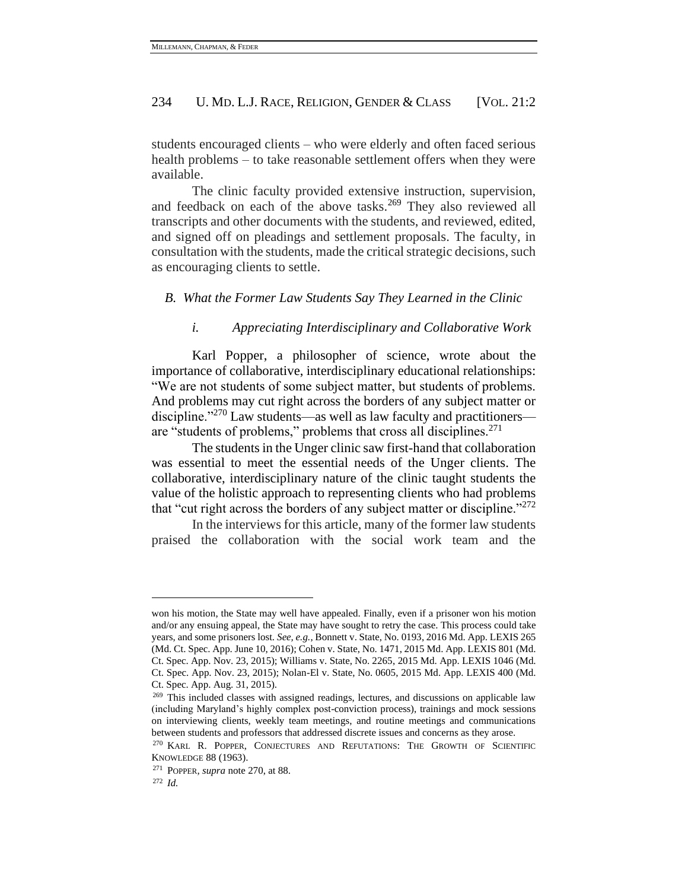students encouraged clients – who were elderly and often faced serious health problems – to take reasonable settlement offers when they were available.

The clinic faculty provided extensive instruction, supervision, and feedback on each of the above tasks.[269] They also reviewed all transcripts and other documents with the students, and reviewed, edited, and signed off on pleadings and settlement proposals. The faculty, in consultation with the students, made the critical strategic decisions, such as encouraging clients to settle.

### *B. What the Former Law Students Say They Learned in the Clinic*

#### *i. Appreciating Interdisciplinary and Collaborative Work*

Karl Popper, a philosopher of science, wrote about the importance of collaborative, interdisciplinary educational relationships: "We are not students of some subject matter, but students of problems. And problems may cut right across the borders of any subject matter or discipline."[270] Law students—as well as law faculty and practitioners—are "students of problems," problems that cross all disciplines.[271]

The students in the Unger clinic saw first-hand that collaboration was essential to meet the essential needs of the Unger clients. The collaborative, interdisciplinary nature of the clinic taught students the value of the holistic approach to representing clients who had problems that "cut right across the borders of any subject matter or discipline."[272]

In the interviews for this article, many of the former law students praised the collaboration with the social work team and the

---

won his motion, the State may well have appealed. Finally, even if a prisoner won his motion and/or any ensuing appeal, the State may have sought to retry the case. This process could take years, and some prisoners lost. *See, e.g.*, Bonnett v. State, No. 0193, 2016 Md. App. LEXIS 265 (Md. Ct. Spec. App. June 10, 2016); Cohen v. State, No. 1471, 2015 Md. App. LEXIS 801 (Md. Ct. Spec. App. Nov. 23, 2015); Williams v. State, No. 2265, 2015 Md. App. LEXIS 1046 (Md. Ct. Spec. App. Nov. 23, 2015); Nolan-El v. State, No. 0605, 2015 Md. App. LEXIS 400 (Md. Ct. Spec. App. Aug. 31, 2015).

[269] This included classes with assigned readings, lectures, and discussions on applicable law (including Maryland's highly complex post-conviction process), trainings and mock sessions on interviewing clients, weekly team meetings, and routine meetings and communications between students and professors that addressed discrete issues and concerns as they arose.

[270] KARL R. POPPER, CONJECTURES AND REFUTATIONS: THE GROWTH OF SCIENTIFIC KNOWLEDGE 88 (1963).

[271] POPPER, *supra* note 270, at 88.

[272] *Id.*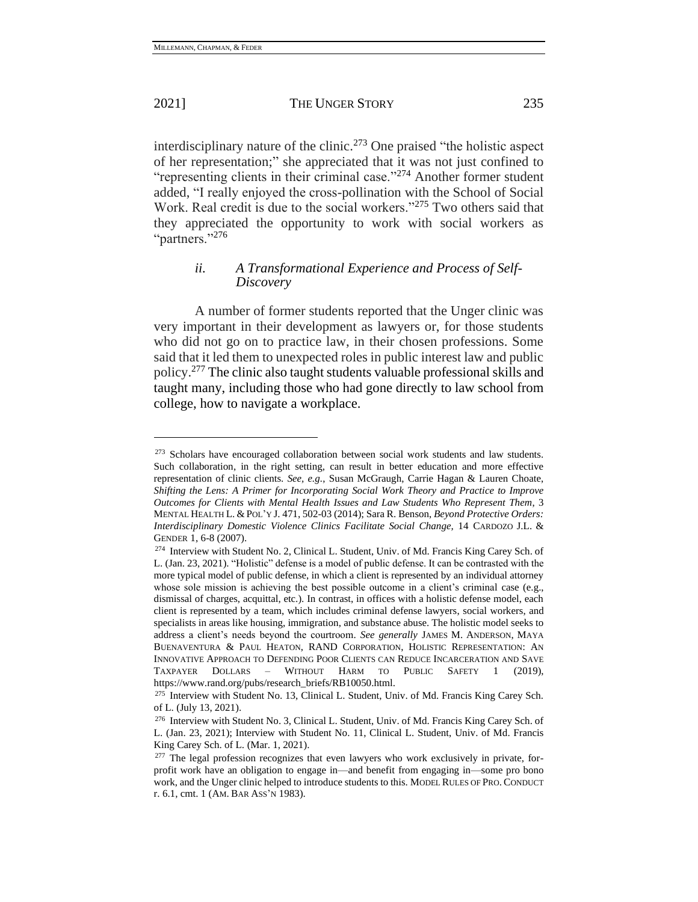interdisciplinary nature of the clinic.[273] One praised "the holistic aspect of her representation;" she appreciated that it was not just confined to "representing clients in their criminal case."[274] Another former student added, "I really enjoyed the cross-pollination with the School of Social Work. Real credit is due to the social workers."[275] Two others said that they appreciated the opportunity to work with social workers as "partners."[276]

#### *ii. A Transformational Experience and Process of Self-Discovery*

A number of former students reported that the Unger clinic was very important in their development as lawyers or, for those students who did not go on to practice law, in their chosen professions. Some said that it led them to unexpected roles in public interest law and public policy.[277] The clinic also taught students valuable professional skills and taught many, including those who had gone directly to law school from college, how to navigate a workplace.

---

[273] Scholars have encouraged collaboration between social work students and law students. Such collaboration, in the right setting, can result in better education and more effective representation of clinic clients. *See, e.g.*, Susan McGraugh, Carrie Hagan & Lauren Choate, ***Shifting the Lens: A Primer for Incorporating Social Work Theory and Practice to Improve Outcomes for Clients with Mental Health Issues and Law Students Who Represent Them***, 3 MENTAL HEALTH L. & POL'Y J. 471, 502-03 (2014); Sara R. Benson, *Beyond Protective Orders: Interdisciplinary Domestic Violence Clinics Facilitate Social Change*, 14 CARDOZO J.L. & GENDER 1, 6-8 (2007).

[274] Interview with Student No. 2, Clinical L. Student, Univ. of Md. Francis King Carey Sch. of L. (Jan. 23, 2021). "Holistic" defense is a model of public defense. It can be contrasted with the more typical model of public defense, in which a client is represented by an individual attorney whose sole mission is achieving the best possible outcome in a client's criminal case (e.g., dismissal of charges, acquittal, etc.). In contrast, in offices with a holistic defense model, each client is represented by a team, which includes criminal defense lawyers, social workers, and specialists in areas like housing, immigration, and substance abuse. The holistic model seeks to address a client's needs beyond the courtroom. *See generally* JAMES M. ANDERSON, MAYA BUENAVENTURA & PAUL HEATON, RAND CORPORATION, HOLISTIC REPRESENTATION: AN INNOVATIVE APPROACH TO DEFENDING POOR CLIENTS CAN REDUCE INCARCERATION AND SAVE TAXPAYER DOLLARS – WITHOUT HARM TO PUBLIC SAFETY 1 (2019), https://www.rand.org/pubs/research_briefs/RB10050.html.

[275] Interview with Student No. 13, Clinical L. Student, Univ. of Md. Francis King Carey Sch. of L. (July 13, 2021).

[276] Interview with Student No. 3, Clinical L. Student, Univ. of Md. Francis King Carey Sch. of L. (Jan. 23, 2021); Interview with Student No. 11, Clinical L. Student, Univ. of Md. Francis King Carey Sch. of L. (Mar. 1, 2021).

[277] The legal profession recognizes that even lawyers who work exclusively in private, for-profit work have an obligation to engage in—and benefit from engaging in—some pro bono work, and the Unger clinic helped to introduce students to this. MODEL RULES OF PRO. CONDUCT r. 6.1, cmt. 1 (AM. BAR ASS'N 1983).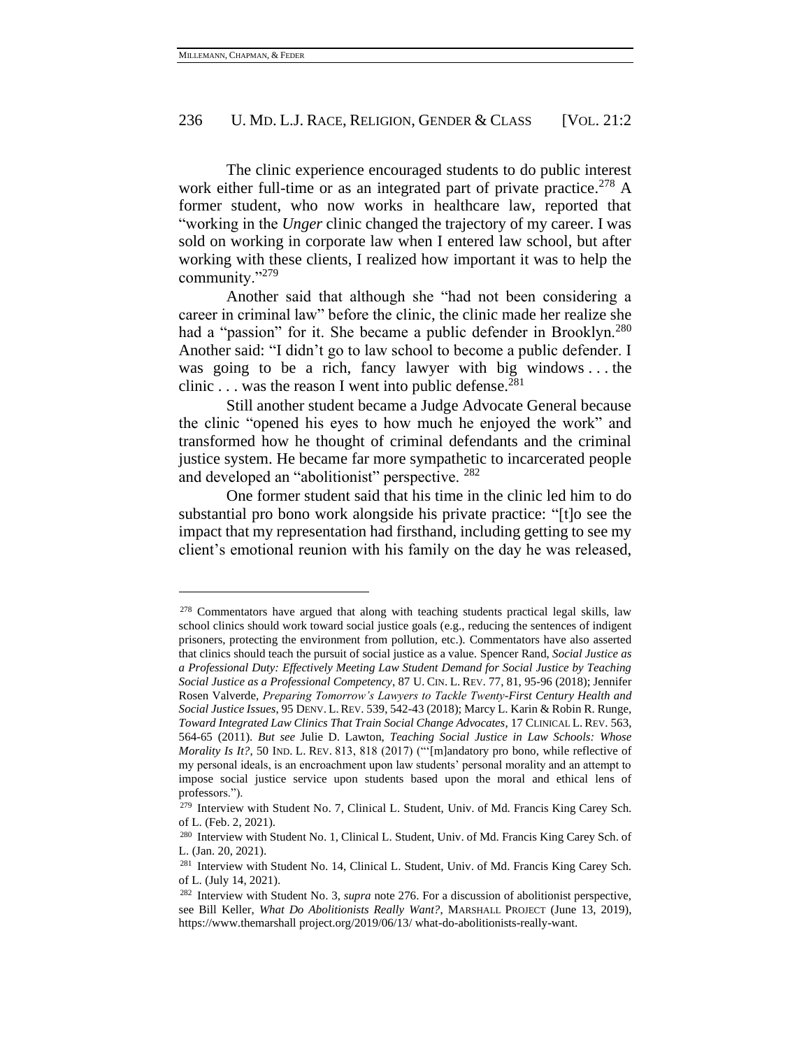The clinic experience encouraged students to do public interest work either full-time or as an integrated part of private practice.[278] A former student, who now works in healthcare law, reported that "working in the *Unger* clinic changed the trajectory of my career. I was sold on working in corporate law when I entered law school, but after working with these clients, I realized how important it was to help the community."[279]

Another said that although she "had not been considering a career in criminal law" before the clinic, the clinic made her realize she had a "passion" for it. She became a public defender in Brooklyn.[280] Another said: "I didn't go to law school to become a public defender. I was going to be a rich, fancy lawyer with big windows . . . the clinic . . . was the reason I went into public defense.[281]

Still another student became a Judge Advocate General because the clinic "opened his eyes to how much he enjoyed the work" and transformed how he thought of criminal defendants and the criminal justice system. He became far more sympathetic to incarcerated people and developed an "abolitionist" perspective. [282]

One former student said that his time in the clinic led him to do substantial pro bono work alongside his private practice: "[t]o see the impact that my representation had firsthand, including getting to see my client's emotional reunion with his family on the day he was released,

---

[278] Commentators have argued that along with teaching students practical legal skills, law school clinics should work toward social justice goals (e.g., reducing the sentences of indigent prisoners, protecting the environment from pollution, etc.). Commentators have also asserted that clinics should teach the pursuit of social justice as a value. Spencer Rand, *Social Justice as a Professional Duty: Effectively Meeting Law Student Demand for Social Justice by Teaching Social Justice as a Professional Competency*, 87 U. CIN. L. REV. 77, 81, 95-96 (2018); Jennifer Rosen Valverde, *Preparing Tomorrow's Lawyers to Tackle Twenty-First Century Health and Social Justice Issues*, 95 DENV. L. REV. 539, 542-43 (2018); Marcy L. Karin & Robin R. Runge, *Toward Integrated Law Clinics That Train Social Change Advocates*, 17 CLINICAL L. REV. 563, 564-65 (2011). *But see* Julie D. Lawton, *Teaching Social Justice in Law Schools: Whose Morality Is It?*, 50 IND. L. REV. 813, 818 (2017) ("'[m]andatory pro bono, while reflective of my personal ideals, is an encroachment upon law students' personal morality and an attempt to impose social justice service upon students based upon the moral and ethical lens of professors.").

[279] Interview with Student No. 7, Clinical L. Student, Univ. of Md. Francis King Carey Sch. of L. (Feb. 2, 2021).

[280] Interview with Student No. 1, Clinical L. Student, Univ. of Md. Francis King Carey Sch. of L. (Jan. 20, 2021).

[281] Interview with Student No. 14, Clinical L. Student, Univ. of Md. Francis King Carey Sch. of L. (July 14, 2021).

[282] Interview with Student No. 3, *supra* note 276. For a discussion of abolitionist perspective, see Bill Keller, *What Do Abolitionists Really Want?*, MARSHALL PROJECT (June 13, 2019), https://www.themarshall project.org/2019/06/13/ what-do-abolitionists-really-want.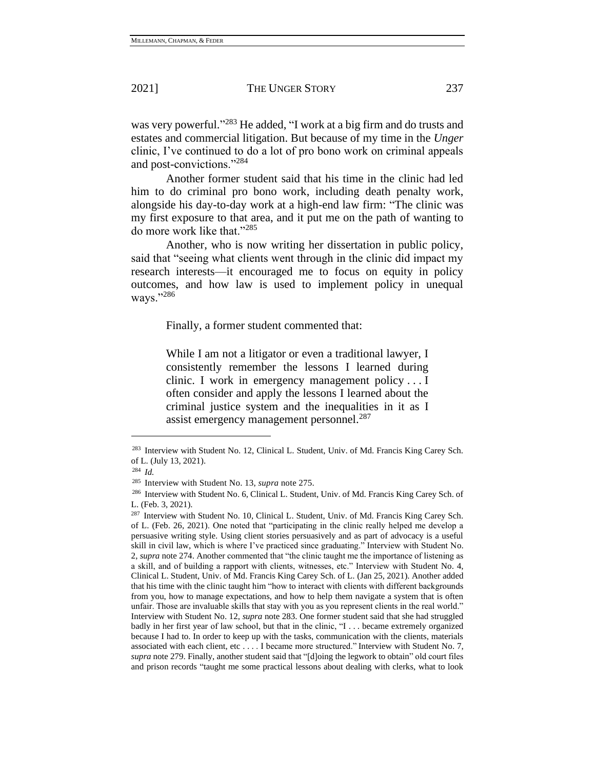was very powerful."[283] He added, "I work at a big firm and do trusts and estates and commercial litigation. But because of my time in the *Unger* clinic, I've continued to do a lot of pro bono work on criminal appeals and post-convictions."[284]

Another former student said that his time in the clinic had led him to do criminal pro bono work, including death penalty work, alongside his day-to-day work at a high-end law firm: "The clinic was my first exposure to that area, and it put me on the path of wanting to do more work like that."[285]

Another, who is now writing her dissertation in public policy, said that "seeing what clients went through in the clinic did impact my research interests—it encouraged me to focus on equity in policy outcomes, and how law is used to implement policy in unequal ways."[286]

Finally, a former student commented that:

> While I am not a litigator or even a traditional lawyer, I consistently remember the lessons I learned during clinic. I work in emergency management policy . . . I often consider and apply the lessons I learned about the criminal justice system and the inequalities in it as I assist emergency management personnel.[287]

---

[283] Interview with Student No. 12, Clinical L. Student, Univ. of Md. Francis King Carey Sch. of L. (July 13, 2021).

[284] *Id.*

[285] Interview with Student No. 13, *supra* note 275.

[286] Interview with Student No. 6, Clinical L. Student, Univ. of Md. Francis King Carey Sch. of L. (Feb. 3, 2021).

[287] Interview with Student No. 10, Clinical L. Student, Univ. of Md. Francis King Carey Sch. of L. (Feb. 26, 2021). One noted that "participating in the clinic really helped me develop a persuasive writing style. Using client stories persuasively and as part of advocacy is a useful skill in civil law, which is where I've practiced since graduating." Interview with Student No. 2, *supra* note 274. Another commented that "the clinic taught me the importance of listening as a skill, and of building a rapport with clients, witnesses, etc." Interview with Student No. 4, Clinical L. Student, Univ. of Md. Francis King Carey Sch. of L. (Jan 25, 2021). Another added that his time with the clinic taught him "how to interact with clients with different backgrounds from you, how to manage expectations, and how to help them navigate a system that is often unfair. Those are invaluable skills that stay with you as you represent clients in the real world." Interview with Student No. 12, *supra* note 283. One former student said that she had struggled badly in her first year of law school, but that in the clinic, "I . . . became extremely organized because I had to. In order to keep up with the tasks, communication with the clients, materials associated with each client, etc . . . . I became more structured." Interview with Student No. 7, *supra* note 279. Finally, another student said that "[d]oing the legwork to obtain" old court files and prison records "taught me some practical lessons about dealing with clerks, what to look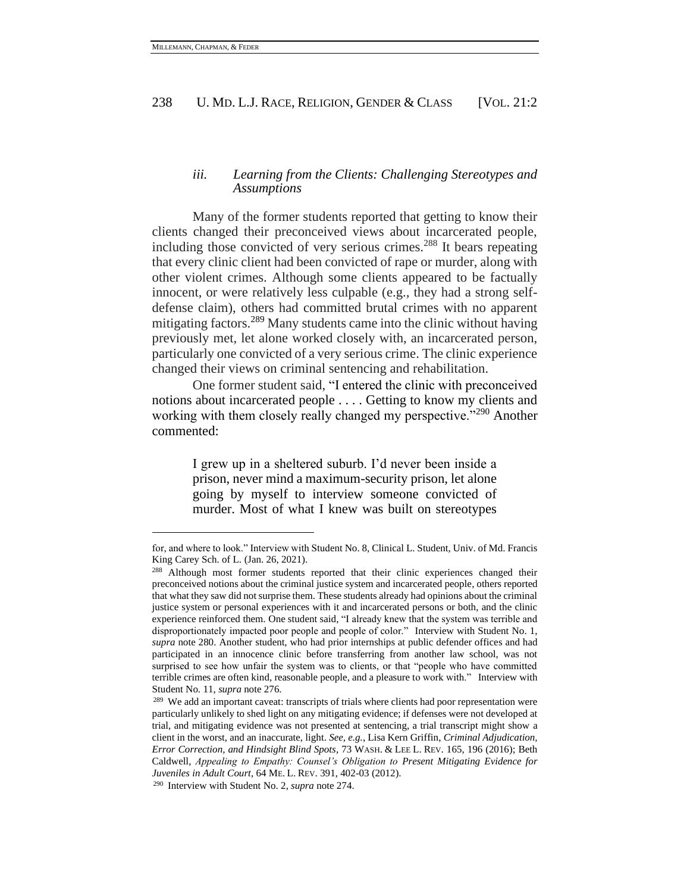### *iii. Learning from the Clients: Challenging Stereotypes and Assumptions*

Many of the former students reported that getting to know their clients changed their preconceived views about incarcerated people, including those convicted of very serious crimes.[288] It bears repeating that every clinic client had been convicted of rape or murder, along with other violent crimes. Although some clients appeared to be factually innocent, or were relatively less culpable (e.g., they had a strong self-defense claim), others had committed brutal crimes with no apparent mitigating factors.[289] Many students came into the clinic without having previously met, let alone worked closely with, an incarcerated person, particularly one convicted of a very serious crime. The clinic experience changed their views on criminal sentencing and rehabilitation.

One former student said, "I entered the clinic with preconceived notions about incarcerated people . . . . Getting to know my clients and working with them closely really changed my perspective."[290] Another commented:

> I grew up in a sheltered suburb. I'd never been inside a prison, never mind a maximum-security prison, let alone going by myself to interview someone convicted of murder. Most of what I knew was built on stereotypes

---

for, and where to look." Interview with Student No. 8, Clinical L. Student, Univ. of Md. Francis King Carey Sch. of L. (Jan. 26, 2021).

[288] Although most former students reported that their clinic experiences changed their preconceived notions about the criminal justice system and incarcerated people, others reported that what they saw did not surprise them. These students already had opinions about the criminal justice system or personal experiences with it and incarcerated persons or both, and the clinic experience reinforced them. One student said, "I already knew that the system was terrible and disproportionately impacted poor people and people of color." Interview with Student No. 1, *supra* note 280. Another student, who had prior internships at public defender offices and had participated in an innocence clinic before transferring from another law school, was not surprised to see how unfair the system was to clients, or that "people who have committed terrible crimes are often kind, reasonable people, and a pleasure to work with." Interview with Student No. 11, *supra* note 276.

[289] We add an important caveat: transcripts of trials where clients had poor representation were particularly unlikely to shed light on any mitigating evidence; if defenses were not developed at trial, and mitigating evidence was not presented at sentencing, a trial transcript might show a client in the worst, and an inaccurate, light. *See, e.g.*, Lisa Kern Griffin, *Criminal Adjudication, Error Correction, and Hindsight Blind Spots*, 73 WASH. & LEE L. REV. 165, 196 (2016); Beth Caldwell, *Appealing to Empathy: Counsel's Obligation to Present Mitigating Evidence for Juveniles in Adult Court*, 64 ME. L. REV. 391, 402-03 (2012).

[290] Interview with Student No. 2, *supra* note 274.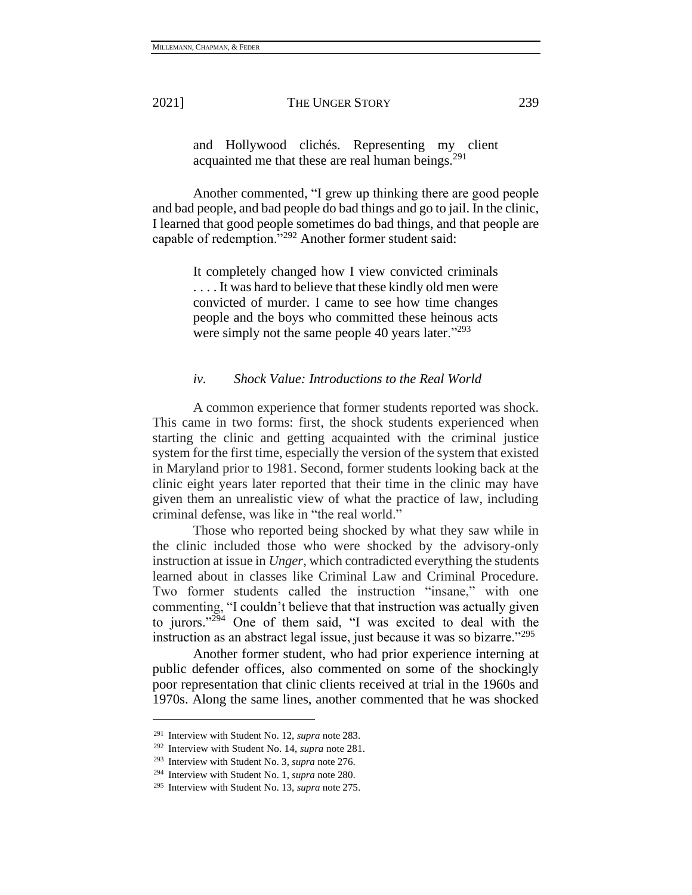> and Hollywood clichés. Representing my client acquainted me that these are real human beings.[291]

Another commented, "I grew up thinking there are good people and bad people, and bad people do bad things and go to jail. In the clinic, I learned that good people sometimes do bad things, and that people are capable of redemption."[292] Another former student said:

> It completely changed how I view convicted criminals . . . . It was hard to believe that these kindly old men were convicted of murder. I came to see how time changes people and the boys who committed these heinous acts were simply not the same people 40 years later."[293]

#### *iv. Shock Value: Introductions to the Real World*

A common experience that former students reported was shock. This came in two forms: first, the shock students experienced when starting the clinic and getting acquainted with the criminal justice system for the first time, especially the version of the system that existed in Maryland prior to 1981. Second, former students looking back at the clinic eight years later reported that their time in the clinic may have given them an unrealistic view of what the practice of law, including criminal defense, was like in "the real world."

Those who reported being shocked by what they saw while in the clinic included those who were shocked by the advisory-only instruction at issue in *Unger*, which contradicted everything the students learned about in classes like Criminal Law and Criminal Procedure. Two former students called the instruction "insane," with one commenting, "I couldn't believe that that instruction was actually given to jurors."[294] One of them said, "I was excited to deal with the instruction as an abstract legal issue, just because it was so bizarre."[295]

Another former student, who had prior experience interning at public defender offices, also commented on some of the shockingly poor representation that clinic clients received at trial in the 1960s and 1970s. Along the same lines, another commented that he was shocked

---

[291] Interview with Student No. 12, *supra* note 283.

[292] Interview with Student No. 14, *supra* note 281.

[293] Interview with Student No. 3, *supra* note 276.

[294] Interview with Student No. 1, *supra* note 280.

[295] Interview with Student No. 13, *supra* note 275.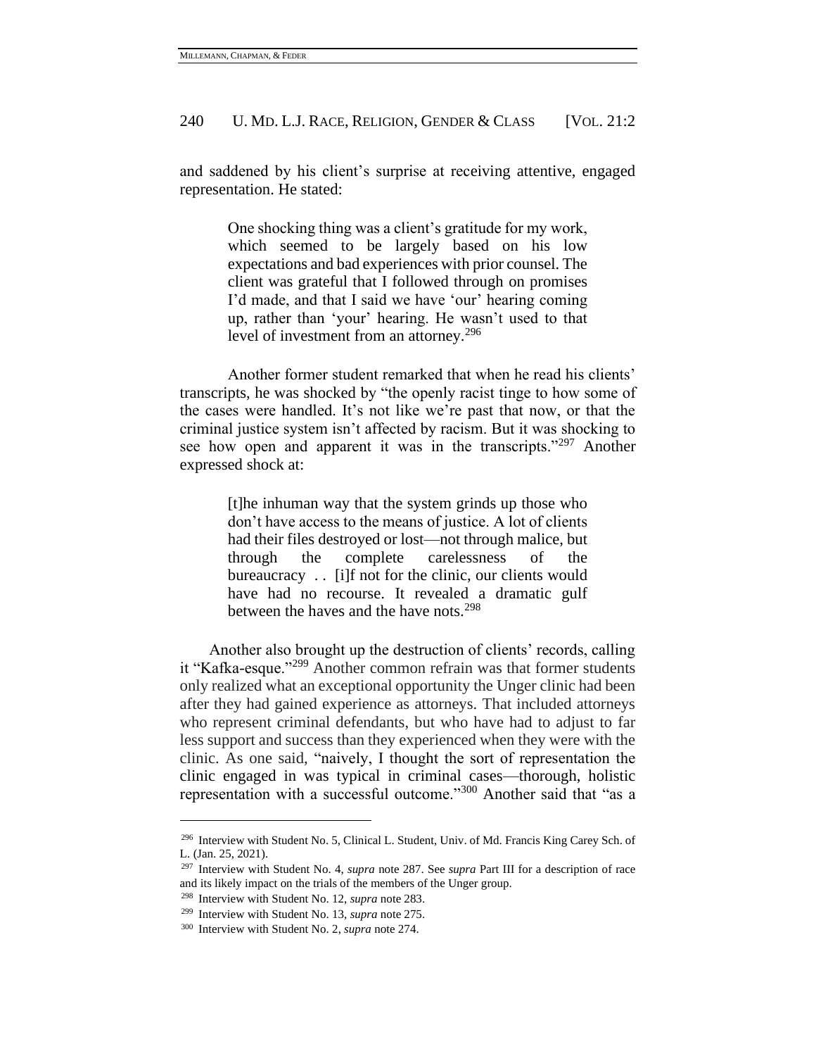and saddened by his client's surprise at receiving attentive, engaged representation. He stated:

> One shocking thing was a client's gratitude for my work, which seemed to be largely based on his low expectations and bad experiences with prior counsel. The client was grateful that I followed through on promises I'd made, and that I said we have 'our' hearing coming up, rather than 'your' hearing. He wasn't used to that level of investment from an attorney.[296]

Another former student remarked that when he read his clients' transcripts, he was shocked by "the openly racist tinge to how some of the cases were handled. It's not like we're past that now, or that the criminal justice system isn't affected by racism. But it was shocking to see how open and apparent it was in the transcripts."[297] Another expressed shock at:

> [t]he inhuman way that the system grinds up those who don't have access to the means of justice. A lot of clients had their files destroyed or lost—not through malice, but through the complete carelessness of the bureaucracy . . [i]f not for the clinic, our clients would have had no recourse. It revealed a dramatic gulf between the haves and the have nots.[298]

Another also brought up the destruction of clients' records, calling it "Kafka-esque."[299] Another common refrain was that former students only realized what an exceptional opportunity the Unger clinic had been after they had gained experience as attorneys. That included attorneys who represent criminal defendants, but who have had to adjust to far less support and success than they experienced when they were with the clinic. As one said, "naively, I thought the sort of representation the clinic engaged in was typical in criminal cases—thorough, holistic representation with a successful outcome."[300] Another said that "as a

---

[296] Interview with Student No. 5, Clinical L. Student, Univ. of Md. Francis King Carey Sch. of L. (Jan. 25, 2021).

[297] Interview with Student No. 4, *supra* note 287. See *supra* Part III for a description of race and its likely impact on the trials of the members of the Unger group.

[298] Interview with Student No. 12, *supra* note 283.

[299] Interview with Student No. 13, *supra* note 275.

[300] Interview with Student No. 2, *supra* note 274.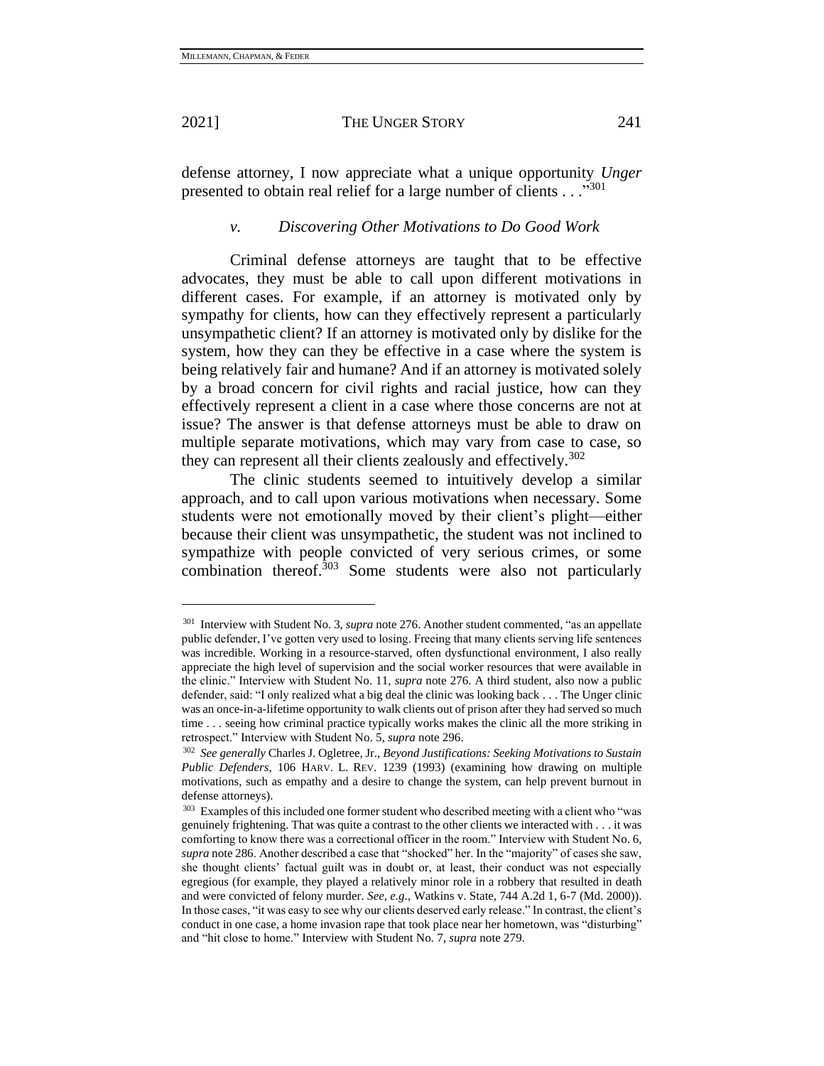defense attorney, I now appreciate what a unique opportunity *Unger* presented to obtain real relief for a large number of clients . . ."[301]

### *v. Discovering Other Motivations to Do Good Work*

Criminal defense attorneys are taught that to be effective advocates, they must be able to call upon different motivations in different cases. For example, if an attorney is motivated only by sympathy for clients, how can they effectively represent a particularly unsympathetic client? If an attorney is motivated only by dislike for the system, how they can they be effective in a case where the system is being relatively fair and humane? And if an attorney is motivated solely by a broad concern for civil rights and racial justice, how can they effectively represent a client in a case where those concerns are not at issue? The answer is that defense attorneys must be able to draw on multiple separate motivations, which may vary from case to case, so they can represent all their clients zealously and effectively.[302]

The clinic students seemed to intuitively develop a similar approach, and to call upon various motivations when necessary. Some students were not emotionally moved by their client's plight—either because their client was unsympathetic, the student was not inclined to sympathize with people convicted of very serious crimes, or some combination thereof.[303] Some students were also not particularly

---

[301] Interview with Student No. 3, *supra* note 276. Another student commented, "as an appellate public defender, I've gotten very used to losing. Freeing that many clients serving life sentences was incredible. Working in a resource-starved, often dysfunctional environment, I also really appreciate the high level of supervision and the social worker resources that were available in the clinic." Interview with Student No. 11, *supra* note 276. A third student, also now a public defender, said: "I only realized what a big deal the clinic was looking back . . . The Unger clinic was an once-in-a-lifetime opportunity to walk clients out of prison after they had served so much time . . . seeing how criminal practice typically works makes the clinic all the more striking in retrospect." Interview with Student No. 5, *supra* note 296.

[302] *See generally* Charles J. Ogletree, Jr., *Beyond Justifications: Seeking Motivations to Sustain Public Defenders*, 106 HARV. L. REV. 1239 (1993) (examining how drawing on multiple motivations, such as empathy and a desire to change the system, can help prevent burnout in defense attorneys).

[303] Examples of this included one former student who described meeting with a client who "was genuinely frightening. That was quite a contrast to the other clients we interacted with . . . it was comforting to know there was a correctional officer in the room." Interview with Student No. 6, *supra* note 286. Another described a case that "shocked" her. In the "majority" of cases she saw, she thought clients' factual guilt was in doubt or, at least, their conduct was not especially egregious (for example, they played a relatively minor role in a robbery that resulted in death and were convicted of felony murder. *See, e.g.*, Watkins v. State, 744 A.2d 1, 6-7 (Md. 2000)). In those cases, "it was easy to see why our clients deserved early release." In contrast, the client's conduct in one case, a home invasion rape that took place near her hometown, was "disturbing" and "hit close to home." Interview with Student No. 7, *supra* note 279.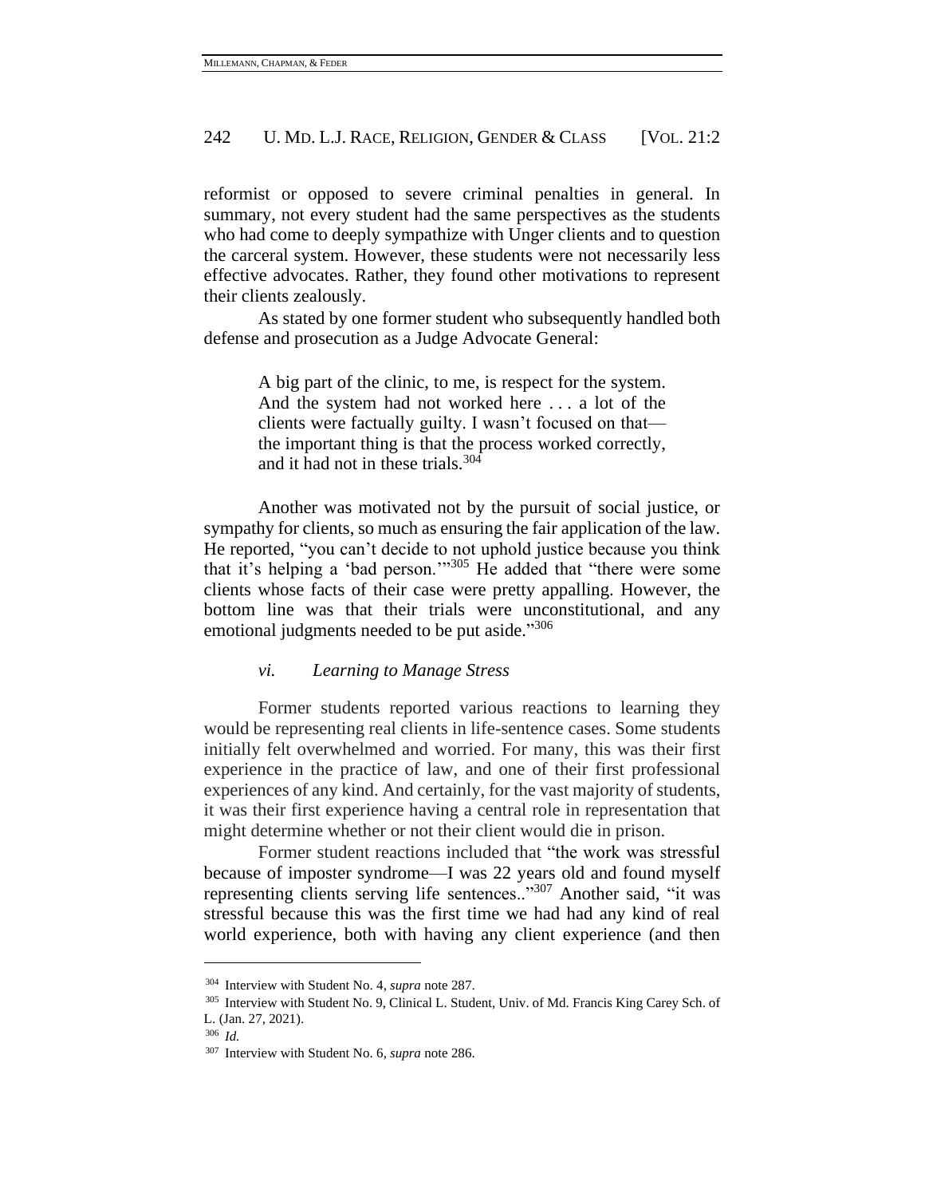reformist or opposed to severe criminal penalties in general. In summary, not every student had the same perspectives as the students who had come to deeply sympathize with Unger clients and to question the carceral system. However, these students were not necessarily less effective advocates. Rather, they found other motivations to represent their clients zealously.

As stated by one former student who subsequently handled both defense and prosecution as a Judge Advocate General:

> A big part of the clinic, to me, is respect for the system. And the system had not worked here . . . a lot of the clients were factually guilty. I wasn't focused on that—the important thing is that the process worked correctly, and it had not in these trials.[304]

Another was motivated not by the pursuit of social justice, or sympathy for clients, so much as ensuring the fair application of the law. He reported, "you can't decide to not uphold justice because you think that it's helping a 'bad person.'"[305] He added that "there were some clients whose facts of their case were pretty appalling. However, the bottom line was that their trials were unconstitutional, and any emotional judgments needed to be put aside."[306]

#### *vi. Learning to Manage Stress*

Former students reported various reactions to learning they would be representing real clients in life-sentence cases. Some students initially felt overwhelmed and worried. For many, this was their first experience in the practice of law, and one of their first professional experiences of any kind. And certainly, for the vast majority of students, it was their first experience having a central role in representation that might determine whether or not their client would die in prison.

Former student reactions included that "the work was stressful because of imposter syndrome—I was 22 years old and found myself representing clients serving life sentences.."[307] Another said, "it was stressful because this was the first time we had had any kind of real world experience, both with having any client experience (and then

---

[304] Interview with Student No. 4, *supra* note 287.

[305] Interview with Student No. 9, Clinical L. Student, Univ. of Md. Francis King Carey Sch. of L. (Jan. 27, 2021).

[306] *Id.*

[307] Interview with Student No. 6, *supra* note 286.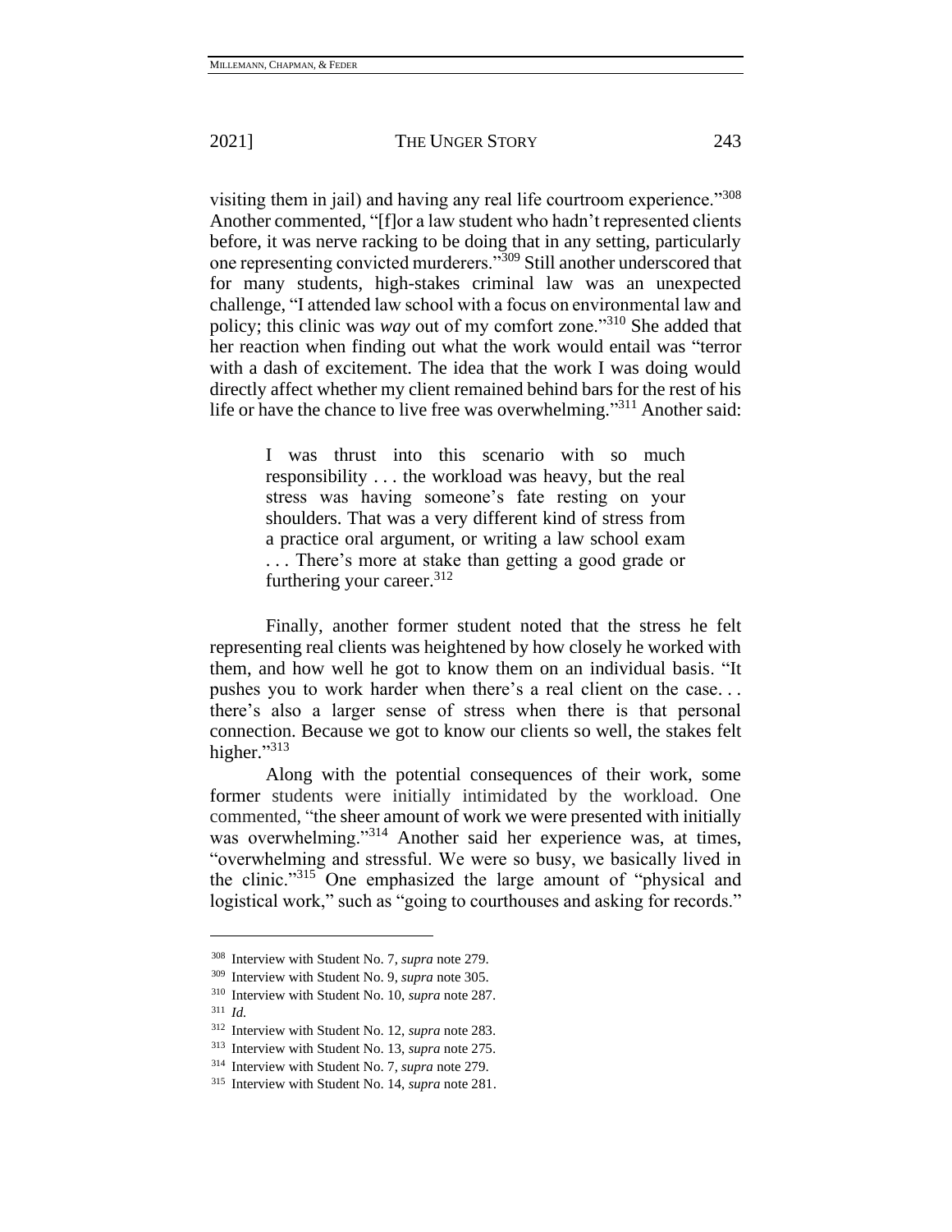visiting them in jail) and having any real life courtroom experience."[308] Another commented, "[f]or a law student who hadn't represented clients before, it was nerve racking to be doing that in any setting, particularly one representing convicted murderers."[309] Still another underscored that for many students, high-stakes criminal law was an unexpected challenge, "I attended law school with a focus on environmental law and policy; this clinic was *way* out of my comfort zone."[310] She added that her reaction when finding out what the work would entail was "terror with a dash of excitement. The idea that the work I was doing would directly affect whether my client remained behind bars for the rest of his life or have the chance to live free was overwhelming."[311] Another said:

> I was thrust into this scenario with so much responsibility . . . the workload was heavy, but the real stress was having someone's fate resting on your shoulders. That was a very different kind of stress from a practice oral argument, or writing a law school exam . . . There's more at stake than getting a good grade or furthering your career.[312]

Finally, another former student noted that the stress he felt representing real clients was heightened by how closely he worked with them, and how well he got to know them on an individual basis. "It pushes you to work harder when there's a real client on the case. . . there's also a larger sense of stress when there is that personal connection. Because we got to know our clients so well, the stakes felt higher."[313]

Along with the potential consequences of their work, some former students were initially intimidated by the workload. One commented, "the sheer amount of work we were presented with initially was overwhelming."[314] Another said her experience was, at times, "overwhelming and stressful. We were so busy, we basically lived in the clinic."[315] One emphasized the large amount of "physical and logistical work," such as "going to courthouses and asking for records."

---

[308] Interview with Student No. 7, *supra* note 279.

[309] Interview with Student No. 9, *supra* note 305.

[310] Interview with Student No. 10, *supra* note 287.

[311] *Id.*

[312] Interview with Student No. 12, *supra* note 283.

[313] Interview with Student No. 13, *supra* note 275.

[314] Interview with Student No. 7, *supra* note 279.

[315] Interview with Student No. 14, *supra* note 281.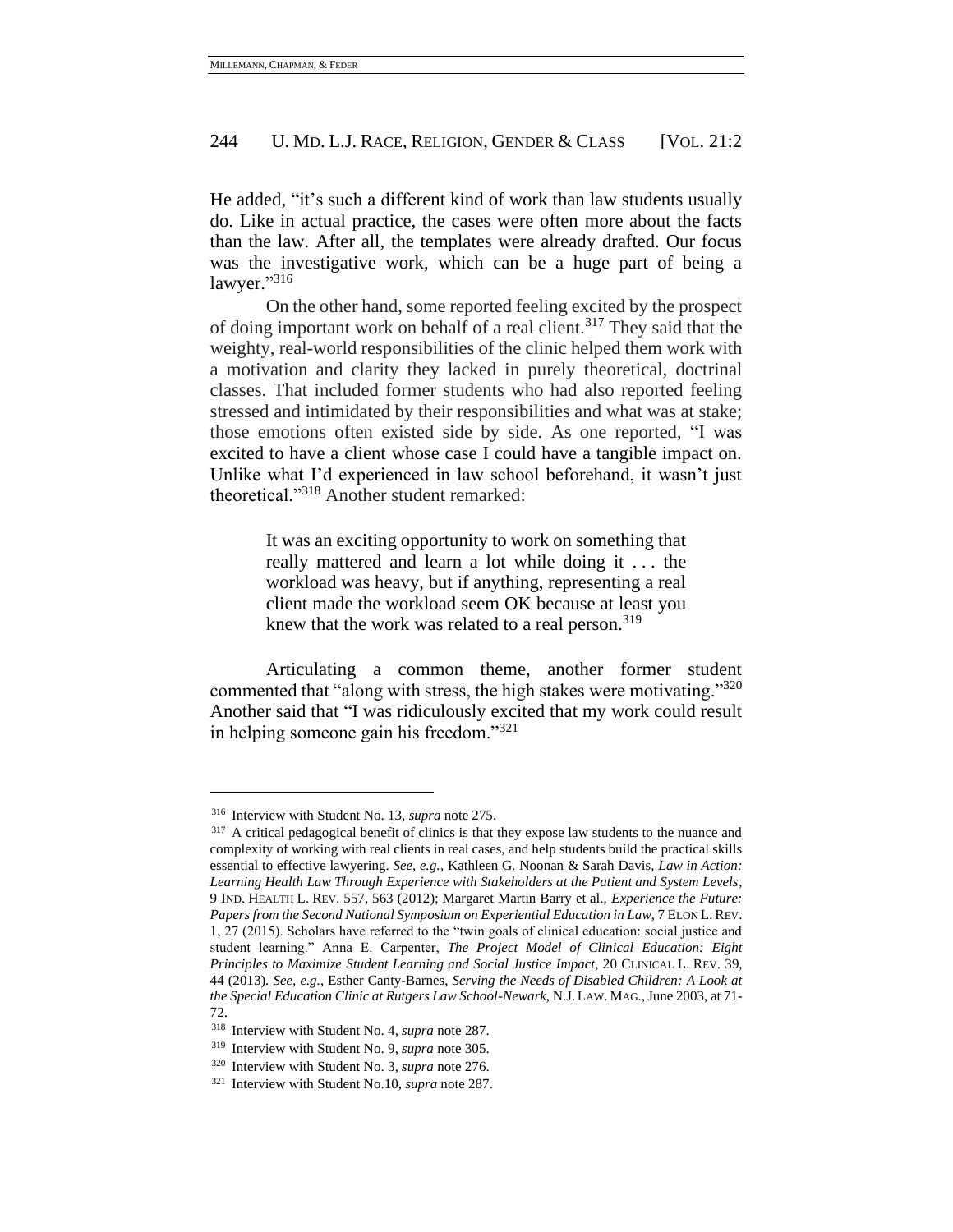He added, "it's such a different kind of work than law students usually do. Like in actual practice, the cases were often more about the facts than the law. After all, the templates were already drafted. Our focus was the investigative work, which can be a huge part of being a lawyer."[316]

On the other hand, some reported feeling excited by the prospect of doing important work on behalf of a real client.[317] They said that the weighty, real-world responsibilities of the clinic helped them work with a motivation and clarity they lacked in purely theoretical, doctrinal classes. That included former students who had also reported feeling stressed and intimidated by their responsibilities and what was at stake; those emotions often existed side by side. As one reported, "I was excited to have a client whose case I could have a tangible impact on. Unlike what I'd experienced in law school beforehand, it wasn't just theoretical."[318] Another student remarked:

> It was an exciting opportunity to work on something that really mattered and learn a lot while doing it . . . the workload was heavy, but if anything, representing a real client made the workload seem OK because at least you knew that the work was related to a real person.[319]

Articulating a common theme, another former student commented that "along with stress, the high stakes were motivating."[320] Another said that "I was ridiculously excited that my work could result in helping someone gain his freedom."[321]

---

[316] Interview with Student No. 13, *supra* note 275.

[317] A critical pedagogical benefit of clinics is that they expose law students to the nuance and complexity of working with real clients in real cases, and help students build the practical skills essential to effective lawyering. *See, e.g.*, Kathleen G. Noonan & Sarah Davis, *Law in Action: Learning Health Law Through Experience with Stakeholders at the Patient and System Levels*, 9 IND. HEALTH L. REV. 557, 563 (2012); Margaret Martin Barry et al., *Experience the Future: Papers from the Second National Symposium on Experiential Education in Law*, 7 ELON L. REV. 1, 27 (2015). Scholars have referred to the "twin goals of clinical education: social justice and student learning." Anna E. Carpenter, *The Project Model of Clinical Education: Eight Principles to Maximize Student Learning and Social Justice Impact*, 20 CLINICAL L. REV. 39, 44 (2013). *See, e.g.*, Esther Canty-Barnes, *Serving the Needs of Disabled Children: A Look at the Special Education Clinic at Rutgers Law School-Newark*, N.J. LAW. MAG., June 2003, at 71-72.

[318] Interview with Student No. 4, *supra* note 287.

[319] Interview with Student No. 9, *supra* note 305.

[320] Interview with Student No. 3, *supra* note 276.

[321] Interview with Student No.10, *supra* note 287.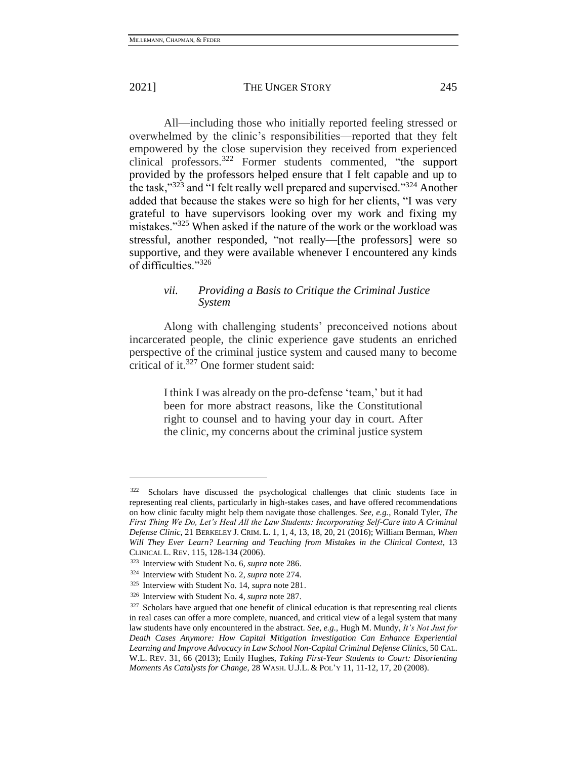All—including those who initially reported feeling stressed or overwhelmed by the clinic's responsibilities—reported that they felt empowered by the close supervision they received from experienced clinical professors.[322] Former students commented, "the support provided by the professors helped ensure that I felt capable and up to the task,"[323] and "I felt really well prepared and supervised."[324] Another added that because the stakes were so high for her clients, "I was very grateful to have supervisors looking over my work and fixing my mistakes."[325] When asked if the nature of the work or the workload was stressful, another responded, "not really—[the professors] were so supportive, and they were available whenever I encountered any kinds of difficulties."[326]

#### *vii. Providing a Basis to Critique the Criminal Justice System*

Along with challenging students' preconceived notions about incarcerated people, the clinic experience gave students an enriched perspective of the criminal justice system and caused many to become critical of it.[327] One former student said:

> I think I was already on the pro-defense 'team,' but it had been for more abstract reasons, like the Constitutional right to counsel and to having your day in court. After the clinic, my concerns about the criminal justice system

---

[322] Scholars have discussed the psychological challenges that clinic students face in representing real clients, particularly in high-stakes cases, and have offered recommendations on how clinic faculty might help them navigate those challenges. *See, e.g.*, Ronald Tyler, *The First Thing We Do, Let's Heal All the Law Students: Incorporating Self-Care into A Criminal Defense Clinic*, 21 BERKELEY J. CRIM. L. 1, 1, 4, 13, 18, 20, 21 (2016); William Berman, *When Will They Ever Learn? Learning and Teaching from Mistakes in the Clinical Context*, 13 CLINICAL L. REV. 115, 128-134 (2006).

[323] Interview with Student No. 6, *supra* note 286.

[324] Interview with Student No. 2, *supra* note 274.

[325] Interview with Student No. 14, *supra* note 281.

[326] Interview with Student No. 4, *supra* note 287.

[327] Scholars have argued that one benefit of clinical education is that representing real clients in real cases can offer a more complete, nuanced, and critical view of a legal system that many law students have only encountered in the abstract. *See, e.g.*, Hugh M. Mundy, *It's Not Just for Death Cases Anymore: How Capital Mitigation Investigation Can Enhance Experiential Learning and Improve Advocacy in Law School Non-Capital Criminal Defense Clinics*, 50 CAL. W.L. REV. 31, 66 (2013); Emily Hughes, *Taking First-Year Students to Court: Disorienting Moments As Catalysts for Change*, 28 WASH. U.J.L. & POL'Y 11, 11-12, 17, 20 (2008).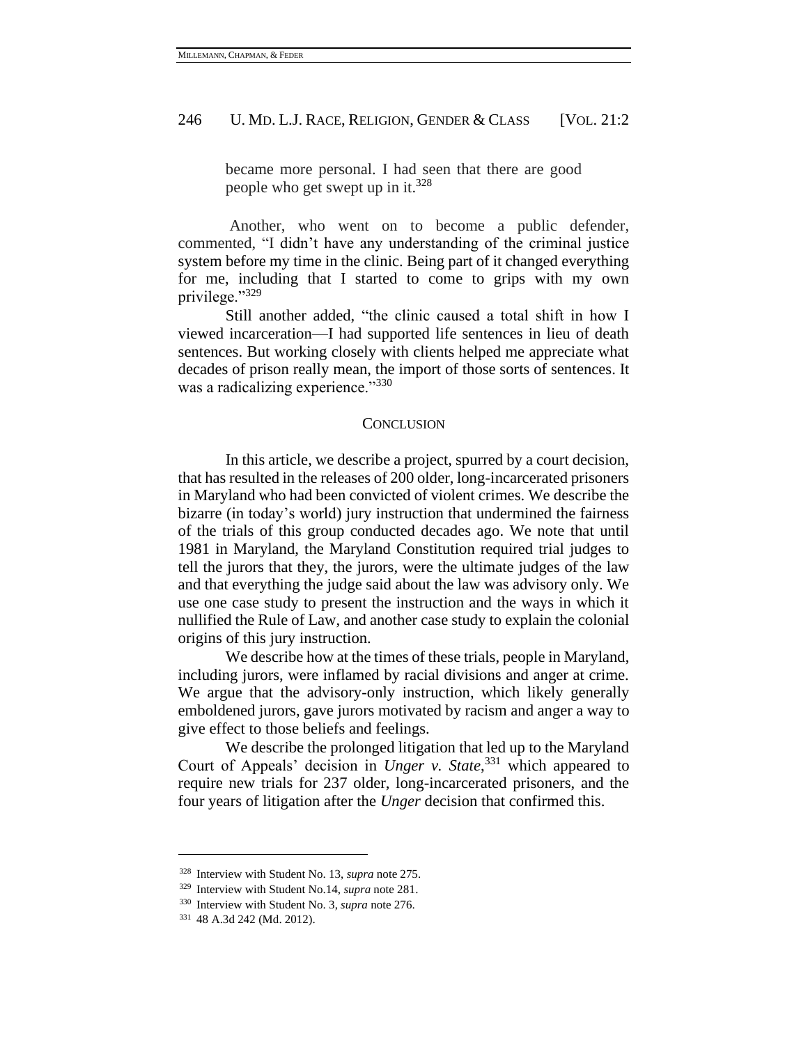> became more personal. I had seen that there are good people who get swept up in it.[328]

Another, who went on to become a public defender, commented, "I didn't have any understanding of the criminal justice system before my time in the clinic. Being part of it changed everything for me, including that I started to come to grips with my own privilege."[329]

Still another added, "the clinic caused a total shift in how I viewed incarceration—I had supported life sentences in lieu of death sentences. But working closely with clients helped me appreciate what decades of prison really mean, the import of those sorts of sentences. It was a radicalizing experience."[330]

## CONCLUSION

In this article, we describe a project, spurred by a court decision, that has resulted in the releases of 200 older, long-incarcerated prisoners in Maryland who had been convicted of violent crimes. We describe the bizarre (in today's world) jury instruction that undermined the fairness of the trials of this group conducted decades ago. We note that until 1981 in Maryland, the Maryland Constitution required trial judges to tell the jurors that they, the jurors, were the ultimate judges of the law and that everything the judge said about the law was advisory only. We use one case study to present the instruction and the ways in which it nullified the Rule of Law, and another case study to explain the colonial origins of this jury instruction.

We describe how at the times of these trials, people in Maryland, including jurors, were inflamed by racial divisions and anger at crime. We argue that the advisory-only instruction, which likely generally emboldened jurors, gave jurors motivated by racism and anger a way to give effect to those beliefs and feelings.

We describe the prolonged litigation that led up to the Maryland Court of Appeals' decision in *Unger v. State*,[331] which appeared to require new trials for 237 older, long-incarcerated prisoners, and the four years of litigation after the *Unger* decision that confirmed this.

---

[328] Interview with Student No. 13, *supra* note 275.

[329] Interview with Student No.14, *supra* note 281.

[330] Interview with Student No. 3, *supra* note 276.

[331] 48 A.3d 242 (Md. 2012).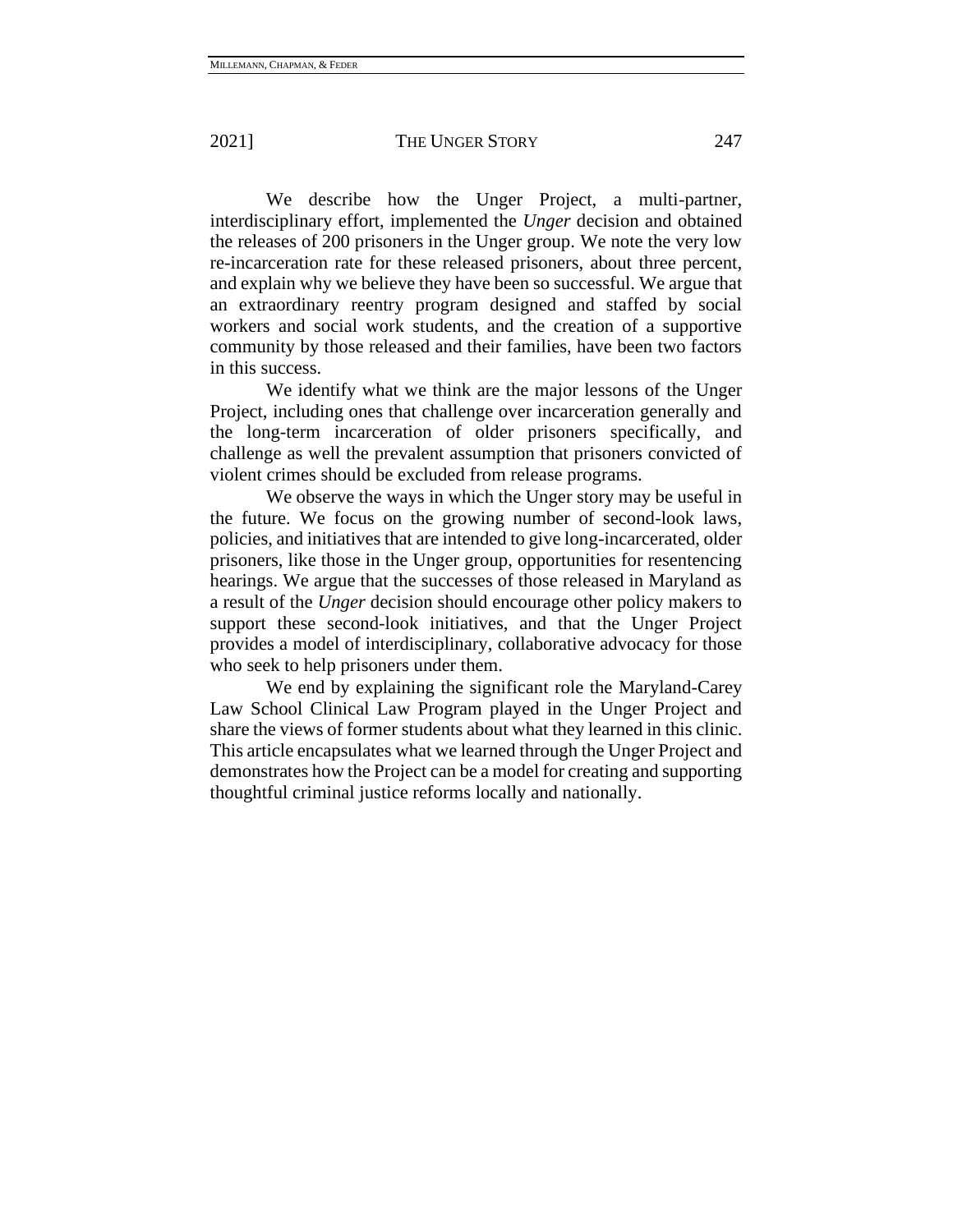We describe how the Unger Project, a multi-partner, interdisciplinary effort, implemented the *Unger* decision and obtained the releases of 200 prisoners in the Unger group. We note the very low re-incarceration rate for these released prisoners, about three percent, and explain why we believe they have been so successful. We argue that an extraordinary reentry program designed and staffed by social workers and social work students, and the creation of a supportive community by those released and their families, have been two factors in this success.

We identify what we think are the major lessons of the Unger Project, including ones that challenge over incarceration generally and the long-term incarceration of older prisoners specifically, and challenge as well the prevalent assumption that prisoners convicted of violent crimes should be excluded from release programs.

We observe the ways in which the Unger story may be useful in the future. We focus on the growing number of second-look laws, policies, and initiatives that are intended to give long-incarcerated, older prisoners, like those in the Unger group, opportunities for resentencing hearings. We argue that the successes of those released in Maryland as a result of the *Unger* decision should encourage other policy makers to support these second-look initiatives, and that the Unger Project provides a model of interdisciplinary, collaborative advocacy for those who seek to help prisoners under them.

We end by explaining the significant role the Maryland-Carey Law School Clinical Law Program played in the Unger Project and share the views of former students about what they learned in this clinic. This article encapsulates what we learned through the Unger Project and demonstrates how the Project can be a model for creating and supporting thoughtful criminal justice reforms locally and nationally.